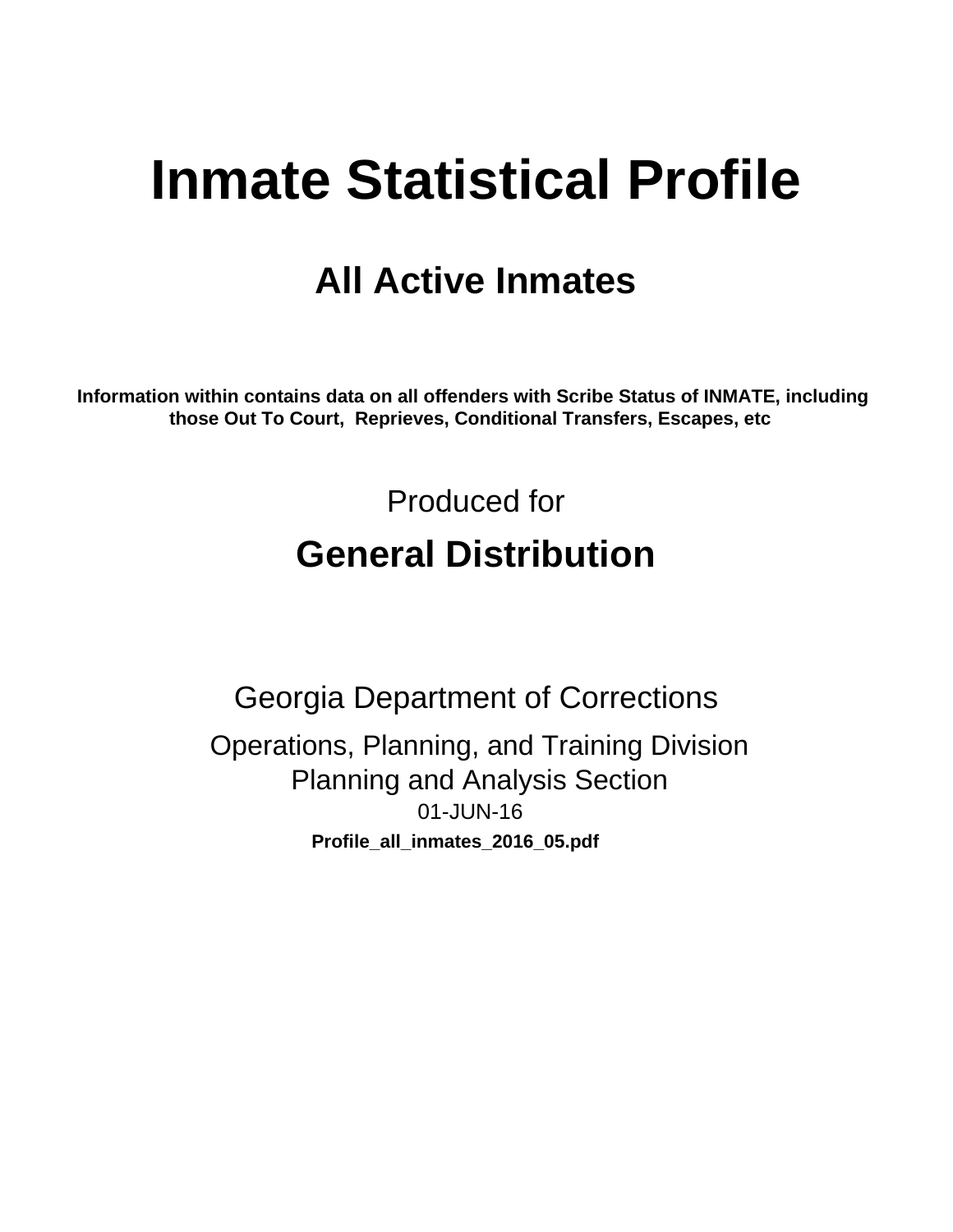# Inmate Statistical Profile

## All Active Inmates

**Information within contains data on all offenders with Scribe Status of INMATE, including those Out To Court, Reprieves, Conditional Transfers, Escapes, etc**

Produced for

## General Distribution

Georgia Department of Corrections

Operations, Planning, and Training Division
Planning and Analysis Section
01-JUN-16

**Profile_all_inmates_2016_05.pdf**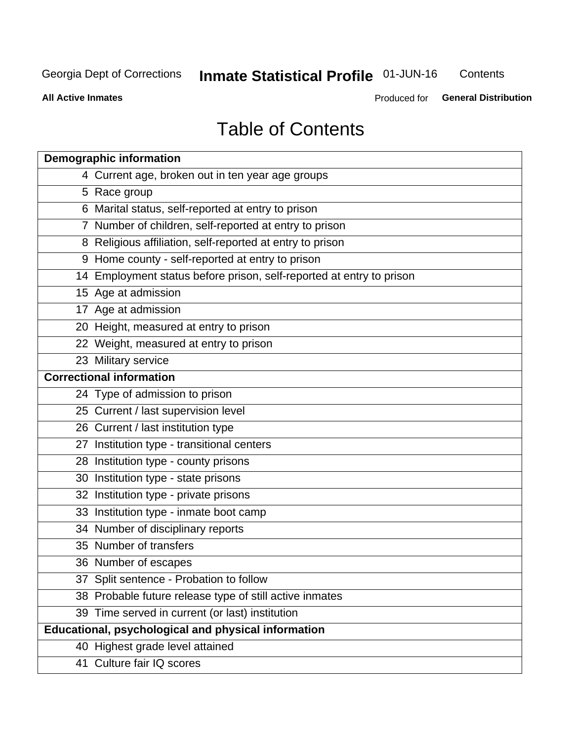# Table of Contents

| Demographic information | |
|---|---|
| 4 | Current age, broken out in ten year age groups |
| 5 | Race group |
| 6 | Marital status, self-reported at entry to prison |
| 7 | Number of children, self-reported at entry to prison |
| 8 | Religious affiliation, self-reported at entry to prison |
| 9 | Home county - self-reported at entry to prison |
| 14 | Employment status before prison, self-reported at entry to prison |
| 15 | Age at admission |
| 17 | Age at admission |
| 20 | Height, measured at entry to prison |
| 22 | Weight, measured at entry to prison |
| 23 | Military service |
| **Correctional information** | |
| 24 | Type of admission to prison |
| 25 | Current / last supervision level |
| 26 | Current / last institution type |
| 27 | Institution type - transitional centers |
| 28 | Institution type - county prisons |
| 30 | Institution type - state prisons |
| 32 | Institution type - private prisons |
| 33 | Institution type - inmate boot camp |
| 34 | Number of disciplinary reports |
| 35 | Number of transfers |
| 36 | Number of escapes |
| 37 | Split sentence - Probation to follow |
| 38 | Probable future release type of still active inmates |
| 39 | Time served in current (or last) institution |
| **Educational, psychological and physical information** | |
| 40 | Highest grade level attained |
| 41 | Culture fair IQ scores |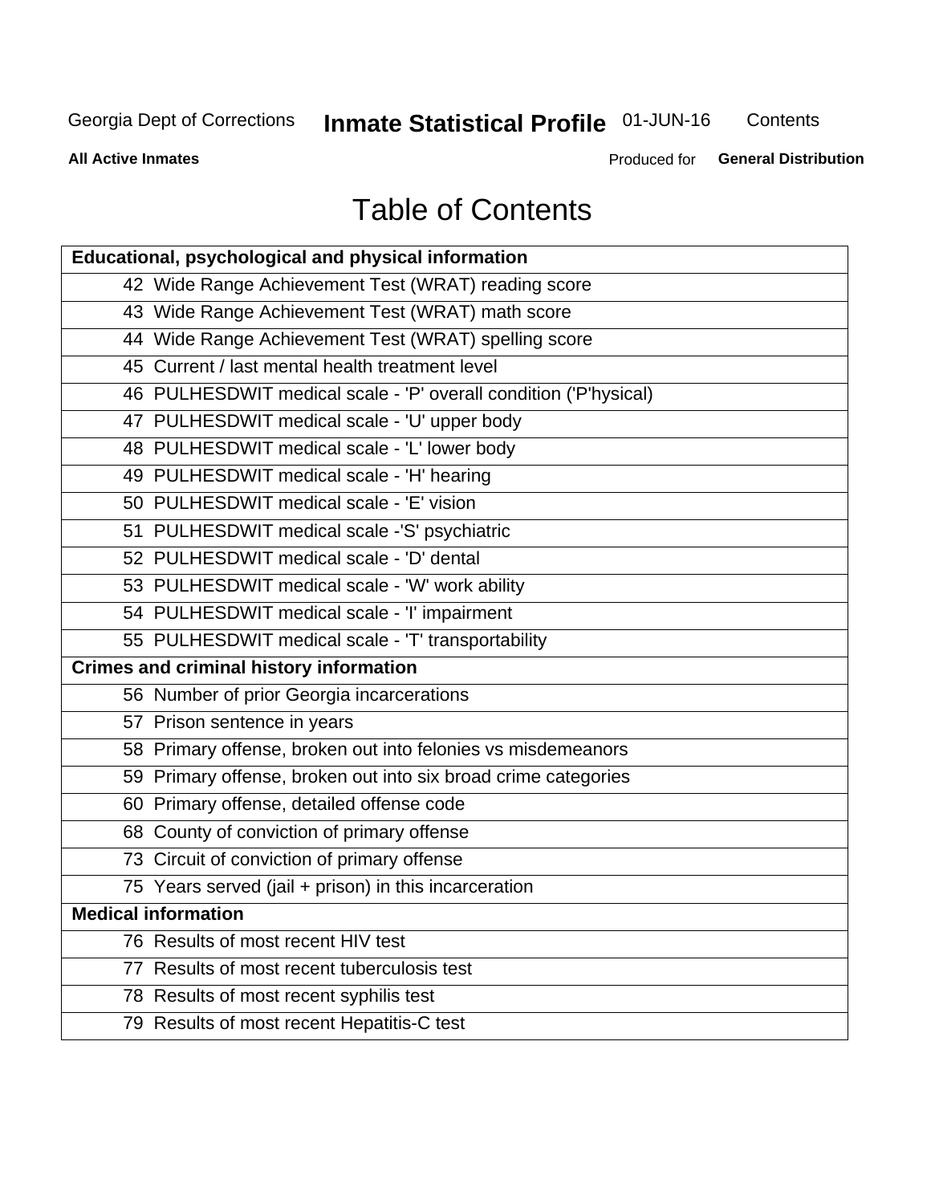# Table of Contents

| Educational, psychological and physical information |
|---|
| 42 Wide Range Achievement Test (WRAT) reading score |
| 43 Wide Range Achievement Test (WRAT) math score |
| 44 Wide Range Achievement Test (WRAT) spelling score |
| 45 Current / last mental health treatment level |
| 46 PULHESDWIT medical scale - 'P' overall condition ('P'hysical) |
| 47 PULHESDWIT medical scale - 'U' upper body |
| 48 PULHESDWIT medical scale - 'L' lower body |
| 49 PULHESDWIT medical scale - 'H' hearing |
| 50 PULHESDWIT medical scale - 'E' vision |
| 51 PULHESDWIT medical scale -'S' psychiatric |
| 52 PULHESDWIT medical scale - 'D' dental |
| 53 PULHESDWIT medical scale - 'W' work ability |
| 54 PULHESDWIT medical scale - 'I' impairment |
| 55 PULHESDWIT medical scale - 'T' transportability |
| **Crimes and criminal history information** |
| 56 Number of prior Georgia incarcerations |
| 57 Prison sentence in years |
| 58 Primary offense, broken out into felonies vs misdemeanors |
| 59 Primary offense, broken out into six broad crime categories |
| 60 Primary offense, detailed offense code |
| 68 County of conviction of primary offense |
| 73 Circuit of conviction of primary offense |
| 75 Years served (jail + prison) in this incarceration |
| **Medical information** |
| 76 Results of most recent HIV test |
| 77 Results of most recent tuberculosis test |
| 78 Results of most recent syphilis test |
| 79 Results of most recent Hepatitis-C test |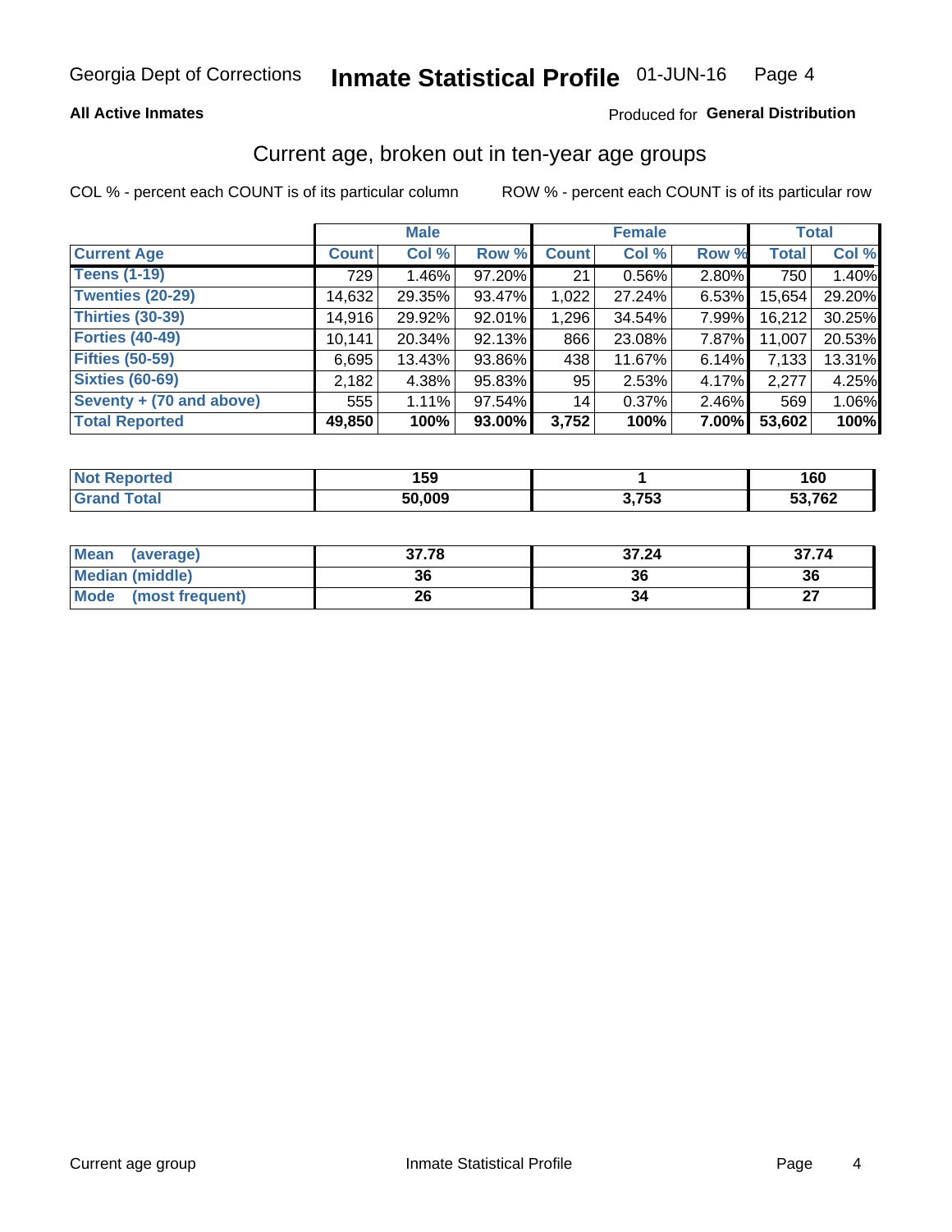Georgia Dept of Corrections **Inmate Statistical Profile** 01-JUN-16

**All Active Inmates** Produced for **General Distribution**

## Current age, broken out in ten-year age groups

COL % - percent each COUNT is of its particular column ROW % - percent each COUNT is of its particular row

| | Male | | | Female | | | Total | |
|---|---|---|---|---|---|---|---|---|
| **Current Age** | **Count** | **Col %** | **Row %** | **Count** | **Col %** | **Row %** | **Total** | **Col %** |
| **Teens (1-19)** | 729 | 1.46% | 97.20% | 21 | 0.56% | 2.80% | 750 | 1.40% |
| **Twenties (20-29)** | 14,632 | 29.35% | 93.47% | 1,022 | 27.24% | 6.53% | 15,654 | 29.20% |
| **Thirties (30-39)** | 14,916 | 29.92% | 92.01% | 1,296 | 34.54% | 7.99% | 16,212 | 30.25% |
| **Forties (40-49)** | 10,141 | 20.34% | 92.13% | 866 | 23.08% | 7.87% | 11,007 | 20.53% |
| **Fifties (50-59)** | 6,695 | 13.43% | 93.86% | 438 | 11.67% | 6.14% | 7,133 | 13.31% |
| **Sixties (60-69)** | 2,182 | 4.38% | 95.83% | 95 | 2.53% | 4.17% | 2,277 | 4.25% |
| **Seventy + (70 and above)** | 555 | 1.11% | 97.54% | 14 | 0.37% | 2.46% | 569 | 1.06% |
| **Total Reported** | **49,850** | **100%** | **93.00%** | **3,752** | **100%** | **7.00%** | **53,602** | **100%** |

| | Male | Female | Total |
|---|---|---|---|
| **Not Reported** | **159** | **1** | **160** |
| **Grand Total** | **50,009** | **3,753** | **53,762** |

| | Male | Female | Total |
|---|---|---|---|
| **Mean (average)** | **37.78** | **37.24** | **37.74** |
| **Median (middle)** | **36** | **36** | **36** |
| **Mode (most frequent)** | **26** | **34** | **27** |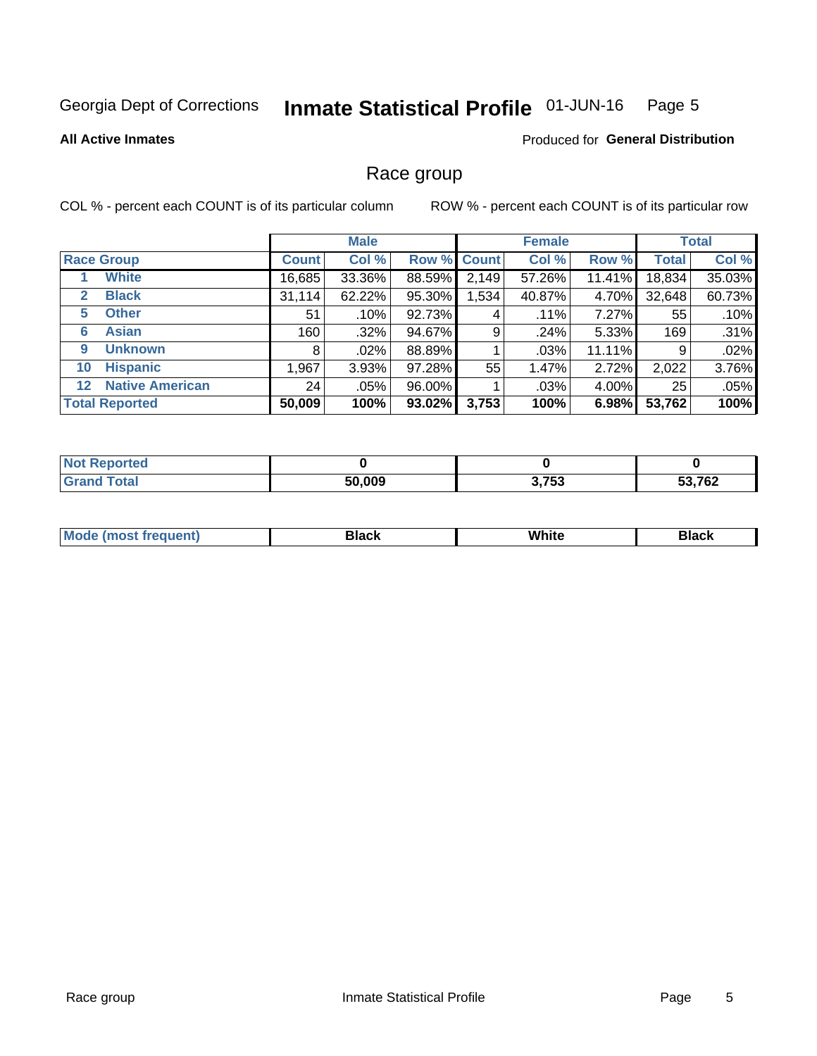Georgia Dept of Corrections **Inmate Statistical Profile** 01-JUN-16

**All Active Inmates**

Produced for **General Distribution**

## Race group

COL % - percent each COUNT is of its particular column

ROW % - percent each COUNT is of its particular row

| | | Male | | | Female | | | Total | |
|---|---|---|---|---|---|---|---|---|---|
| **Race Group** | | **Count** | **Col %** | **Row %** | **Count** | **Col %** | **Row %** | **Total** | **Col %** |
| 1 | **White** | 16,685 | 33.36% | 88.59% | 2,149 | 57.26% | 11.41% | 18,834 | 35.03% |
| 2 | **Black** | 31,114 | 62.22% | 95.30% | 1,534 | 40.87% | 4.70% | 32,648 | 60.73% |
| 5 | **Other** | 51 | .10% | 92.73% | 4 | .11% | 7.27% | 55 | .10% |
| 6 | **Asian** | 160 | .32% | 94.67% | 9 | .24% | 5.33% | 169 | .31% |
| 9 | **Unknown** | 8 | .02% | 88.89% | 1 | .03% | 11.11% | 9 | .02% |
| 10 | **Hispanic** | 1,967 | 3.93% | 97.28% | 55 | 1.47% | 2.72% | 2,022 | 3.76% |
| 12 | **Native American** | 24 | .05% | 96.00% | 1 | .03% | 4.00% | 25 | .05% |
| **Total Reported** | | **50,009** | **100%** | **93.02%** | **3,753** | **100%** | **6.98%** | **53,762** | **100%** |

| | Male | Female | Total |
|---|---|---|---|
| **Not Reported** | **0** | **0** | **0** |
| **Grand Total** | **50,009** | **3,753** | **53,762** |

| | Male | Female | Total |
|---|---|---|---|
| **Mode (most frequent)** | **Black** | **White** | **Black** |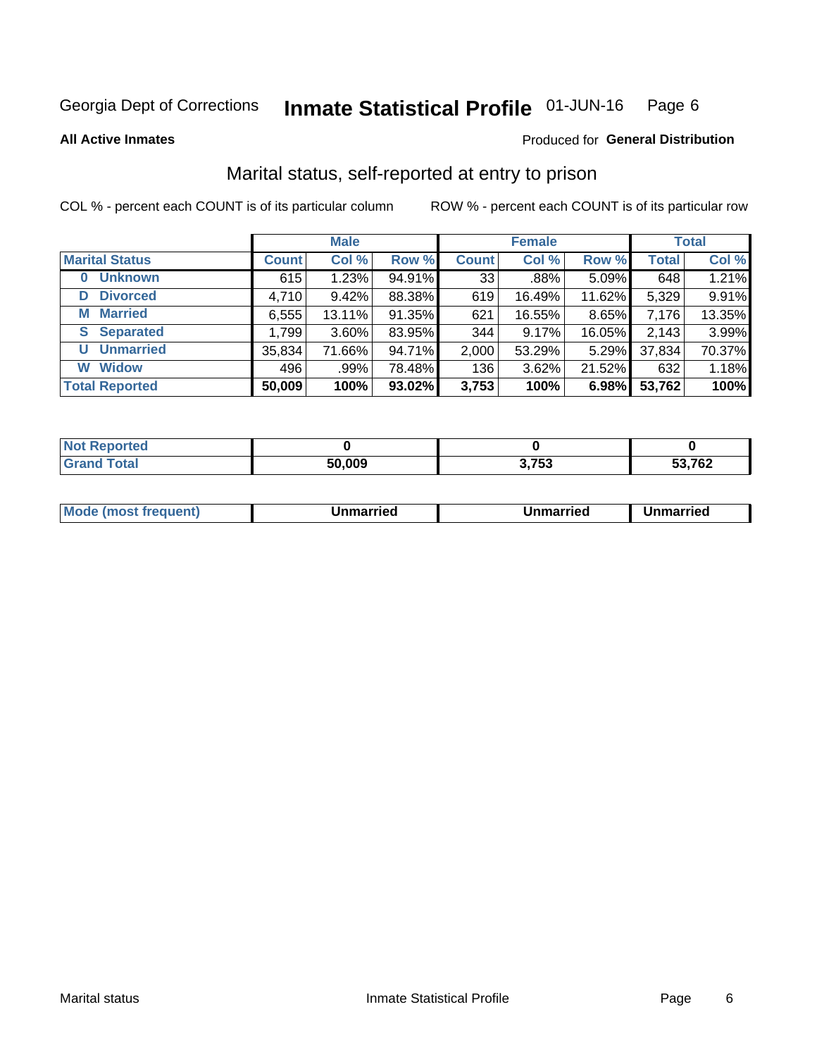Georgia Dept of Corrections **Inmate Statistical Profile** 01-JUN-16

**All Active Inmates** Produced for **General Distribution**

## Marital status, self-reported at entry to prison

COL % - percent each COUNT is of its particular column ROW % - percent each COUNT is of its particular row

| | Male | | | Female | | | Total | |
|---|---|---|---|---|---|---|---|---|
| **Marital Status** | **Count** | **Col %** | **Row %** | **Count** | **Col %** | **Row %** | **Total** | **Col %** |
| **0 Unknown** | 615 | 1.23% | 94.91% | 33 | .88% | 5.09% | 648 | 1.21% |
| **D Divorced** | 4,710 | 9.42% | 88.38% | 619 | 16.49% | 11.62% | 5,329 | 9.91% |
| **M Married** | 6,555 | 13.11% | 91.35% | 621 | 16.55% | 8.65% | 7,176 | 13.35% |
| **S Separated** | 1,799 | 3.60% | 83.95% | 344 | 9.17% | 16.05% | 2,143 | 3.99% |
| **U Unmarried** | 35,834 | 71.66% | 94.71% | 2,000 | 53.29% | 5.29% | 37,834 | 70.37% |
| **W Widow** | 496 | .99% | 78.48% | 136 | 3.62% | 21.52% | 632 | 1.18% |
| **Total Reported** | **50,009** | **100%** | **93.02%** | **3,753** | **100%** | **6.98%** | **53,762** | **100%** |

| | Male | Female | Total |
|---|---|---|---|
| **Not Reported** | **0** | **0** | **0** |
| **Grand Total** | **50,009** | **3,753** | **53,762** |

| | Male | Female | Total |
|---|---|---|---|
| **Mode (most frequent)** | **Unmarried** | **Unmarried** | **Unmarried** |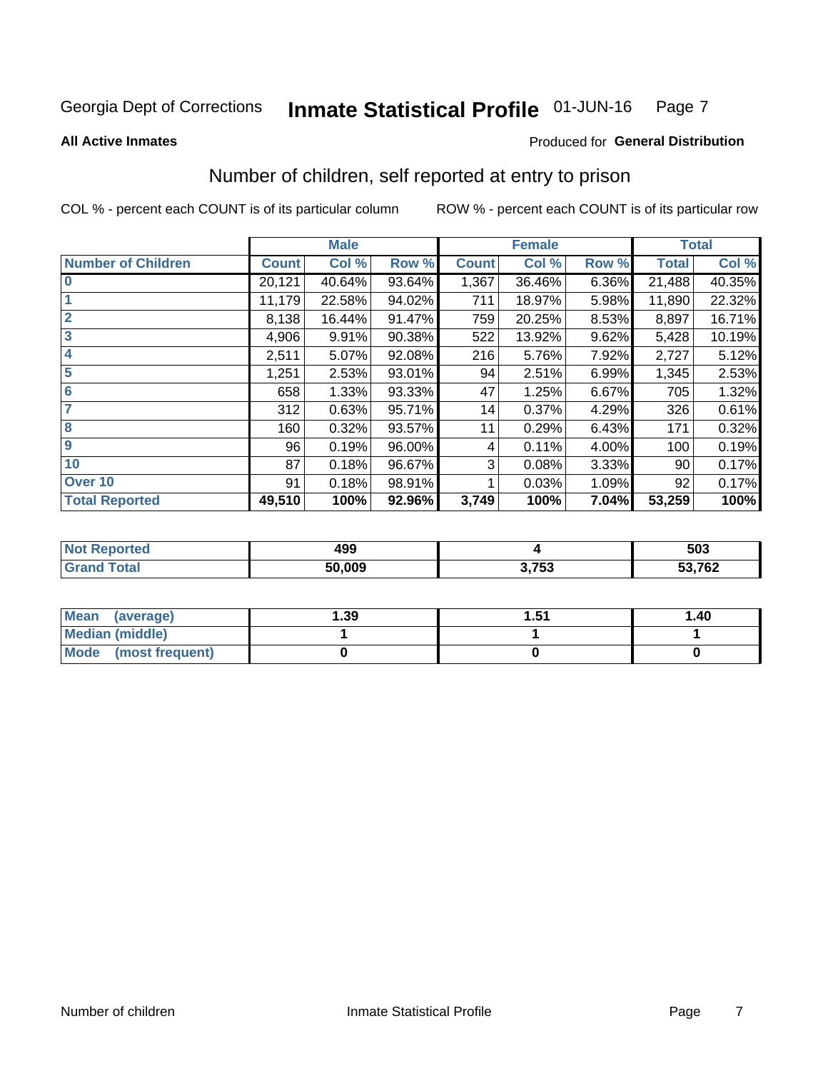Georgia Dept of Corrections **Inmate Statistical Profile** 01-JUN-16

**All Active Inmates**

Produced for **General Distribution**

## Number of children, self reported at entry to prison

COL % - percent each COUNT is of its particular column

ROW % - percent each COUNT is of its particular row

| | Male | | | Female | | | Total | |
|---|---|---|---|---|---|---|---|---|
| **Number of Children** | **Count** | **Col %** | **Row %** | **Count** | **Col %** | **Row %** | **Total** | **Col %** |
| 0 | 20,121 | 40.64% | 93.64% | 1,367 | 36.46% | 6.36% | 21,488 | 40.35% |
| 1 | 11,179 | 22.58% | 94.02% | 711 | 18.97% | 5.98% | 11,890 | 22.32% |
| 2 | 8,138 | 16.44% | 91.47% | 759 | 20.25% | 8.53% | 8,897 | 16.71% |
| 3 | 4,906 | 9.91% | 90.38% | 522 | 13.92% | 9.62% | 5,428 | 10.19% |
| 4 | 2,511 | 5.07% | 92.08% | 216 | 5.76% | 7.92% | 2,727 | 5.12% |
| 5 | 1,251 | 2.53% | 93.01% | 94 | 2.51% | 6.99% | 1,345 | 2.53% |
| 6 | 658 | 1.33% | 93.33% | 47 | 1.25% | 6.67% | 705 | 1.32% |
| 7 | 312 | 0.63% | 95.71% | 14 | 0.37% | 4.29% | 326 | 0.61% |
| 8 | 160 | 0.32% | 93.57% | 11 | 0.29% | 6.43% | 171 | 0.32% |
| 9 | 96 | 0.19% | 96.00% | 4 | 0.11% | 4.00% | 100 | 0.19% |
| 10 | 87 | 0.18% | 96.67% | 3 | 0.08% | 3.33% | 90 | 0.17% |
| Over 10 | 91 | 0.18% | 98.91% | 1 | 0.03% | 1.09% | 92 | 0.17% |
| **Total Reported** | **49,510** | **100%** | **92.96%** | **3,749** | **100%** | **7.04%** | **53,259** | **100%** |

| | Male | Female | Total |
|---|---|---|---|
| **Not Reported** | **499** | **4** | **503** |
| **Grand Total** | **50,009** | **3,753** | **53,762** |

| | Male | Female | Total |
|---|---|---|---|
| **Mean (average)** | **1.39** | **1.51** | **1.40** |
| **Median (middle)** | **1** | **1** | **1** |
| **Mode (most frequent)** | **0** | **0** | **0** |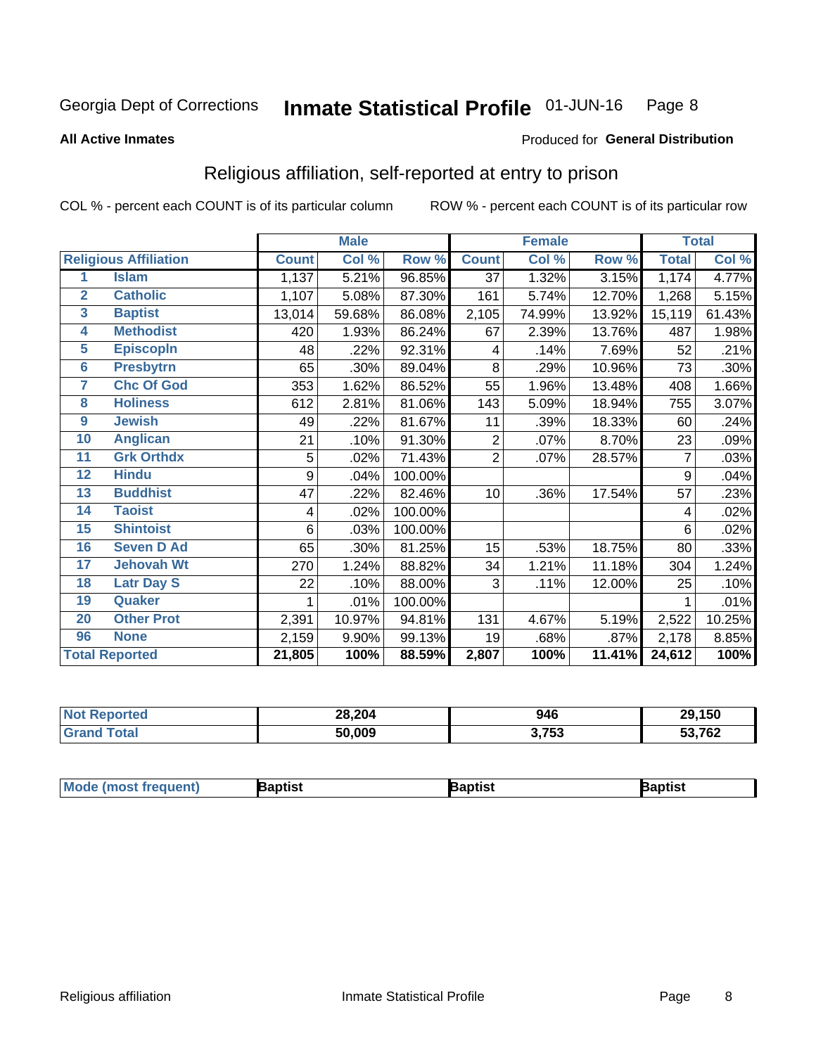Georgia Dept of Corrections **Inmate Statistical Profile** 01-JUN-16

**All Active Inmates**

Produced for **General Distribution**

## Religious affiliation, self-reported at entry to prison

COL % - percent each COUNT is of its particular column ROW % - percent each COUNT is of its particular row

| | | Male | | | Female | | | Total | |
|---|---|---|---|---|---|---|---|---|---|
| **Religious Affiliation** | | **Count** | **Col %** | **Row %** | **Count** | **Col %** | **Row %** | **Total** | **Col %** |
| 1 | Islam | 1,137 | 5.21% | 96.85% | 37 | 1.32% | 3.15% | 1,174 | 4.77% |
| 2 | Catholic | 1,107 | 5.08% | 87.30% | 161 | 5.74% | 12.70% | 1,268 | 5.15% |
| 3 | Baptist | 13,014 | 59.68% | 86.08% | 2,105 | 74.99% | 13.92% | 15,119 | 61.43% |
| 4 | Methodist | 420 | 1.93% | 86.24% | 67 | 2.39% | 13.76% | 487 | 1.98% |
| 5 | Episcopln | 48 | .22% | 92.31% | 4 | .14% | 7.69% | 52 | .21% |
| 6 | Presbytrn | 65 | .30% | 89.04% | 8 | .29% | 10.96% | 73 | .30% |
| 7 | Chc Of God | 353 | 1.62% | 86.52% | 55 | 1.96% | 13.48% | 408 | 1.66% |
| 8 | Holiness | 612 | 2.81% | 81.06% | 143 | 5.09% | 18.94% | 755 | 3.07% |
| 9 | Jewish | 49 | .22% | 81.67% | 11 | .39% | 18.33% | 60 | .24% |
| 10 | Anglican | 21 | .10% | 91.30% | 2 | .07% | 8.70% | 23 | .09% |
| 11 | Grk Orthdx | 5 | .02% | 71.43% | 2 | .07% | 28.57% | 7 | .03% |
| 12 | Hindu | 9 | .04% | 100.00% | | | | 9 | .04% |
| 13 | Buddhist | 47 | .22% | 82.46% | 10 | .36% | 17.54% | 57 | .23% |
| 14 | Taoist | 4 | .02% | 100.00% | | | | 4 | .02% |
| 15 | Shintoist | 6 | .03% | 100.00% | | | | 6 | .02% |
| 16 | Seven D Ad | 65 | .30% | 81.25% | 15 | .53% | 18.75% | 80 | .33% |
| 17 | Jehovah Wt | 270 | 1.24% | 88.82% | 34 | 1.21% | 11.18% | 304 | 1.24% |
| 18 | Latr Day S | 22 | .10% | 88.00% | 3 | .11% | 12.00% | 25 | .10% |
| 19 | Quaker | 1 | .01% | 100.00% | | | | 1 | .01% |
| 20 | Other Prot | 2,391 | 10.97% | 94.81% | 131 | 4.67% | 5.19% | 2,522 | 10.25% |
| 96 | None | 2,159 | 9.90% | 99.13% | 19 | .68% | .87% | 2,178 | 8.85% |
| **Total Reported** | | **21,805** | **100%** | **88.59%** | **2,807** | **100%** | **11.41%** | **24,612** | **100%** |

| | Male | Female | Total |
|---|---|---|---|
| **Not Reported** | **28,204** | **946** | **29,150** |
| **Grand Total** | **50,009** | **3,753** | **53,762** |

| | Male | Female | Total |
|---|---|---|---|
| **Mode (most frequent)** | **Baptist** | **Baptist** | **Baptist** |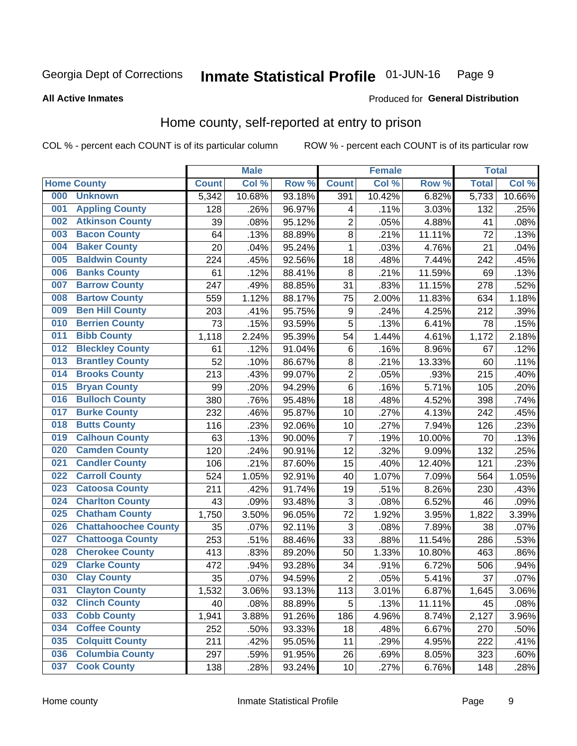Georgia Dept of Corrections **Inmate Statistical Profile** 01-JUN-16

**All Active Inmates**

Produced for **General Distribution**

## Home county, self-reported at entry to prison

COL % - percent each COUNT is of its particular column ROW % - percent each COUNT is of its particular row

| Home County | | Male | | | Female | | | Total | |
|---|---|---|---|---|---|---|---|---|---|
| | | Count | Col % | Row % | Count | Col % | Row % | Total | Col % |
| 000 | Unknown | 5,342 | 10.68% | 93.18% | 391 | 10.42% | 6.82% | 5,733 | 10.66% |
| 001 | Appling County | 128 | .26% | 96.97% | 4 | .11% | 3.03% | 132 | .25% |
| 002 | Atkinson County | 39 | .08% | 95.12% | 2 | .05% | 4.88% | 41 | .08% |
| 003 | Bacon County | 64 | .13% | 88.89% | 8 | .21% | 11.11% | 72 | .13% |
| 004 | Baker County | 20 | .04% | 95.24% | 1 | .03% | 4.76% | 21 | .04% |
| 005 | Baldwin County | 224 | .45% | 92.56% | 18 | .48% | 7.44% | 242 | .45% |
| 006 | Banks County | 61 | .12% | 88.41% | 8 | .21% | 11.59% | 69 | .13% |
| 007 | Barrow County | 247 | .49% | 88.85% | 31 | .83% | 11.15% | 278 | .52% |
| 008 | Bartow County | 559 | 1.12% | 88.17% | 75 | 2.00% | 11.83% | 634 | 1.18% |
| 009 | Ben Hill County | 203 | .41% | 95.75% | 9 | .24% | 4.25% | 212 | .39% |
| 010 | Berrien County | 73 | .15% | 93.59% | 5 | .13% | 6.41% | 78 | .15% |
| 011 | Bibb County | 1,118 | 2.24% | 95.39% | 54 | 1.44% | 4.61% | 1,172 | 2.18% |
| 012 | Bleckley County | 61 | .12% | 91.04% | 6 | .16% | 8.96% | 67 | .12% |
| 013 | Brantley County | 52 | .10% | 86.67% | 8 | .21% | 13.33% | 60 | .11% |
| 014 | Brooks County | 213 | .43% | 99.07% | 2 | .05% | .93% | 215 | .40% |
| 015 | Bryan County | 99 | .20% | 94.29% | 6 | .16% | 5.71% | 105 | .20% |
| 016 | Bulloch County | 380 | .76% | 95.48% | 18 | .48% | 4.52% | 398 | .74% |
| 017 | Burke County | 232 | .46% | 95.87% | 10 | .27% | 4.13% | 242 | .45% |
| 018 | Butts County | 116 | .23% | 92.06% | 10 | .27% | 7.94% | 126 | .23% |
| 019 | Calhoun County | 63 | .13% | 90.00% | 7 | .19% | 10.00% | 70 | .13% |
| 020 | Camden County | 120 | .24% | 90.91% | 12 | .32% | 9.09% | 132 | .25% |
| 021 | Candler County | 106 | .21% | 87.60% | 15 | .40% | 12.40% | 121 | .23% |
| 022 | Carroll County | 524 | 1.05% | 92.91% | 40 | 1.07% | 7.09% | 564 | 1.05% |
| 023 | Catoosa County | 211 | .42% | 91.74% | 19 | .51% | 8.26% | 230 | .43% |
| 024 | Charlton County | 43 | .09% | 93.48% | 3 | .08% | 6.52% | 46 | .09% |
| 025 | Chatham County | 1,750 | 3.50% | 96.05% | 72 | 1.92% | 3.95% | 1,822 | 3.39% |
| 026 | Chattahoochee County | 35 | .07% | 92.11% | 3 | .08% | 7.89% | 38 | .07% |
| 027 | Chattooga County | 253 | .51% | 88.46% | 33 | .88% | 11.54% | 286 | .53% |
| 028 | Cherokee County | 413 | .83% | 89.20% | 50 | 1.33% | 10.80% | 463 | .86% |
| 029 | Clarke County | 472 | .94% | 93.28% | 34 | .91% | 6.72% | 506 | .94% |
| 030 | Clay County | 35 | .07% | 94.59% | 2 | .05% | 5.41% | 37 | .07% |
| 031 | Clayton County | 1,532 | 3.06% | 93.13% | 113 | 3.01% | 6.87% | 1,645 | 3.06% |
| 032 | Clinch County | 40 | .08% | 88.89% | 5 | .13% | 11.11% | 45 | .08% |
| 033 | Cobb County | 1,941 | 3.88% | 91.26% | 186 | 4.96% | 8.74% | 2,127 | 3.96% |
| 034 | Coffee County | 252 | .50% | 93.33% | 18 | .48% | 6.67% | 270 | .50% |
| 035 | Colquitt County | 211 | .42% | 95.05% | 11 | .29% | 4.95% | 222 | .41% |
| 036 | Columbia County | 297 | .59% | 91.95% | 26 | .69% | 8.05% | 323 | .60% |
| 037 | Cook County | 138 | .28% | 93.24% | 10 | .27% | 6.76% | 148 | .28% |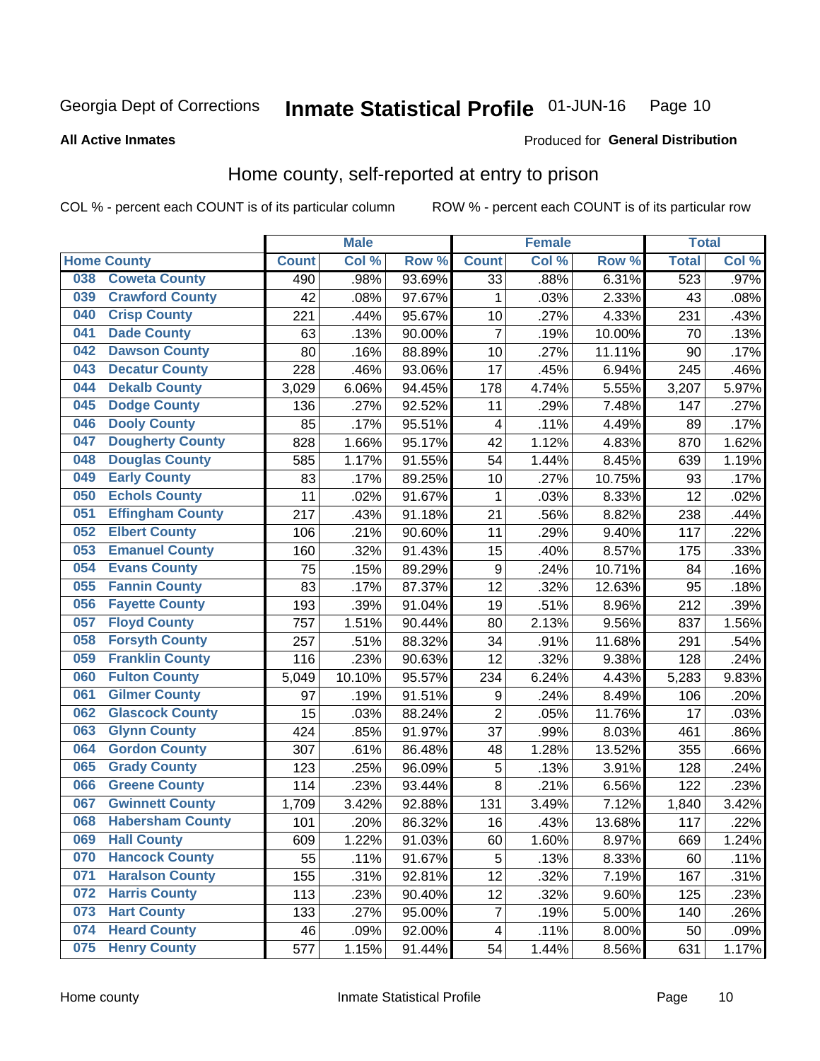Georgia Dept of Corrections

# Inmate Statistical Profile 01-JUN-16

**All Active Inmates**

Produced for **General Distribution**

## Home county, self-reported at entry to prison

COL % - percent each COUNT is of its particular column ROW % - percent each COUNT is of its particular row

| Home County | | Male | | | Female | | | Total | |
|---|---|---|---|---|---|---|---|---|---|
| | | Count | Col % | Row % | Count | Col % | Row % | Total | Col % |
| 038 | Coweta County | 490 | .98% | 93.69% | 33 | .88% | 6.31% | 523 | .97% |
| 039 | Crawford County | 42 | .08% | 97.67% | 1 | .03% | 2.33% | 43 | .08% |
| 040 | Crisp County | 221 | .44% | 95.67% | 10 | .27% | 4.33% | 231 | .43% |
| 041 | Dade County | 63 | .13% | 90.00% | 7 | .19% | 10.00% | 70 | .13% |
| 042 | Dawson County | 80 | .16% | 88.89% | 10 | .27% | 11.11% | 90 | .17% |
| 043 | Decatur County | 228 | .46% | 93.06% | 17 | .45% | 6.94% | 245 | .46% |
| 044 | Dekalb County | 3,029 | 6.06% | 94.45% | 178 | 4.74% | 5.55% | 3,207 | 5.97% |
| 045 | Dodge County | 136 | .27% | 92.52% | 11 | .29% | 7.48% | 147 | .27% |
| 046 | Dooly County | 85 | .17% | 95.51% | 4 | .11% | 4.49% | 89 | .17% |
| 047 | Dougherty County | 828 | 1.66% | 95.17% | 42 | 1.12% | 4.83% | 870 | 1.62% |
| 048 | Douglas County | 585 | 1.17% | 91.55% | 54 | 1.44% | 8.45% | 639 | 1.19% |
| 049 | Early County | 83 | .17% | 89.25% | 10 | .27% | 10.75% | 93 | .17% |
| 050 | Echols County | 11 | .02% | 91.67% | 1 | .03% | 8.33% | 12 | .02% |
| 051 | Effingham County | 217 | .43% | 91.18% | 21 | .56% | 8.82% | 238 | .44% |
| 052 | Elbert County | 106 | .21% | 90.60% | 11 | .29% | 9.40% | 117 | .22% |
| 053 | Emanuel County | 160 | .32% | 91.43% | 15 | .40% | 8.57% | 175 | .33% |
| 054 | Evans County | 75 | .15% | 89.29% | 9 | .24% | 10.71% | 84 | .16% |
| 055 | Fannin County | 83 | .17% | 87.37% | 12 | .32% | 12.63% | 95 | .18% |
| 056 | Fayette County | 193 | .39% | 91.04% | 19 | .51% | 8.96% | 212 | .39% |
| 057 | Floyd County | 757 | 1.51% | 90.44% | 80 | 2.13% | 9.56% | 837 | 1.56% |
| 058 | Forsyth County | 257 | .51% | 88.32% | 34 | .91% | 11.68% | 291 | .54% |
| 059 | Franklin County | 116 | .23% | 90.63% | 12 | .32% | 9.38% | 128 | .24% |
| 060 | Fulton County | 5,049 | 10.10% | 95.57% | 234 | 6.24% | 4.43% | 5,283 | 9.83% |
| 061 | Gilmer County | 97 | .19% | 91.51% | 9 | .24% | 8.49% | 106 | .20% |
| 062 | Glascock County | 15 | .03% | 88.24% | 2 | .05% | 11.76% | 17 | .03% |
| 063 | Glynn County | 424 | .85% | 91.97% | 37 | .99% | 8.03% | 461 | .86% |
| 064 | Gordon County | 307 | .61% | 86.48% | 48 | 1.28% | 13.52% | 355 | .66% |
| 065 | Grady County | 123 | .25% | 96.09% | 5 | .13% | 3.91% | 128 | .24% |
| 066 | Greene County | 114 | .23% | 93.44% | 8 | .21% | 6.56% | 122 | .23% |
| 067 | Gwinnett County | 1,709 | 3.42% | 92.88% | 131 | 3.49% | 7.12% | 1,840 | 3.42% |
| 068 | Habersham County | 101 | .20% | 86.32% | 16 | .43% | 13.68% | 117 | .22% |
| 069 | Hall County | 609 | 1.22% | 91.03% | 60 | 1.60% | 8.97% | 669 | 1.24% |
| 070 | Hancock County | 55 | .11% | 91.67% | 5 | .13% | 8.33% | 60 | .11% |
| 071 | Haralson County | 155 | .31% | 92.81% | 12 | .32% | 7.19% | 167 | .31% |
| 072 | Harris County | 113 | .23% | 90.40% | 12 | .32% | 9.60% | 125 | .23% |
| 073 | Hart County | 133 | .27% | 95.00% | 7 | .19% | 5.00% | 140 | .26% |
| 074 | Heard County | 46 | .09% | 92.00% | 4 | .11% | 8.00% | 50 | .09% |
| 075 | Henry County | 577 | 1.15% | 91.44% | 54 | 1.44% | 8.56% | 631 | 1.17% |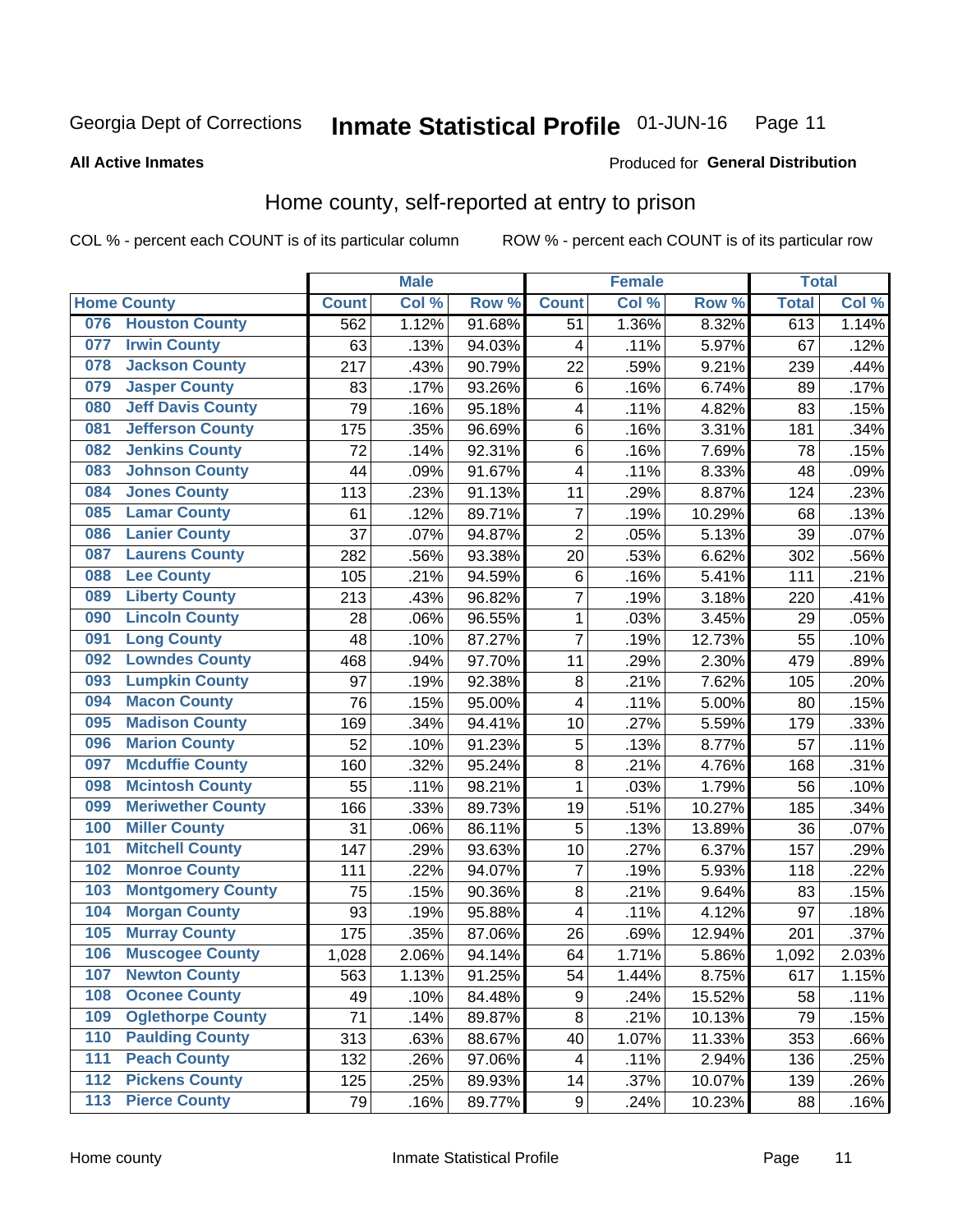Georgia Dept of Corrections **Inmate Statistical Profile** 01-JUN-16

**All Active Inmates**

Produced for **General Distribution**

## Home county, self-reported at entry to prison

COL % - percent each COUNT is of its particular column ROW % - percent each COUNT is of its particular row

| Home County | | Male | | | Female | | | Total | |
|---|---|---|---|---|---|---|---|---|---|
| | | Count | Col % | Row % | Count | Col % | Row % | Total | Col % |
| 076 | Houston County | 562 | 1.12% | 91.68% | 51 | 1.36% | 8.32% | 613 | 1.14% |
| 077 | Irwin County | 63 | .13% | 94.03% | 4 | .11% | 5.97% | 67 | .12% |
| 078 | Jackson County | 217 | .43% | 90.79% | 22 | .59% | 9.21% | 239 | .44% |
| 079 | Jasper County | 83 | .17% | 93.26% | 6 | .16% | 6.74% | 89 | .17% |
| 080 | Jeff Davis County | 79 | .16% | 95.18% | 4 | .11% | 4.82% | 83 | .15% |
| 081 | Jefferson County | 175 | .35% | 96.69% | 6 | .16% | 3.31% | 181 | .34% |
| 082 | Jenkins County | 72 | .14% | 92.31% | 6 | .16% | 7.69% | 78 | .15% |
| 083 | Johnson County | 44 | .09% | 91.67% | 4 | .11% | 8.33% | 48 | .09% |
| 084 | Jones County | 113 | .23% | 91.13% | 11 | .29% | 8.87% | 124 | .23% |
| 085 | Lamar County | 61 | .12% | 89.71% | 7 | .19% | 10.29% | 68 | .13% |
| 086 | Lanier County | 37 | .07% | 94.87% | 2 | .05% | 5.13% | 39 | .07% |
| 087 | Laurens County | 282 | .56% | 93.38% | 20 | .53% | 6.62% | 302 | .56% |
| 088 | Lee County | 105 | .21% | 94.59% | 6 | .16% | 5.41% | 111 | .21% |
| 089 | Liberty County | 213 | .43% | 96.82% | 7 | .19% | 3.18% | 220 | .41% |
| 090 | Lincoln County | 28 | .06% | 96.55% | 1 | .03% | 3.45% | 29 | .05% |
| 091 | Long County | 48 | .10% | 87.27% | 7 | .19% | 12.73% | 55 | .10% |
| 092 | Lowndes County | 468 | .94% | 97.70% | 11 | .29% | 2.30% | 479 | .89% |
| 093 | Lumpkin County | 97 | .19% | 92.38% | 8 | .21% | 7.62% | 105 | .20% |
| 094 | Macon County | 76 | .15% | 95.00% | 4 | .11% | 5.00% | 80 | .15% |
| 095 | Madison County | 169 | .34% | 94.41% | 10 | .27% | 5.59% | 179 | .33% |
| 096 | Marion County | 52 | .10% | 91.23% | 5 | .13% | 8.77% | 57 | .11% |
| 097 | Mcduffie County | 160 | .32% | 95.24% | 8 | .21% | 4.76% | 168 | .31% |
| 098 | Mcintosh County | 55 | .11% | 98.21% | 1 | .03% | 1.79% | 56 | .10% |
| 099 | Meriwether County | 166 | .33% | 89.73% | 19 | .51% | 10.27% | 185 | .34% |
| 100 | Miller County | 31 | .06% | 86.11% | 5 | .13% | 13.89% | 36 | .07% |
| 101 | Mitchell County | 147 | .29% | 93.63% | 10 | .27% | 6.37% | 157 | .29% |
| 102 | Monroe County | 111 | .22% | 94.07% | 7 | .19% | 5.93% | 118 | .22% |
| 103 | Montgomery County | 75 | .15% | 90.36% | 8 | .21% | 9.64% | 83 | .15% |
| 104 | Morgan County | 93 | .19% | 95.88% | 4 | .11% | 4.12% | 97 | .18% |
| 105 | Murray County | 175 | .35% | 87.06% | 26 | .69% | 12.94% | 201 | .37% |
| 106 | Muscogee County | 1,028 | 2.06% | 94.14% | 64 | 1.71% | 5.86% | 1,092 | 2.03% |
| 107 | Newton County | 563 | 1.13% | 91.25% | 54 | 1.44% | 8.75% | 617 | 1.15% |
| 108 | Oconee County | 49 | .10% | 84.48% | 9 | .24% | 15.52% | 58 | .11% |
| 109 | Oglethorpe County | 71 | .14% | 89.87% | 8 | .21% | 10.13% | 79 | .15% |
| 110 | Paulding County | 313 | .63% | 88.67% | 40 | 1.07% | 11.33% | 353 | .66% |
| 111 | Peach County | 132 | .26% | 97.06% | 4 | .11% | 2.94% | 136 | .25% |
| 112 | Pickens County | 125 | .25% | 89.93% | 14 | .37% | 10.07% | 139 | .26% |
| 113 | Pierce County | 79 | .16% | 89.77% | 9 | .24% | 10.23% | 88 | .16% |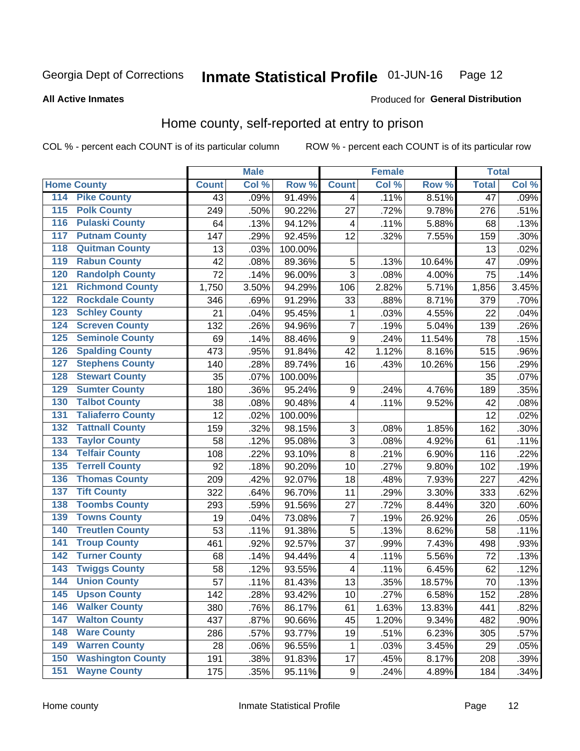Georgia Dept of Corrections **Inmate Statistical Profile** 01-JUN-16

**All Active Inmates**

Produced for **General Distribution**

## Home county, self-reported at entry to prison

COL % - percent each COUNT is of its particular column ROW % - percent each COUNT is of its particular row

| Home County | | Male | | | Female | | | Total | |
|---|---|---|---|---|---|---|---|---|---|
| | | Count | Col % | Row % | Count | Col % | Row % | Total | Col % |
| 114 | Pike County | 43 | .09% | 91.49% | 4 | .11% | 8.51% | 47 | .09% |
| 115 | Polk County | 249 | .50% | 90.22% | 27 | .72% | 9.78% | 276 | .51% |
| 116 | Pulaski County | 64 | .13% | 94.12% | 4 | .11% | 5.88% | 68 | .13% |
| 117 | Putnam County | 147 | .29% | 92.45% | 12 | .32% | 7.55% | 159 | .30% |
| 118 | Quitman County | 13 | .03% | 100.00% | | | | 13 | .02% |
| 119 | Rabun County | 42 | .08% | 89.36% | 5 | .13% | 10.64% | 47 | .09% |
| 120 | Randolph County | 72 | .14% | 96.00% | 3 | .08% | 4.00% | 75 | .14% |
| 121 | Richmond County | 1,750 | 3.50% | 94.29% | 106 | 2.82% | 5.71% | 1,856 | 3.45% |
| 122 | Rockdale County | 346 | .69% | 91.29% | 33 | .88% | 8.71% | 379 | .70% |
| 123 | Schley County | 21 | .04% | 95.45% | 1 | .03% | 4.55% | 22 | .04% |
| 124 | Screven County | 132 | .26% | 94.96% | 7 | .19% | 5.04% | 139 | .26% |
| 125 | Seminole County | 69 | .14% | 88.46% | 9 | .24% | 11.54% | 78 | .15% |
| 126 | Spalding County | 473 | .95% | 91.84% | 42 | 1.12% | 8.16% | 515 | .96% |
| 127 | Stephens County | 140 | .28% | 89.74% | 16 | .43% | 10.26% | 156 | .29% |
| 128 | Stewart County | 35 | .07% | 100.00% | | | | 35 | .07% |
| 129 | Sumter County | 180 | .36% | 95.24% | 9 | .24% | 4.76% | 189 | .35% |
| 130 | Talbot County | 38 | .08% | 90.48% | 4 | .11% | 9.52% | 42 | .08% |
| 131 | Taliaferro County | 12 | .02% | 100.00% | | | | 12 | .02% |
| 132 | Tattnall County | 159 | .32% | 98.15% | 3 | .08% | 1.85% | 162 | .30% |
| 133 | Taylor County | 58 | .12% | 95.08% | 3 | .08% | 4.92% | 61 | .11% |
| 134 | Telfair County | 108 | .22% | 93.10% | 8 | .21% | 6.90% | 116 | .22% |
| 135 | Terrell County | 92 | .18% | 90.20% | 10 | .27% | 9.80% | 102 | .19% |
| 136 | Thomas County | 209 | .42% | 92.07% | 18 | .48% | 7.93% | 227 | .42% |
| 137 | Tift County | 322 | .64% | 96.70% | 11 | .29% | 3.30% | 333 | .62% |
| 138 | Toombs County | 293 | .59% | 91.56% | 27 | .72% | 8.44% | 320 | .60% |
| 139 | Towns County | 19 | .04% | 73.08% | 7 | .19% | 26.92% | 26 | .05% |
| 140 | Treutlen County | 53 | .11% | 91.38% | 5 | .13% | 8.62% | 58 | .11% |
| 141 | Troup County | 461 | .92% | 92.57% | 37 | .99% | 7.43% | 498 | .93% |
| 142 | Turner County | 68 | .14% | 94.44% | 4 | .11% | 5.56% | 72 | .13% |
| 143 | Twiggs County | 58 | .12% | 93.55% | 4 | .11% | 6.45% | 62 | .12% |
| 144 | Union County | 57 | .11% | 81.43% | 13 | .35% | 18.57% | 70 | .13% |
| 145 | Upson County | 142 | .28% | 93.42% | 10 | .27% | 6.58% | 152 | .28% |
| 146 | Walker County | 380 | .76% | 86.17% | 61 | 1.63% | 13.83% | 441 | .82% |
| 147 | Walton County | 437 | .87% | 90.66% | 45 | 1.20% | 9.34% | 482 | .90% |
| 148 | Ware County | 286 | .57% | 93.77% | 19 | .51% | 6.23% | 305 | .57% |
| 149 | Warren County | 28 | .06% | 96.55% | 1 | .03% | 3.45% | 29 | .05% |
| 150 | Washington County | 191 | .38% | 91.83% | 17 | .45% | 8.17% | 208 | .39% |
| 151 | Wayne County | 175 | .35% | 95.11% | 9 | .24% | 4.89% | 184 | .34% |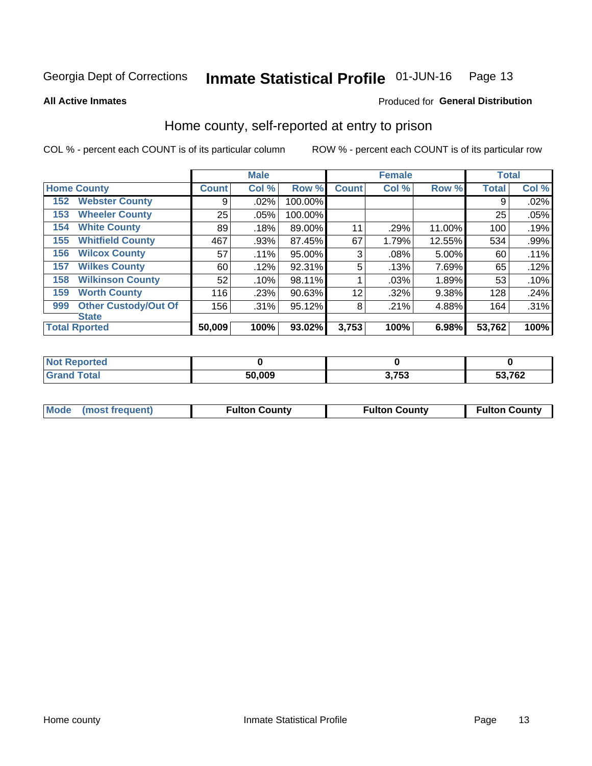Georgia Dept of Corrections **Inmate Statistical Profile** 01-JUN-16

**All Active Inmates**

Produced for **General Distribution**

## Home county, self-reported at entry to prison

COL % - percent each COUNT is of its particular column        ROW % - percent each COUNT is of its particular row

| Home County | | Male | | | Female | | | Total | |
|---|---|---|---|---|---|---|---|---|---|
| | | Count | Col % | Row % | Count | Col % | Row % | Total | Col % |
| 152 | Webster County | 9 | .02% | 100.00% | | | | 9 | .02% |
| 153 | Wheeler County | 25 | .05% | 100.00% | | | | 25 | .05% |
| 154 | White County | 89 | .18% | 89.00% | 11 | .29% | 11.00% | 100 | .19% |
| 155 | Whitfield County | 467 | .93% | 87.45% | 67 | 1.79% | 12.55% | 534 | .99% |
| 156 | Wilcox County | 57 | .11% | 95.00% | 3 | .08% | 5.00% | 60 | .11% |
| 157 | Wilkes County | 60 | .12% | 92.31% | 5 | .13% | 7.69% | 65 | .12% |
| 158 | Wilkinson County | 52 | .10% | 98.11% | 1 | .03% | 1.89% | 53 | .10% |
| 159 | Worth County | 116 | .23% | 90.63% | 12 | .32% | 9.38% | 128 | .24% |
| 999 | Other Custody/Out Of State | 156 | .31% | 95.12% | 8 | .21% | 4.88% | 164 | .31% |
| **Total Rported** | | **50,009** | **100%** | **93.02%** | **3,753** | **100%** | **6.98%** | **53,762** | **100%** |

| | Male | Female | Total |
|---|---|---|---|
| Not Reported | 0 | 0 | 0 |
| Grand Total | 50,009 | 3,753 | 53,762 |

| | Male | Female | Total |
|---|---|---|---|
| Mode (most frequent) | Fulton County | Fulton County | Fulton County |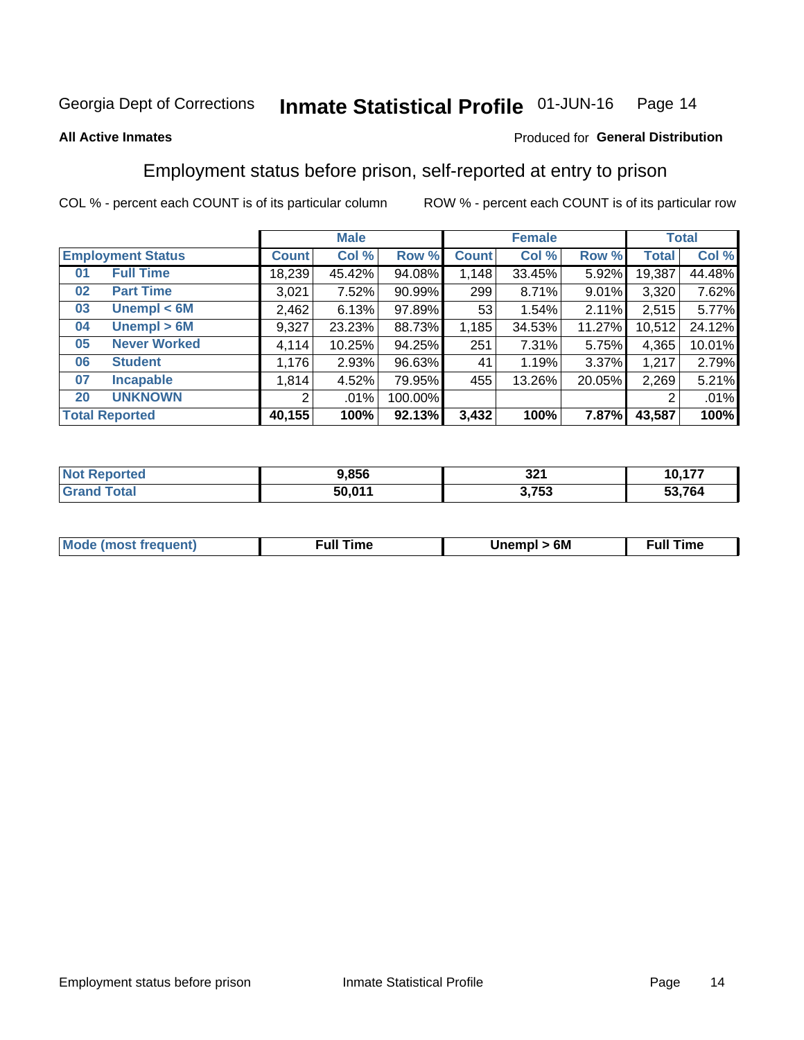Georgia Dept of Corrections **Inmate Statistical Profile** 01-JUN-16

**All Active Inmates**

Produced for **General Distribution**

## Employment status before prison, self-reported at entry to prison

COL % - percent each COUNT is of its particular column ROW % - percent each COUNT is of its particular row

| | | Male | | | Female | | | Total | |
|---|---|---|---|---|---|---|---|---|---|
| **Employment Status** | | **Count** | **Col %** | **Row %** | **Count** | **Col %** | **Row %** | **Total** | **Col %** |
| 01 | Full Time | 18,239 | 45.42% | 94.08% | 1,148 | 33.45% | 5.92% | 19,387 | 44.48% |
| 02 | Part Time | 3,021 | 7.52% | 90.99% | 299 | 8.71% | 9.01% | 3,320 | 7.62% |
| 03 | Unempl < 6M | 2,462 | 6.13% | 97.89% | 53 | 1.54% | 2.11% | 2,515 | 5.77% |
| 04 | Unempl > 6M | 9,327 | 23.23% | 88.73% | 1,185 | 34.53% | 11.27% | 10,512 | 24.12% |
| 05 | Never Worked | 4,114 | 10.25% | 94.25% | 251 | 7.31% | 5.75% | 4,365 | 10.01% |
| 06 | Student | 1,176 | 2.93% | 96.63% | 41 | 1.19% | 3.37% | 1,217 | 2.79% |
| 07 | Incapable | 1,814 | 4.52% | 79.95% | 455 | 13.26% | 20.05% | 2,269 | 5.21% |
| 20 | UNKNOWN | 2 | .01% | 100.00% | | | | 2 | .01% |
| **Total Reported** | | **40,155** | **100%** | **92.13%** | **3,432** | **100%** | **7.87%** | **43,587** | **100%** |

| | Male | Female | Total |
|---|---|---|---|
| Not Reported | 9,856 | 321 | 10,177 |
| Grand Total | 50,011 | 3,753 | 53,764 |

| | Male | Female | Total |
|---|---|---|---|
| Mode (most frequent) | Full Time | Unempl > 6M | Full Time |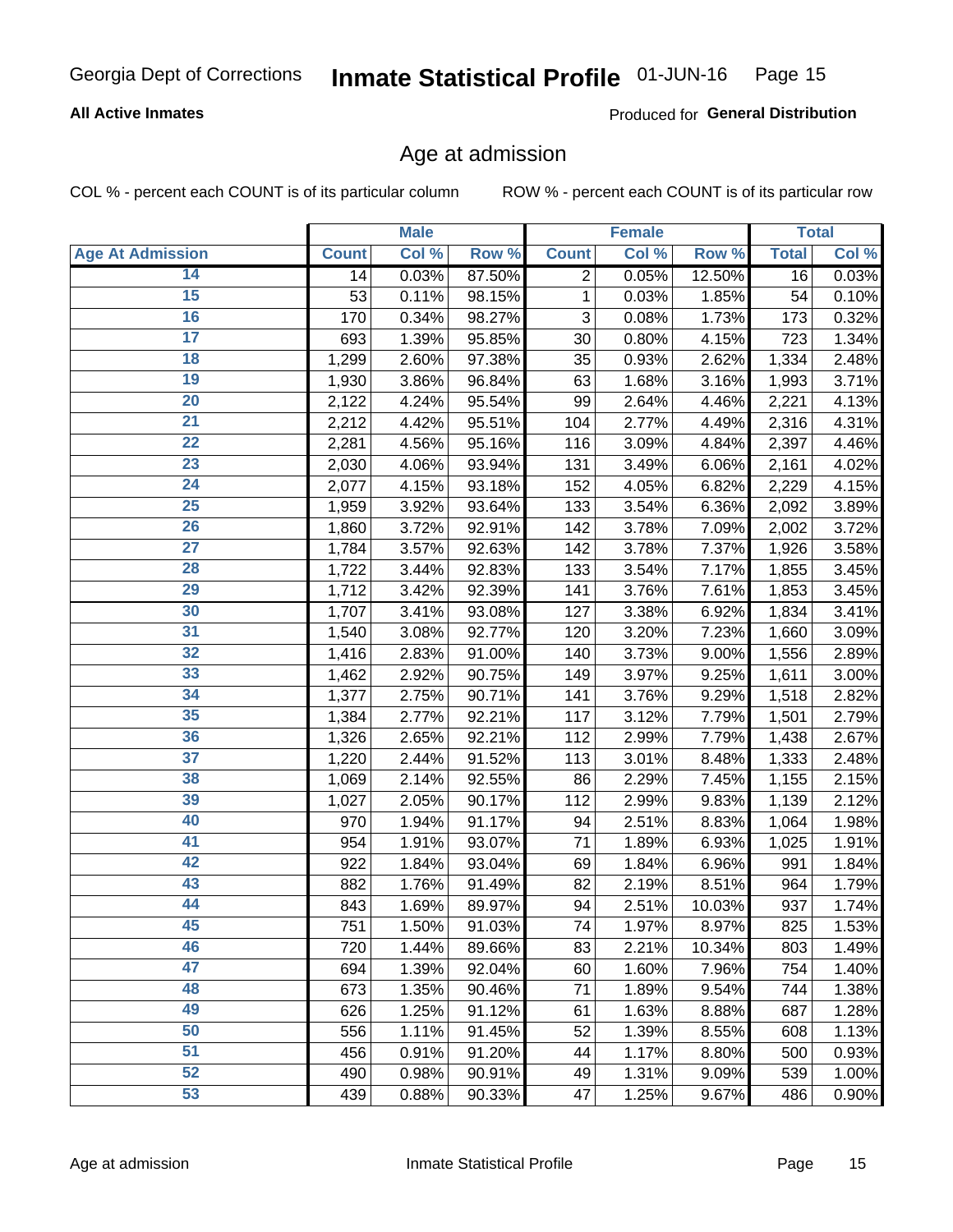Georgia Dept of Corrections **Inmate Statistical Profile** 01-JUN-16

**All Active Inmates**

Produced for **General Distribution**

## Age at admission

COL % - percent each COUNT is of its particular column

ROW % - percent each COUNT is of its particular row

| | Male | | | Female | | | Total | |
|---|---|---|---|---|---|---|---|---|
| **Age At Admission** | **Count** | **Col %** | **Row %** | **Count** | **Col %** | **Row %** | **Total** | **Col %** |
| 14 | 14 | 0.03% | 87.50% | 2 | 0.05% | 12.50% | 16 | 0.03% |
| 15 | 53 | 0.11% | 98.15% | 1 | 0.03% | 1.85% | 54 | 0.10% |
| 16 | 170 | 0.34% | 98.27% | 3 | 0.08% | 1.73% | 173 | 0.32% |
| 17 | 693 | 1.39% | 95.85% | 30 | 0.80% | 4.15% | 723 | 1.34% |
| 18 | 1,299 | 2.60% | 97.38% | 35 | 0.93% | 2.62% | 1,334 | 2.48% |
| 19 | 1,930 | 3.86% | 96.84% | 63 | 1.68% | 3.16% | 1,993 | 3.71% |
| 20 | 2,122 | 4.24% | 95.54% | 99 | 2.64% | 4.46% | 2,221 | 4.13% |
| 21 | 2,212 | 4.42% | 95.51% | 104 | 2.77% | 4.49% | 2,316 | 4.31% |
| 22 | 2,281 | 4.56% | 95.16% | 116 | 3.09% | 4.84% | 2,397 | 4.46% |
| 23 | 2,030 | 4.06% | 93.94% | 131 | 3.49% | 6.06% | 2,161 | 4.02% |
| 24 | 2,077 | 4.15% | 93.18% | 152 | 4.05% | 6.82% | 2,229 | 4.15% |
| 25 | 1,959 | 3.92% | 93.64% | 133 | 3.54% | 6.36% | 2,092 | 3.89% |
| 26 | 1,860 | 3.72% | 92.91% | 142 | 3.78% | 7.09% | 2,002 | 3.72% |
| 27 | 1,784 | 3.57% | 92.63% | 142 | 3.78% | 7.37% | 1,926 | 3.58% |
| 28 | 1,722 | 3.44% | 92.83% | 133 | 3.54% | 7.17% | 1,855 | 3.45% |
| 29 | 1,712 | 3.42% | 92.39% | 141 | 3.76% | 7.61% | 1,853 | 3.45% |
| 30 | 1,707 | 3.41% | 93.08% | 127 | 3.38% | 6.92% | 1,834 | 3.41% |
| 31 | 1,540 | 3.08% | 92.77% | 120 | 3.20% | 7.23% | 1,660 | 3.09% |
| 32 | 1,416 | 2.83% | 91.00% | 140 | 3.73% | 9.00% | 1,556 | 2.89% |
| 33 | 1,462 | 2.92% | 90.75% | 149 | 3.97% | 9.25% | 1,611 | 3.00% |
| 34 | 1,377 | 2.75% | 90.71% | 141 | 3.76% | 9.29% | 1,518 | 2.82% |
| 35 | 1,384 | 2.77% | 92.21% | 117 | 3.12% | 7.79% | 1,501 | 2.79% |
| 36 | 1,326 | 2.65% | 92.21% | 112 | 2.99% | 7.79% | 1,438 | 2.67% |
| 37 | 1,220 | 2.44% | 91.52% | 113 | 3.01% | 8.48% | 1,333 | 2.48% |
| 38 | 1,069 | 2.14% | 92.55% | 86 | 2.29% | 7.45% | 1,155 | 2.15% |
| 39 | 1,027 | 2.05% | 90.17% | 112 | 2.99% | 9.83% | 1,139 | 2.12% |
| 40 | 970 | 1.94% | 91.17% | 94 | 2.51% | 8.83% | 1,064 | 1.98% |
| 41 | 954 | 1.91% | 93.07% | 71 | 1.89% | 6.93% | 1,025 | 1.91% |
| 42 | 922 | 1.84% | 93.04% | 69 | 1.84% | 6.96% | 991 | 1.84% |
| 43 | 882 | 1.76% | 91.49% | 82 | 2.19% | 8.51% | 964 | 1.79% |
| 44 | 843 | 1.69% | 89.97% | 94 | 2.51% | 10.03% | 937 | 1.74% |
| 45 | 751 | 1.50% | 91.03% | 74 | 1.97% | 8.97% | 825 | 1.53% |
| 46 | 720 | 1.44% | 89.66% | 83 | 2.21% | 10.34% | 803 | 1.49% |
| 47 | 694 | 1.39% | 92.04% | 60 | 1.60% | 7.96% | 754 | 1.40% |
| 48 | 673 | 1.35% | 90.46% | 71 | 1.89% | 9.54% | 744 | 1.38% |
| 49 | 626 | 1.25% | 91.12% | 61 | 1.63% | 8.88% | 687 | 1.28% |
| 50 | 556 | 1.11% | 91.45% | 52 | 1.39% | 8.55% | 608 | 1.13% |
| 51 | 456 | 0.91% | 91.20% | 44 | 1.17% | 8.80% | 500 | 0.93% |
| 52 | 490 | 0.98% | 90.91% | 49 | 1.31% | 9.09% | 539 | 1.00% |
| 53 | 439 | 0.88% | 90.33% | 47 | 1.25% | 9.67% | 486 | 0.90% |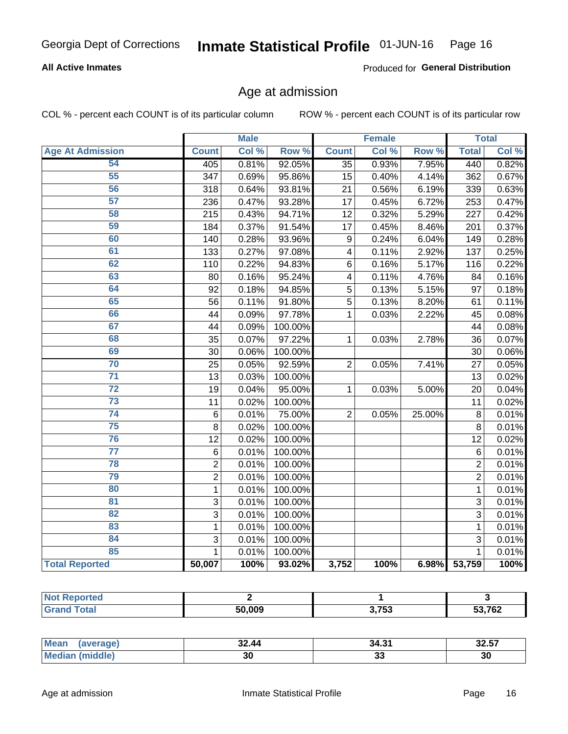Georgia Dept of Corrections **Inmate Statistical Profile** 01-JUN-16

**All Active Inmates**

Produced for **General Distribution**

## Age at admission

COL % - percent each COUNT is of its particular column

ROW % - percent each COUNT is of its particular row

| | Male | | | Female | | | Total | |
|---|---|---|---|---|---|---|---|---|
| **Age At Admission** | **Count** | **Col %** | **Row %** | **Count** | **Col %** | **Row %** | **Total** | **Col %** |
| 54 | 405 | 0.81% | 92.05% | 35 | 0.93% | 7.95% | 440 | 0.82% |
| 55 | 347 | 0.69% | 95.86% | 15 | 0.40% | 4.14% | 362 | 0.67% |
| 56 | 318 | 0.64% | 93.81% | 21 | 0.56% | 6.19% | 339 | 0.63% |
| 57 | 236 | 0.47% | 93.28% | 17 | 0.45% | 6.72% | 253 | 0.47% |
| 58 | 215 | 0.43% | 94.71% | 12 | 0.32% | 5.29% | 227 | 0.42% |
| 59 | 184 | 0.37% | 91.54% | 17 | 0.45% | 8.46% | 201 | 0.37% |
| 60 | 140 | 0.28% | 93.96% | 9 | 0.24% | 6.04% | 149 | 0.28% |
| 61 | 133 | 0.27% | 97.08% | 4 | 0.11% | 2.92% | 137 | 0.25% |
| 62 | 110 | 0.22% | 94.83% | 6 | 0.16% | 5.17% | 116 | 0.22% |
| 63 | 80 | 0.16% | 95.24% | 4 | 0.11% | 4.76% | 84 | 0.16% |
| 64 | 92 | 0.18% | 94.85% | 5 | 0.13% | 5.15% | 97 | 0.18% |
| 65 | 56 | 0.11% | 91.80% | 5 | 0.13% | 8.20% | 61 | 0.11% |
| 66 | 44 | 0.09% | 97.78% | 1 | 0.03% | 2.22% | 45 | 0.08% |
| 67 | 44 | 0.09% | 100.00% | | | | 44 | 0.08% |
| 68 | 35 | 0.07% | 97.22% | 1 | 0.03% | 2.78% | 36 | 0.07% |
| 69 | 30 | 0.06% | 100.00% | | | | 30 | 0.06% |
| 70 | 25 | 0.05% | 92.59% | 2 | 0.05% | 7.41% | 27 | 0.05% |
| 71 | 13 | 0.03% | 100.00% | | | | 13 | 0.02% |
| 72 | 19 | 0.04% | 95.00% | 1 | 0.03% | 5.00% | 20 | 0.04% |
| 73 | 11 | 0.02% | 100.00% | | | | 11 | 0.02% |
| 74 | 6 | 0.01% | 75.00% | 2 | 0.05% | 25.00% | 8 | 0.01% |
| 75 | 8 | 0.02% | 100.00% | | | | 8 | 0.01% |
| 76 | 12 | 0.02% | 100.00% | | | | 12 | 0.02% |
| 77 | 6 | 0.01% | 100.00% | | | | 6 | 0.01% |
| 78 | 2 | 0.01% | 100.00% | | | | 2 | 0.01% |
| 79 | 2 | 0.01% | 100.00% | | | | 2 | 0.01% |
| 80 | 1 | 0.01% | 100.00% | | | | 1 | 0.01% |
| 81 | 3 | 0.01% | 100.00% | | | | 3 | 0.01% |
| 82 | 3 | 0.01% | 100.00% | | | | 3 | 0.01% |
| 83 | 1 | 0.01% | 100.00% | | | | 1 | 0.01% |
| 84 | 3 | 0.01% | 100.00% | | | | 3 | 0.01% |
| 85 | 1 | 0.01% | 100.00% | | | | 1 | 0.01% |
| **Total Reported** | **50,007** | **100%** | **93.02%** | **3,752** | **100%** | **6.98%** | **53,759** | **100%** |

| | Male | Female | Total |
|---|---|---|---|
| **Not Reported** | **2** | **1** | **3** |
| **Grand Total** | **50,009** | **3,753** | **53,762** |

| | Male | Female | Total |
|---|---|---|---|
| **Mean (average)** | **32.44** | **34.31** | **32.57** |
| **Median (middle)** | **30** | **33** | **30** |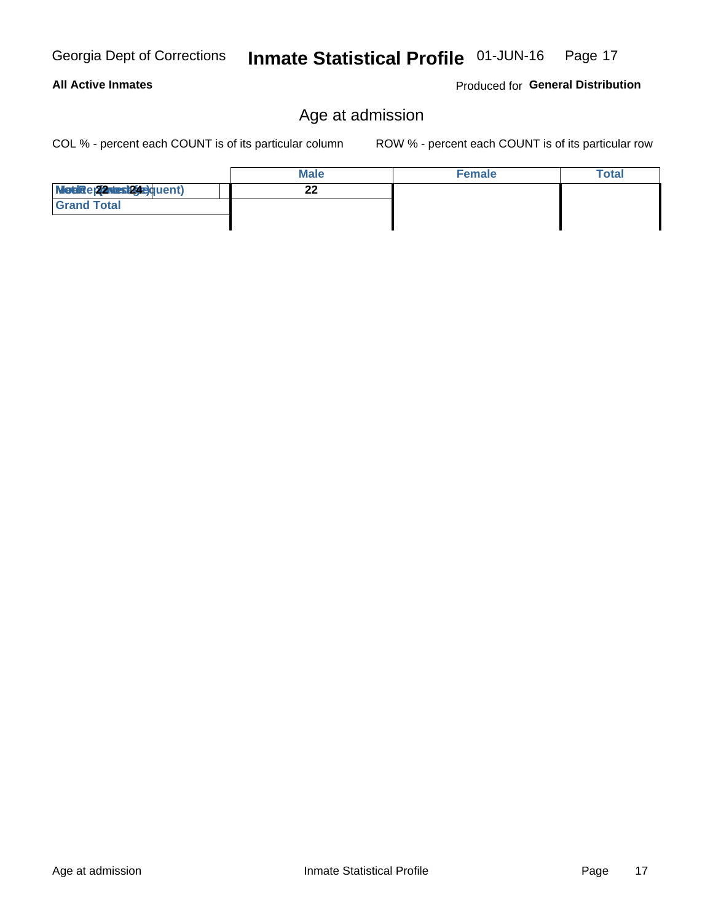# Age at admission

COL % - percent each COUNT is of its particular column

ROW % - percent each COUNT is of its particular row

| | Male | Female | Total |
|---|---|---|---|
| Mode (most frequent) / Median (middle age) / Mean (average age) 22 / 24 | 22 | | |
| Grand Total | | | |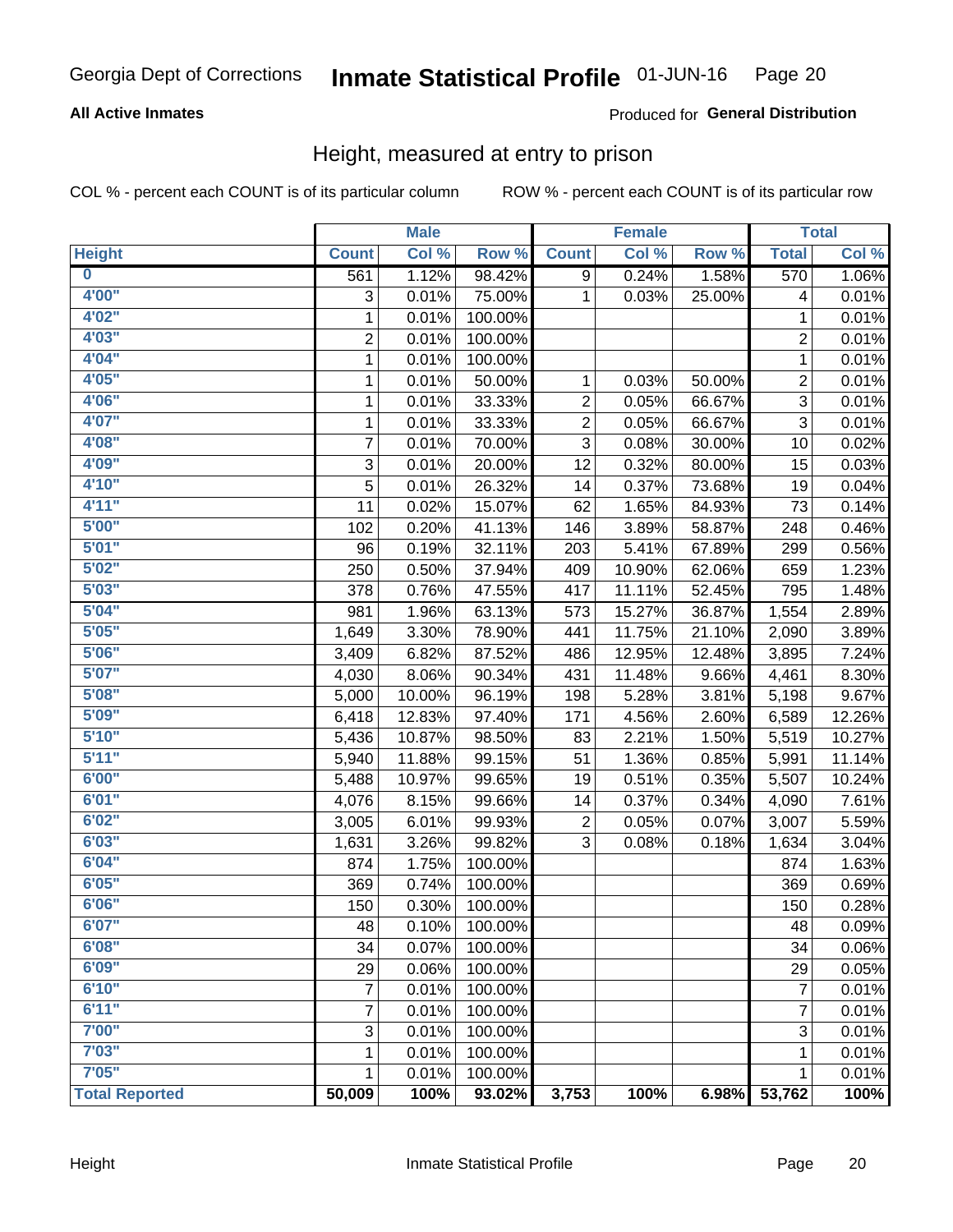Georgia Dept of Corrections **Inmate Statistical Profile** 01-JUN-16

**All Active Inmates**

Produced for **General Distribution**

## Height, measured at entry to prison

COL % - percent each COUNT is of its particular column ROW % - percent each COUNT is of its particular row

| | Male | | | Female | | | Total | |
|---|---|---|---|---|---|---|---|---|
| **Height** | **Count** | **Col %** | **Row %** | **Count** | **Col %** | **Row %** | **Total** | **Col %** |
| **0** | 561 | 1.12% | 98.42% | 9 | 0.24% | 1.58% | 570 | 1.06% |
| **4'00"** | 3 | 0.01% | 75.00% | 1 | 0.03% | 25.00% | 4 | 0.01% |
| **4'02"** | 1 | 0.01% | 100.00% | | | | 1 | 0.01% |
| **4'03"** | 2 | 0.01% | 100.00% | | | | 2 | 0.01% |
| **4'04"** | 1 | 0.01% | 100.00% | | | | 1 | 0.01% |
| **4'05"** | 1 | 0.01% | 50.00% | 1 | 0.03% | 50.00% | 2 | 0.01% |
| **4'06"** | 1 | 0.01% | 33.33% | 2 | 0.05% | 66.67% | 3 | 0.01% |
| **4'07"** | 1 | 0.01% | 33.33% | 2 | 0.05% | 66.67% | 3 | 0.01% |
| **4'08"** | 7 | 0.01% | 70.00% | 3 | 0.08% | 30.00% | 10 | 0.02% |
| **4'09"** | 3 | 0.01% | 20.00% | 12 | 0.32% | 80.00% | 15 | 0.03% |
| **4'10"** | 5 | 0.01% | 26.32% | 14 | 0.37% | 73.68% | 19 | 0.04% |
| **4'11"** | 11 | 0.02% | 15.07% | 62 | 1.65% | 84.93% | 73 | 0.14% |
| **5'00"** | 102 | 0.20% | 41.13% | 146 | 3.89% | 58.87% | 248 | 0.46% |
| **5'01"** | 96 | 0.19% | 32.11% | 203 | 5.41% | 67.89% | 299 | 0.56% |
| **5'02"** | 250 | 0.50% | 37.94% | 409 | 10.90% | 62.06% | 659 | 1.23% |
| **5'03"** | 378 | 0.76% | 47.55% | 417 | 11.11% | 52.45% | 795 | 1.48% |
| **5'04"** | 981 | 1.96% | 63.13% | 573 | 15.27% | 36.87% | 1,554 | 2.89% |
| **5'05"** | 1,649 | 3.30% | 78.90% | 441 | 11.75% | 21.10% | 2,090 | 3.89% |
| **5'06"** | 3,409 | 6.82% | 87.52% | 486 | 12.95% | 12.48% | 3,895 | 7.24% |
| **5'07"** | 4,030 | 8.06% | 90.34% | 431 | 11.48% | 9.66% | 4,461 | 8.30% |
| **5'08"** | 5,000 | 10.00% | 96.19% | 198 | 5.28% | 3.81% | 5,198 | 9.67% |
| **5'09"** | 6,418 | 12.83% | 97.40% | 171 | 4.56% | 2.60% | 6,589 | 12.26% |
| **5'10"** | 5,436 | 10.87% | 98.50% | 83 | 2.21% | 1.50% | 5,519 | 10.27% |
| **5'11"** | 5,940 | 11.88% | 99.15% | 51 | 1.36% | 0.85% | 5,991 | 11.14% |
| **6'00"** | 5,488 | 10.97% | 99.65% | 19 | 0.51% | 0.35% | 5,507 | 10.24% |
| **6'01"** | 4,076 | 8.15% | 99.66% | 14 | 0.37% | 0.34% | 4,090 | 7.61% |
| **6'02"** | 3,005 | 6.01% | 99.93% | 2 | 0.05% | 0.07% | 3,007 | 5.59% |
| **6'03"** | 1,631 | 3.26% | 99.82% | 3 | 0.08% | 0.18% | 1,634 | 3.04% |
| **6'04"** | 874 | 1.75% | 100.00% | | | | 874 | 1.63% |
| **6'05"** | 369 | 0.74% | 100.00% | | | | 369 | 0.69% |
| **6'06"** | 150 | 0.30% | 100.00% | | | | 150 | 0.28% |
| **6'07"** | 48 | 0.10% | 100.00% | | | | 48 | 0.09% |
| **6'08"** | 34 | 0.07% | 100.00% | | | | 34 | 0.06% |
| **6'09"** | 29 | 0.06% | 100.00% | | | | 29 | 0.05% |
| **6'10"** | 7 | 0.01% | 100.00% | | | | 7 | 0.01% |
| **6'11"** | 7 | 0.01% | 100.00% | | | | 7 | 0.01% |
| **7'00"** | 3 | 0.01% | 100.00% | | | | 3 | 0.01% |
| **7'03"** | 1 | 0.01% | 100.00% | | | | 1 | 0.01% |
| **7'05"** | 1 | 0.01% | 100.00% | | | | 1 | 0.01% |
| **Total Reported** | **50,009** | **100%** | **93.02%** | **3,753** | **100%** | **6.98%** | **53,762** | **100%** |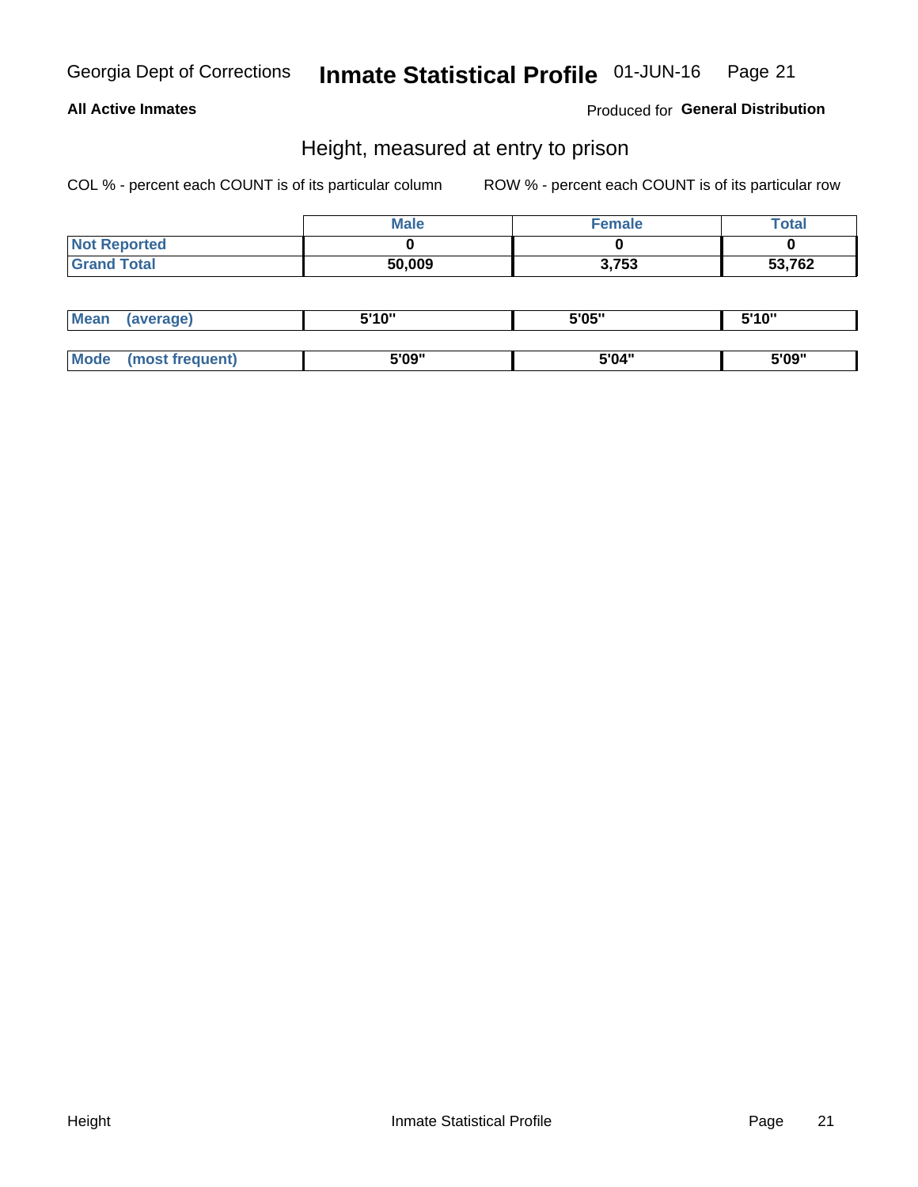## All Active Inmates

Produced for **General Distribution**

## Height, measured at entry to prison

COL % - percent each COUNT is of its particular column

ROW % - percent each COUNT is of its particular row

| | Male | Female | Total |
|---|---|---|---|
| **Not Reported** | **0** | **0** | **0** |
| **Grand Total** | **50,009** | **3,753** | **53,762** |

| | | | |
|---|---|---|---|
| **Mean (average)** | **5'10"** | **5'05"** | **5'10"** |
| **Mode (most frequent)** | **5'09"** | **5'04"** | **5'09"** |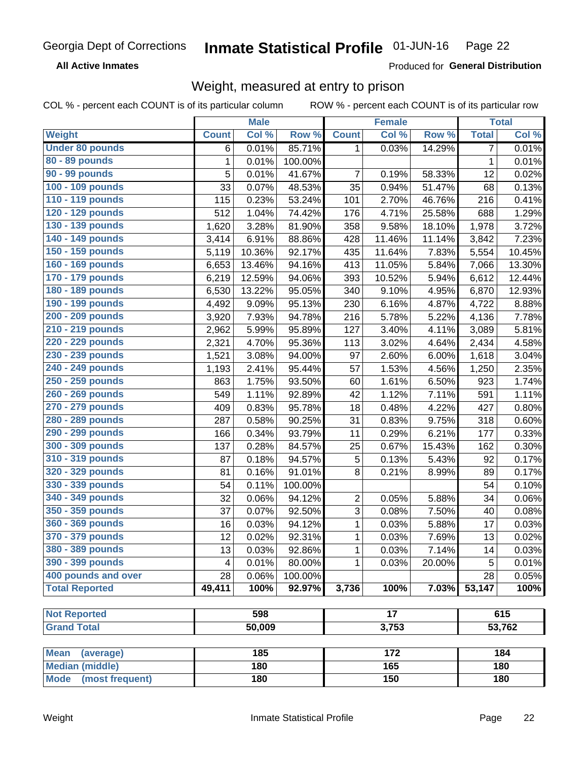Georgia Dept of Corrections **Inmate Statistical Profile** 01-JUN-16

**All Active Inmates** Produced for **General Distribution**

## Weight, measured at entry to prison

COL % - percent each COUNT is of its particular column ROW % - percent each COUNT is of its particular row

| | Male | | | Female | | | Total | |
|---|---|---|---|---|---|---|---|---|
| **Weight** | **Count** | **Col %** | **Row %** | **Count** | **Col %** | **Row %** | **Total** | **Col %** |
| **Under 80 pounds** | 6 | 0.01% | 85.71% | 1 | 0.03% | 14.29% | 7 | 0.01% |
| **80 - 89 pounds** | 1 | 0.01% | 100.00% | | | | 1 | 0.01% |
| **90 - 99 pounds** | 5 | 0.01% | 41.67% | 7 | 0.19% | 58.33% | 12 | 0.02% |
| **100 - 109 pounds** | 33 | 0.07% | 48.53% | 35 | 0.94% | 51.47% | 68 | 0.13% |
| **110 - 119 pounds** | 115 | 0.23% | 53.24% | 101 | 2.70% | 46.76% | 216 | 0.41% |
| **120 - 129 pounds** | 512 | 1.04% | 74.42% | 176 | 4.71% | 25.58% | 688 | 1.29% |
| **130 - 139 pounds** | 1,620 | 3.28% | 81.90% | 358 | 9.58% | 18.10% | 1,978 | 3.72% |
| **140 - 149 pounds** | 3,414 | 6.91% | 88.86% | 428 | 11.46% | 11.14% | 3,842 | 7.23% |
| **150 - 159 pounds** | 5,119 | 10.36% | 92.17% | 435 | 11.64% | 7.83% | 5,554 | 10.45% |
| **160 - 169 pounds** | 6,653 | 13.46% | 94.16% | 413 | 11.05% | 5.84% | 7,066 | 13.30% |
| **170 - 179 pounds** | 6,219 | 12.59% | 94.06% | 393 | 10.52% | 5.94% | 6,612 | 12.44% |
| **180 - 189 pounds** | 6,530 | 13.22% | 95.05% | 340 | 9.10% | 4.95% | 6,870 | 12.93% |
| **190 - 199 pounds** | 4,492 | 9.09% | 95.13% | 230 | 6.16% | 4.87% | 4,722 | 8.88% |
| **200 - 209 pounds** | 3,920 | 7.93% | 94.78% | 216 | 5.78% | 5.22% | 4,136 | 7.78% |
| **210 - 219 pounds** | 2,962 | 5.99% | 95.89% | 127 | 3.40% | 4.11% | 3,089 | 5.81% |
| **220 - 229 pounds** | 2,321 | 4.70% | 95.36% | 113 | 3.02% | 4.64% | 2,434 | 4.58% |
| **230 - 239 pounds** | 1,521 | 3.08% | 94.00% | 97 | 2.60% | 6.00% | 1,618 | 3.04% |
| **240 - 249 pounds** | 1,193 | 2.41% | 95.44% | 57 | 1.53% | 4.56% | 1,250 | 2.35% |
| **250 - 259 pounds** | 863 | 1.75% | 93.50% | 60 | 1.61% | 6.50% | 923 | 1.74% |
| **260 - 269 pounds** | 549 | 1.11% | 92.89% | 42 | 1.12% | 7.11% | 591 | 1.11% |
| **270 - 279 pounds** | 409 | 0.83% | 95.78% | 18 | 0.48% | 4.22% | 427 | 0.80% |
| **280 - 289 pounds** | 287 | 0.58% | 90.25% | 31 | 0.83% | 9.75% | 318 | 0.60% |
| **290 - 299 pounds** | 166 | 0.34% | 93.79% | 11 | 0.29% | 6.21% | 177 | 0.33% |
| **300 - 309 pounds** | 137 | 0.28% | 84.57% | 25 | 0.67% | 15.43% | 162 | 0.30% |
| **310 - 319 pounds** | 87 | 0.18% | 94.57% | 5 | 0.13% | 5.43% | 92 | 0.17% |
| **320 - 329 pounds** | 81 | 0.16% | 91.01% | 8 | 0.21% | 8.99% | 89 | 0.17% |
| **330 - 339 pounds** | 54 | 0.11% | 100.00% | | | | 54 | 0.10% |
| **340 - 349 pounds** | 32 | 0.06% | 94.12% | 2 | 0.05% | 5.88% | 34 | 0.06% |
| **350 - 359 pounds** | 37 | 0.07% | 92.50% | 3 | 0.08% | 7.50% | 40 | 0.08% |
| **360 - 369 pounds** | 16 | 0.03% | 94.12% | 1 | 0.03% | 5.88% | 17 | 0.03% |
| **370 - 379 pounds** | 12 | 0.02% | 92.31% | 1 | 0.03% | 7.69% | 13 | 0.02% |
| **380 - 389 pounds** | 13 | 0.03% | 92.86% | 1 | 0.03% | 7.14% | 14 | 0.03% |
| **390 - 399 pounds** | 4 | 0.01% | 80.00% | 1 | 0.03% | 20.00% | 5 | 0.01% |
| **400 pounds and over** | 28 | 0.06% | 100.00% | | | | 28 | 0.05% |
| **Total Reported** | **49,411** | **100%** | **92.97%** | **3,736** | **100%** | **7.03%** | **53,147** | **100%** |

| | Male | Female | Total |
|---|---|---|---|
| **Not Reported** | 598 | 17 | 615 |
| **Grand Total** | 50,009 | 3,753 | 53,762 |

| | Male | Female | Total |
|---|---|---|---|
| **Mean (average)** | 185 | 172 | 184 |
| **Median (middle)** | 180 | 165 | 180 |
| **Mode (most frequent)** | 180 | 150 | 180 |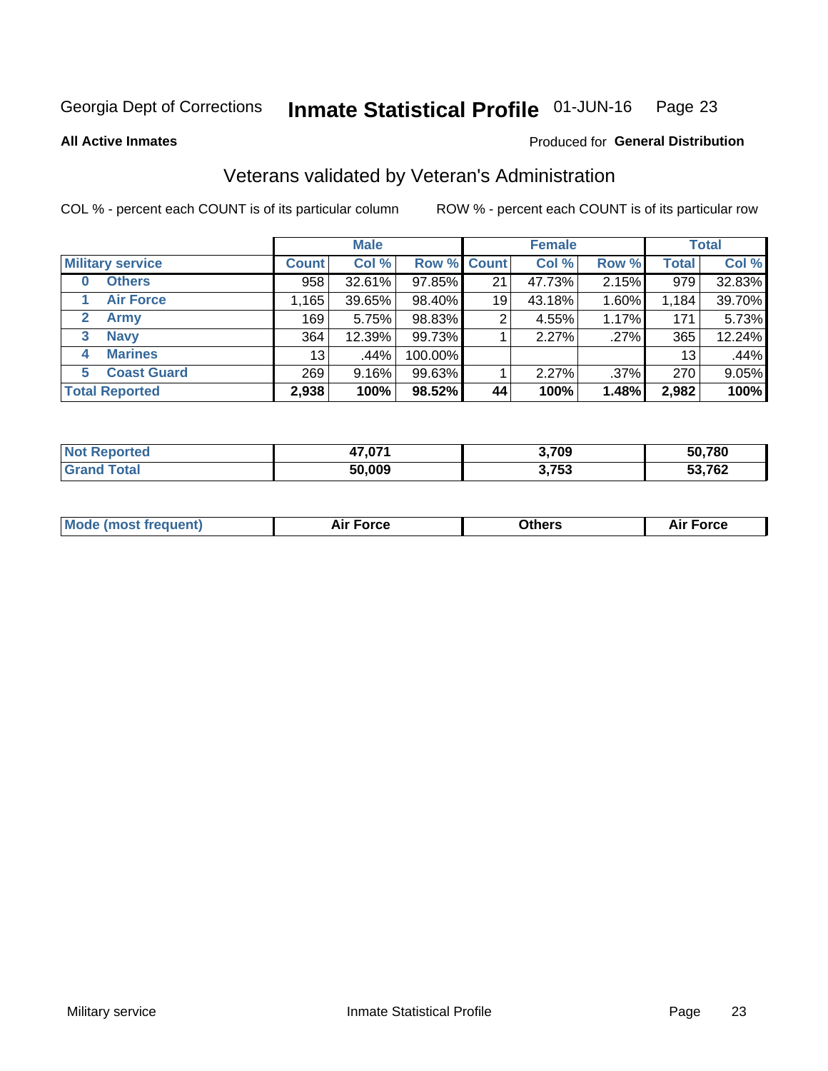Georgia Dept of Corrections **Inmate Statistical Profile** 01-JUN-16

**All Active Inmates**

Produced for **General Distribution**

## Veterans validated by Veteran's Administration

COL % - percent each COUNT is of its particular column

ROW % - percent each COUNT is of its particular row

| | Male | | | Female | | | Total | |
|---|---|---|---|---|---|---|---|---|
| **Military service** | **Count** | **Col %** | **Row %** | **Count** | **Col %** | **Row %** | **Total** | **Col %** |
| 0 Others | 958 | 32.61% | 97.85% | 21 | 47.73% | 2.15% | 979 | 32.83% |
| 1 Air Force | 1,165 | 39.65% | 98.40% | 19 | 43.18% | 1.60% | 1,184 | 39.70% |
| 2 Army | 169 | 5.75% | 98.83% | 2 | 4.55% | 1.17% | 171 | 5.73% |
| 3 Navy | 364 | 12.39% | 99.73% | 1 | 2.27% | .27% | 365 | 12.24% |
| 4 Marines | 13 | .44% | 100.00% | | | | 13 | .44% |
| 5 Coast Guard | 269 | 9.16% | 99.63% | 1 | 2.27% | .37% | 270 | 9.05% |
| **Total Reported** | **2,938** | **100%** | **98.52%** | **44** | **100%** | **1.48%** | **2,982** | **100%** |

| | Male | Female | Total |
|---|---|---|---|
| Not Reported | 47,071 | 3,709 | 50,780 |
| Grand Total | 50,009 | 3,753 | 53,762 |

| | Male | Female | Total |
|---|---|---|---|
| Mode (most frequent) | Air Force | Others | Air Force |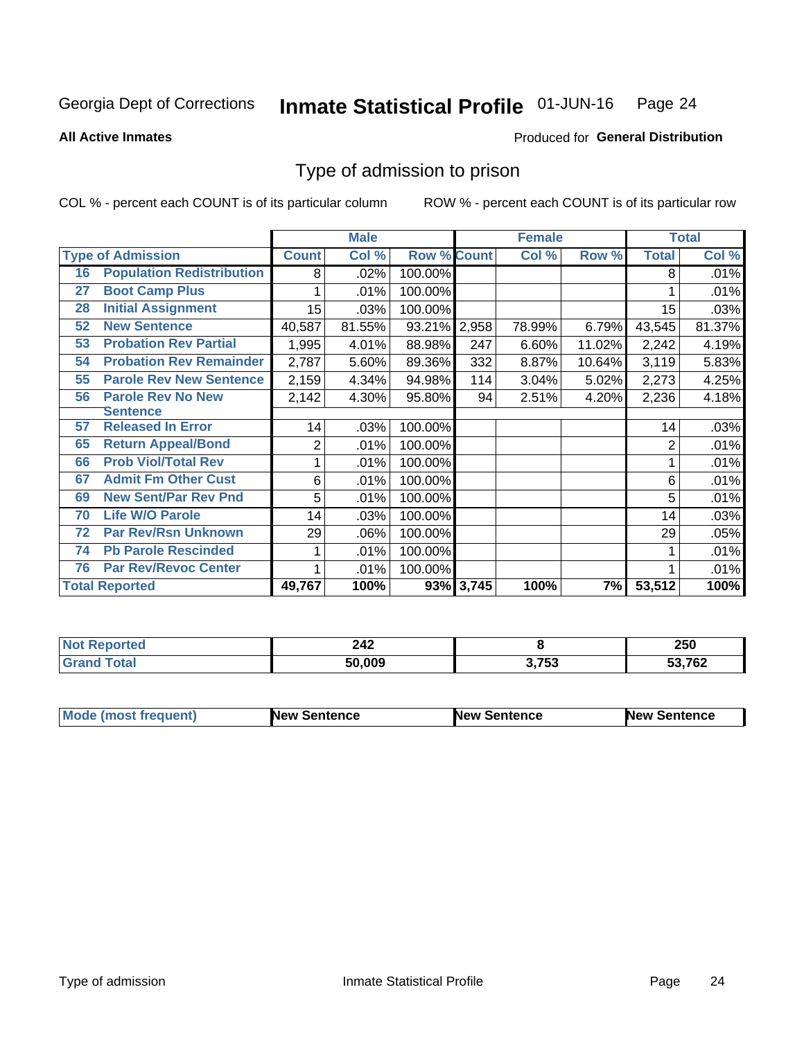Georgia Dept of Corrections **Inmate Statistical Profile** 01-JUN-16

**All Active Inmates** Produced for **General Distribution**

## Type of admission to prison

COL % - percent each COUNT is of its particular column ROW % - percent each COUNT is of its particular row

| Type of Admission | | Male | | | Female | | | Total | |
|---|---|---|---|---|---|---|---|---|---|
| | | Count | Col % | Row % | Count | Col % | Row % | Total | Col % |
| 16 | Population Redistribution | 8 | .02% | 100.00% | | | | 8 | .01% |
| 27 | Boot Camp Plus | 1 | .01% | 100.00% | | | | 1 | .01% |
| 28 | Initial Assignment | 15 | .03% | 100.00% | | | | 15 | .03% |
| 52 | New Sentence | 40,587 | 81.55% | 93.21% | 2,958 | 78.99% | 6.79% | 43,545 | 81.37% |
| 53 | Probation Rev Partial | 1,995 | 4.01% | 88.98% | 247 | 6.60% | 11.02% | 2,242 | 4.19% |
| 54 | Probation Rev Remainder | 2,787 | 5.60% | 89.36% | 332 | 8.87% | 10.64% | 3,119 | 5.83% |
| 55 | Parole Rev New Sentence | 2,159 | 4.34% | 94.98% | 114 | 3.04% | 5.02% | 2,273 | 4.25% |
| 56 | Parole Rev No New Sentence | 2,142 | 4.30% | 95.80% | 94 | 2.51% | 4.20% | 2,236 | 4.18% |
| 57 | Released In Error | 14 | .03% | 100.00% | | | | 14 | .03% |
| 65 | Return Appeal/Bond | 2 | .01% | 100.00% | | | | 2 | .01% |
| 66 | Prob Viol/Total Rev | 1 | .01% | 100.00% | | | | 1 | .01% |
| 67 | Admit Fm Other Cust | 6 | .01% | 100.00% | | | | 6 | .01% |
| 69 | New Sent/Par Rev Pnd | 5 | .01% | 100.00% | | | | 5 | .01% |
| 70 | Life W/O Parole | 14 | .03% | 100.00% | | | | 14 | .03% |
| 72 | Par Rev/Rsn Unknown | 29 | .06% | 100.00% | | | | 29 | .05% |
| 74 | Pb Parole Rescinded | 1 | .01% | 100.00% | | | | 1 | .01% |
| 76 | Par Rev/Revoc Center | 1 | .01% | 100.00% | | | | 1 | .01% |
| **Total Reported** | | **49,767** | **100%** | **93%** | **3,745** | **100%** | **7%** | **53,512** | **100%** |

| | Male | Female | Total |
|---|---|---|---|
| Not Reported | 242 | 8 | 250 |
| Grand Total | 50,009 | 3,753 | 53,762 |

| | Male | Female | Total |
|---|---|---|---|
| Mode (most frequent) | New Sentence | New Sentence | New Sentence |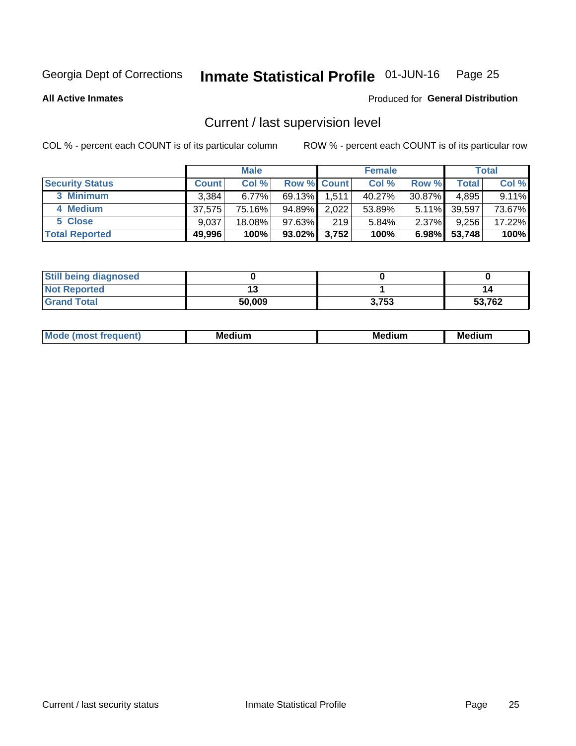Georgia Dept of Corrections **Inmate Statistical Profile** 01-JUN-16

**All Active Inmates**

Produced for **General Distribution**

## Current / last supervision level

COL % - percent each COUNT is of its particular column

ROW % - percent each COUNT is of its particular row

| | Male | | | Female | | | Total | |
|---|---|---|---|---|---|---|---|---|
| **Security Status** | **Count** | **Col %** | **Row %** | **Count** | **Col %** | **Row %** | **Total** | **Col %** |
| 3 Minimum | 3,384 | 6.77% | 69.13% | 1,511 | 40.27% | 30.87% | 4,895 | 9.11% |
| 4 Medium | 37,575 | 75.16% | 94.89% | 2,022 | 53.89% | 5.11% | 39,597 | 73.67% |
| 5 Close | 9,037 | 18.08% | 97.63% | 219 | 5.84% | 2.37% | 9,256 | 17.22% |
| **Total Reported** | **49,996** | **100%** | **93.02%** | **3,752** | **100%** | **6.98%** | **53,748** | **100%** |

| | Male | Female | Total |
|---|---|---|---|
| **Still being diagnosed** | **0** | **0** | **0** |
| **Not Reported** | **13** | **1** | **14** |
| **Grand Total** | **50,009** | **3,753** | **53,762** |

| | Male | Female | Total |
|---|---|---|---|
| **Mode (most frequent)** | **Medium** | **Medium** | **Medium** |

Current / last security status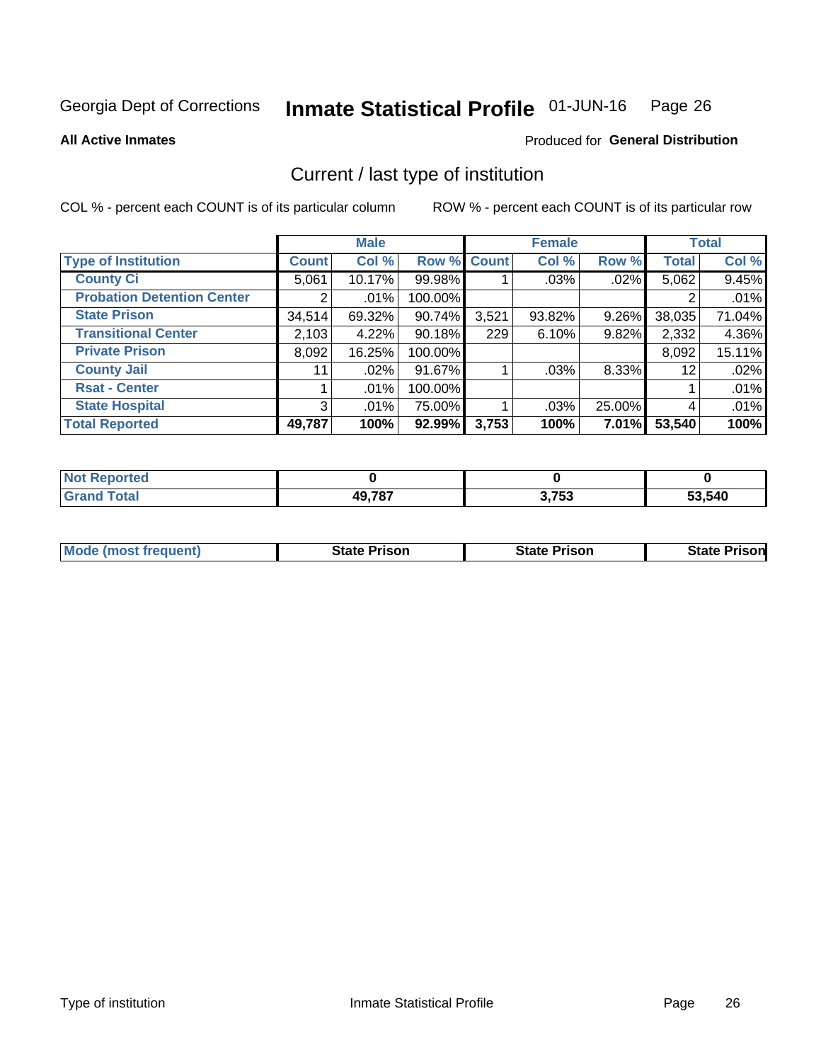Georgia Dept of Corrections **Inmate Statistical Profile** 01-JUN-16

**All Active Inmates**

Produced for **General Distribution**

## Current / last type of institution

COL % - percent each COUNT is of its particular column ROW % - percent each COUNT is of its particular row

| | Male | | | Female | | | Total | |
|---|---|---|---|---|---|---|---|---|
| **Type of Institution** | **Count** | **Col %** | **Row %** | **Count** | **Col %** | **Row %** | **Total** | **Col %** |
| **County Ci** | 5,061 | 10.17% | 99.98% | 1 | .03% | .02% | 5,062 | 9.45% |
| **Probation Detention Center** | 2 | .01% | 100.00% | | | | 2 | .01% |
| **State Prison** | 34,514 | 69.32% | 90.74% | 3,521 | 93.82% | 9.26% | 38,035 | 71.04% |
| **Transitional Center** | 2,103 | 4.22% | 90.18% | 229 | 6.10% | 9.82% | 2,332 | 4.36% |
| **Private Prison** | 8,092 | 16.25% | 100.00% | | | | 8,092 | 15.11% |
| **County Jail** | 11 | .02% | 91.67% | 1 | .03% | 8.33% | 12 | .02% |
| **Rsat - Center** | 1 | .01% | 100.00% | | | | 1 | .01% |
| **State Hospital** | 3 | .01% | 75.00% | 1 | .03% | 25.00% | 4 | .01% |
| **Total Reported** | **49,787** | **100%** | **92.99%** | **3,753** | **100%** | **7.01%** | **53,540** | **100%** |

| | Male | Female | Total |
|---|---|---|---|
| **Not Reported** | **0** | **0** | **0** |
| **Grand Total** | **49,787** | **3,753** | **53,540** |

| | Male | Female | Total |
|---|---|---|---|
| **Mode (most frequent)** | **State Prison** | **State Prison** | **State Prison** |

Type of institution Inmate Statistical Profile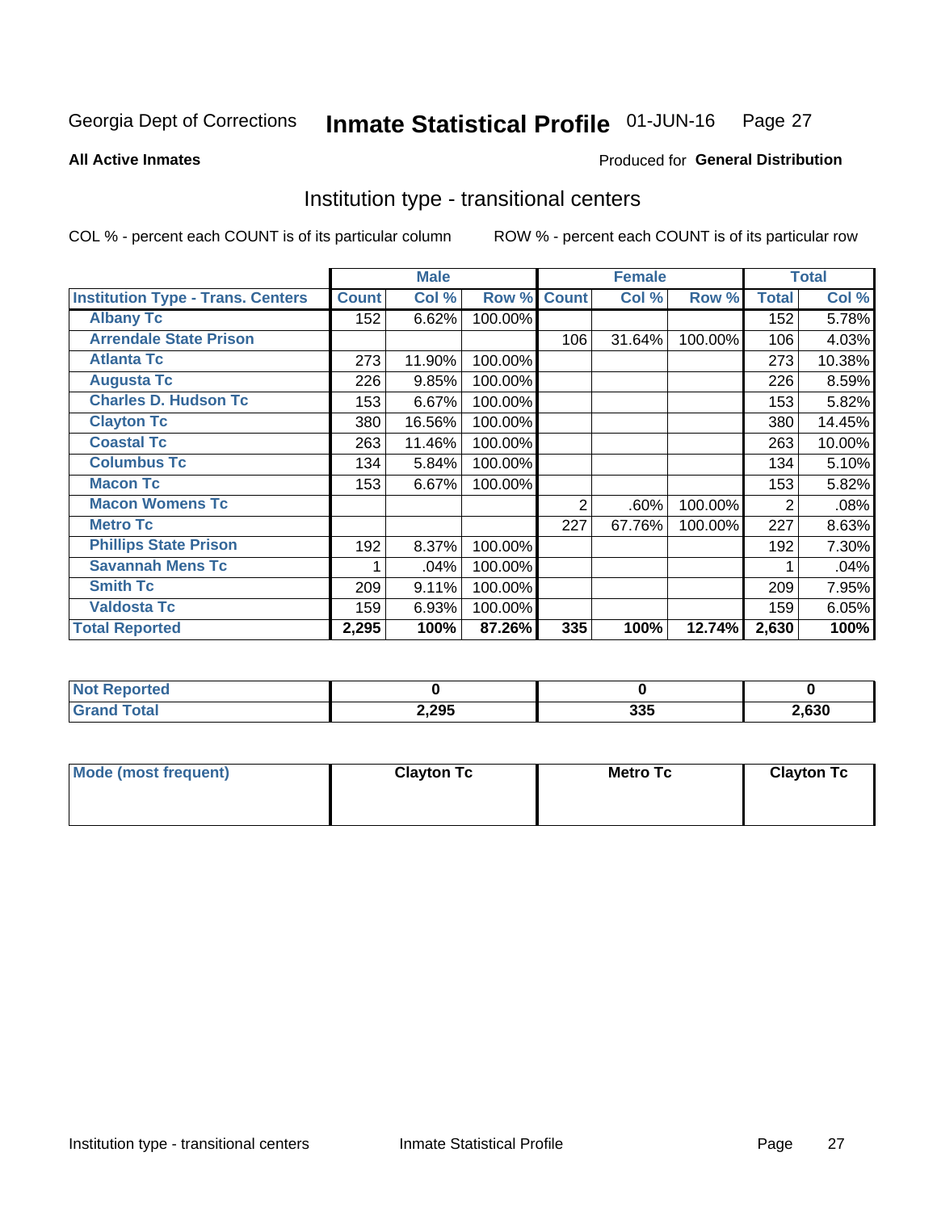Georgia Dept of Corrections **Inmate Statistical Profile** 01-JUN-16

**All Active Inmates**

Produced for **General Distribution**

## Institution type - transitional centers

COL % - percent each COUNT is of its particular column

ROW % - percent each COUNT is of its particular row

| | Male | | | Female | | | Total | |
|---|---|---|---|---|---|---|---|---|
| **Institution Type - Trans. Centers** | **Count** | **Col %** | **Row %** | **Count** | **Col %** | **Row %** | **Total** | **Col %** |
| **Albany Tc** | 152 | 6.62% | 100.00% | | | | 152 | 5.78% |
| **Arrendale State Prison** | | | | 106 | 31.64% | 100.00% | 106 | 4.03% |
| **Atlanta Tc** | 273 | 11.90% | 100.00% | | | | 273 | 10.38% |
| **Augusta Tc** | 226 | 9.85% | 100.00% | | | | 226 | 8.59% |
| **Charles D. Hudson Tc** | 153 | 6.67% | 100.00% | | | | 153 | 5.82% |
| **Clayton Tc** | 380 | 16.56% | 100.00% | | | | 380 | 14.45% |
| **Coastal Tc** | 263 | 11.46% | 100.00% | | | | 263 | 10.00% |
| **Columbus Tc** | 134 | 5.84% | 100.00% | | | | 134 | 5.10% |
| **Macon Tc** | 153 | 6.67% | 100.00% | | | | 153 | 5.82% |
| **Macon Womens Tc** | | | | 2 | .60% | 100.00% | 2 | .08% |
| **Metro Tc** | | | | 227 | 67.76% | 100.00% | 227 | 8.63% |
| **Phillips State Prison** | 192 | 8.37% | 100.00% | | | | 192 | 7.30% |
| **Savannah Mens Tc** | 1 | .04% | 100.00% | | | | 1 | .04% |
| **Smith Tc** | 209 | 9.11% | 100.00% | | | | 209 | 7.95% |
| **Valdosta Tc** | 159 | 6.93% | 100.00% | | | | 159 | 6.05% |
| **Total Reported** | **2,295** | **100%** | **87.26%** | **335** | **100%** | **12.74%** | **2,630** | **100%** |

| | Male | Female | Total |
|---|---|---|---|
| **Not Reported** | **0** | **0** | **0** |
| **Grand Total** | **2,295** | **335** | **2,630** |

| | Male | Female | Total |
|---|---|---|---|
| **Mode (most frequent)** | **Clayton Tc** | **Metro Tc** | **Clayton Tc** |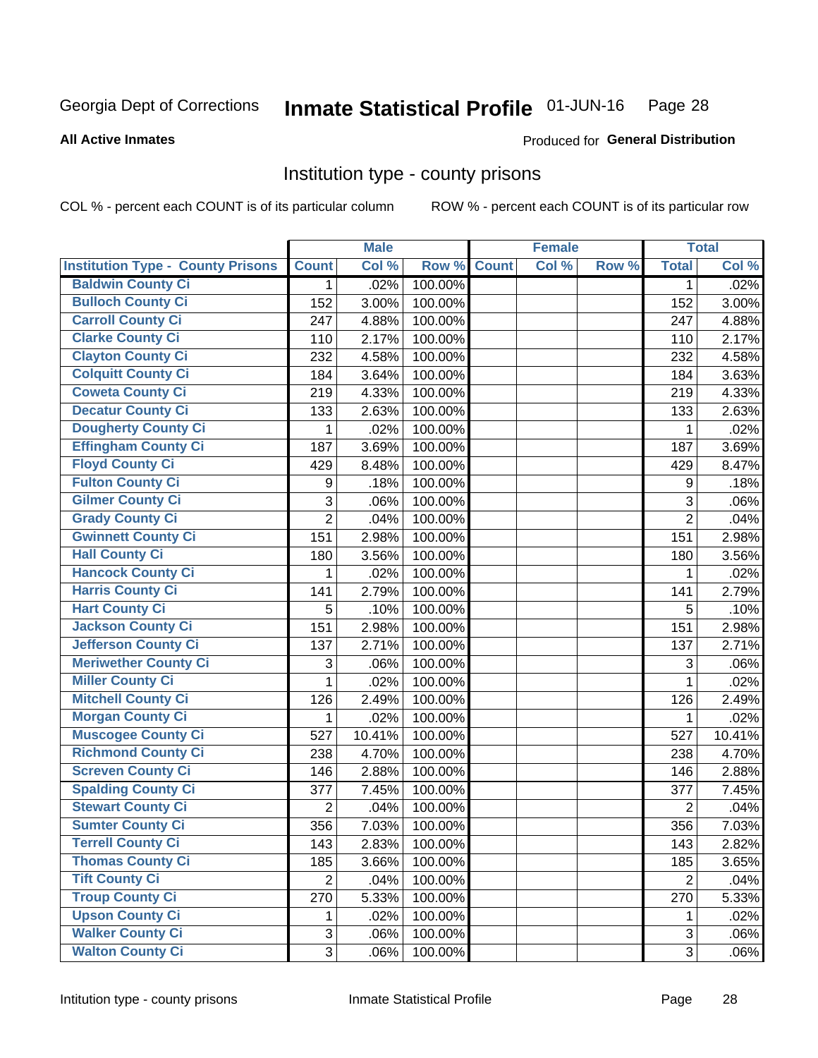Georgia Dept of Corrections **Inmate Statistical Profile** 01-JUN-16 Page 28

**All Active Inmates**

Produced for **General Distribution**

## Institution type - county prisons

COL % - percent each COUNT is of its particular column

ROW % - percent each COUNT is of its particular row

| | Male | | | Female | | | Total | |
|---|---|---|---|---|---|---|---|---|
| **Institution Type - County Prisons** | **Count** | **Col %** | **Row %** | **Count** | **Col %** | **Row %** | **Total** | **Col %** |
| **Baldwin County Ci** | 1 | .02% | 100.00% | | | | 1 | .02% |
| **Bulloch County Ci** | 152 | 3.00% | 100.00% | | | | 152 | 3.00% |
| **Carroll County Ci** | 247 | 4.88% | 100.00% | | | | 247 | 4.88% |
| **Clarke County Ci** | 110 | 2.17% | 100.00% | | | | 110 | 2.17% |
| **Clayton County Ci** | 232 | 4.58% | 100.00% | | | | 232 | 4.58% |
| **Colquitt County Ci** | 184 | 3.64% | 100.00% | | | | 184 | 3.63% |
| **Coweta County Ci** | 219 | 4.33% | 100.00% | | | | 219 | 4.33% |
| **Decatur County Ci** | 133 | 2.63% | 100.00% | | | | 133 | 2.63% |
| **Dougherty County Ci** | 1 | .02% | 100.00% | | | | 1 | .02% |
| **Effingham County Ci** | 187 | 3.69% | 100.00% | | | | 187 | 3.69% |
| **Floyd County Ci** | 429 | 8.48% | 100.00% | | | | 429 | 8.47% |
| **Fulton County Ci** | 9 | .18% | 100.00% | | | | 9 | .18% |
| **Gilmer County Ci** | 3 | .06% | 100.00% | | | | 3 | .06% |
| **Grady County Ci** | 2 | .04% | 100.00% | | | | 2 | .04% |
| **Gwinnett County Ci** | 151 | 2.98% | 100.00% | | | | 151 | 2.98% |
| **Hall County Ci** | 180 | 3.56% | 100.00% | | | | 180 | 3.56% |
| **Hancock County Ci** | 1 | .02% | 100.00% | | | | 1 | .02% |
| **Harris County Ci** | 141 | 2.79% | 100.00% | | | | 141 | 2.79% |
| **Hart County Ci** | 5 | .10% | 100.00% | | | | 5 | .10% |
| **Jackson County Ci** | 151 | 2.98% | 100.00% | | | | 151 | 2.98% |
| **Jefferson County Ci** | 137 | 2.71% | 100.00% | | | | 137 | 2.71% |
| **Meriwether County Ci** | 3 | .06% | 100.00% | | | | 3 | .06% |
| **Miller County Ci** | 1 | .02% | 100.00% | | | | 1 | .02% |
| **Mitchell County Ci** | 126 | 2.49% | 100.00% | | | | 126 | 2.49% |
| **Morgan County Ci** | 1 | .02% | 100.00% | | | | 1 | .02% |
| **Muscogee County Ci** | 527 | 10.41% | 100.00% | | | | 527 | 10.41% |
| **Richmond County Ci** | 238 | 4.70% | 100.00% | | | | 238 | 4.70% |
| **Screven County Ci** | 146 | 2.88% | 100.00% | | | | 146 | 2.88% |
| **Spalding County Ci** | 377 | 7.45% | 100.00% | | | | 377 | 7.45% |
| **Stewart County Ci** | 2 | .04% | 100.00% | | | | 2 | .04% |
| **Sumter County Ci** | 356 | 7.03% | 100.00% | | | | 356 | 7.03% |
| **Terrell County Ci** | 143 | 2.83% | 100.00% | | | | 143 | 2.82% |
| **Thomas County Ci** | 185 | 3.66% | 100.00% | | | | 185 | 3.65% |
| **Tift County Ci** | 2 | .04% | 100.00% | | | | 2 | .04% |
| **Troup County Ci** | 270 | 5.33% | 100.00% | | | | 270 | 5.33% |
| **Upson County Ci** | 1 | .02% | 100.00% | | | | 1 | .02% |
| **Walker County Ci** | 3 | .06% | 100.00% | | | | 3 | .06% |
| **Walton County Ci** | 3 | .06% | 100.00% | | | | 3 | .06% |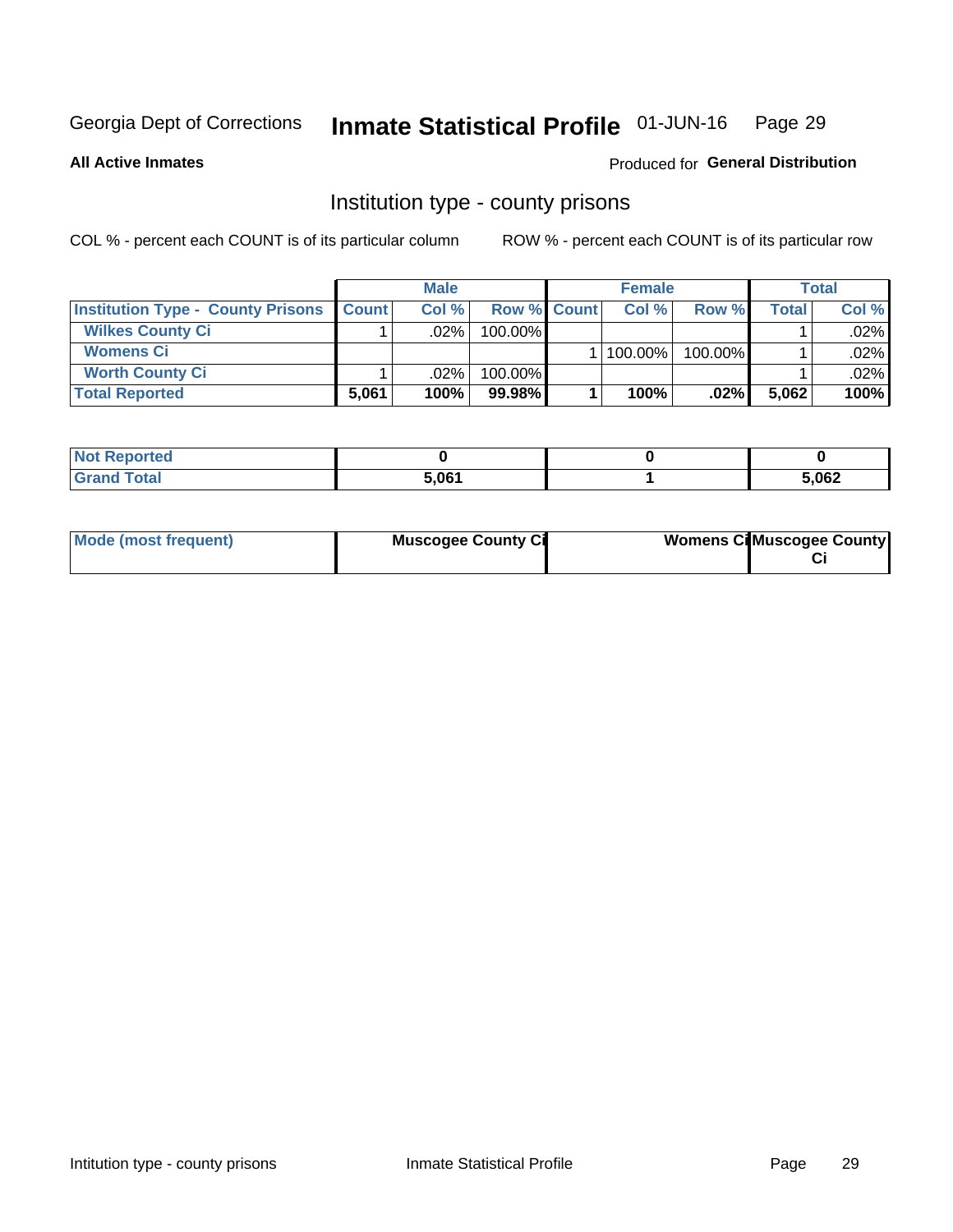Georgia Dept of Corrections **Inmate Statistical Profile** 01-JUN-16 Page 29

**All Active Inmates**

Produced for **General Distribution**

## Institution type - county prisons

COL % - percent each COUNT is of its particular column ROW % - percent each COUNT is of its particular row

| | Male | | | Female | | | Total | |
|---|---|---|---|---|---|---|---|---|
| **Institution Type - County Prisons** | **Count** | **Col %** | **Row %** | **Count** | **Col %** | **Row %** | **Total** | **Col %** |
| **Wilkes County Ci** | 1 | .02% | 100.00% | | | | 1 | .02% |
| **Womens Ci** | | | | 1 | 100.00% | 100.00% | 1 | .02% |
| **Worth County Ci** | 1 | .02% | 100.00% | | | | 1 | .02% |
| **Total Reported** | **5,061** | **100%** | **99.98%** | **1** | **100%** | **.02%** | **5,062** | **100%** |

| | Male | Female | Total |
|---|---|---|---|
| **Not Reported** | **0** | **0** | **0** |
| **Grand Total** | **5,061** | **1** | **5,062** |

| | Male | Female | Total |
|---|---|---|---|
| **Mode (most frequent)** | **Muscogee County Ci** | **Womens Ci** | **Muscogee County Ci** |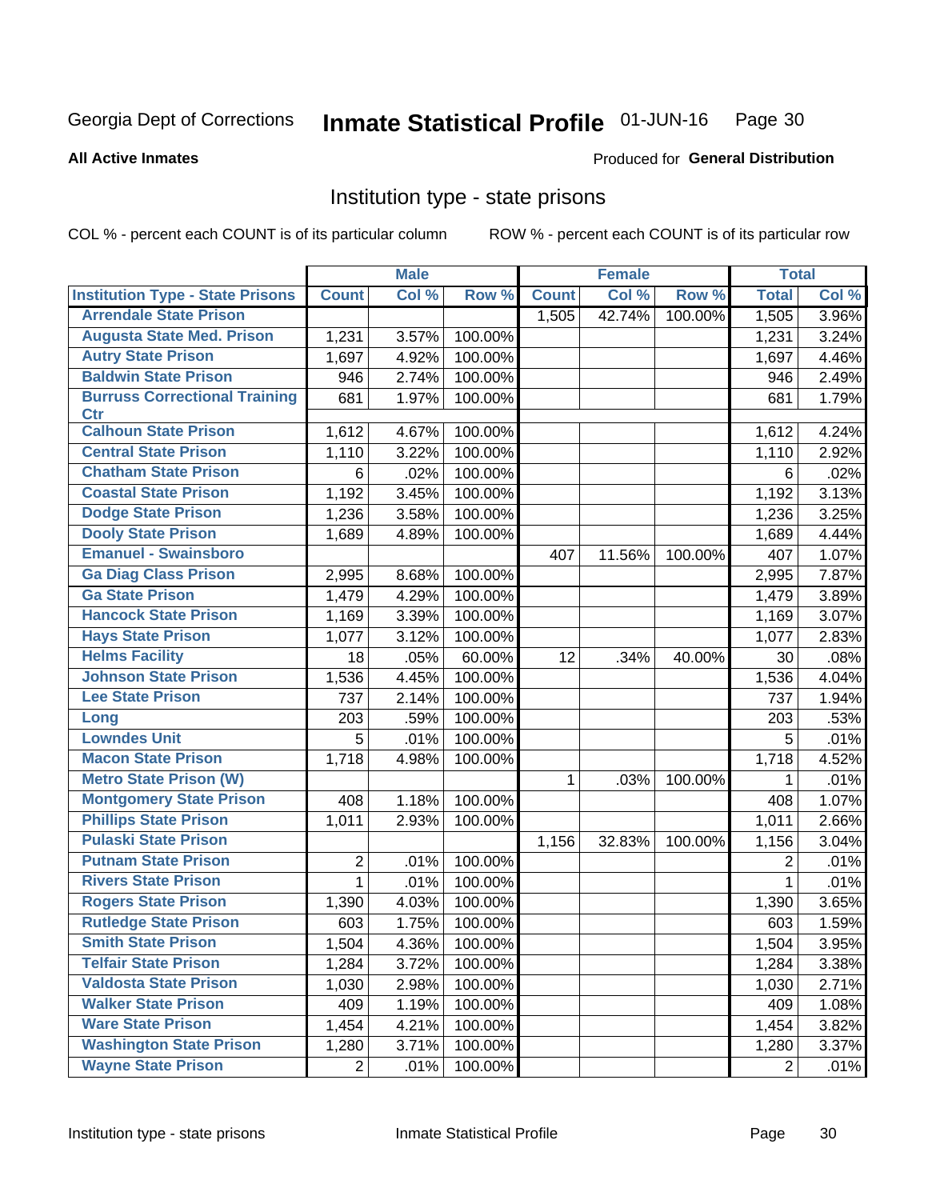Georgia Dept of Corrections **Inmate Statistical Profile** 01-JUN-16

**All Active Inmates**

Produced for **General Distribution**

## Institution type - state prisons

COL % - percent each COUNT is of its particular column    ROW % - percent each COUNT is of its particular row

| | Male | | | Female | | | Total | |
|---|---|---|---|---|---|---|---|---|
| **Institution Type - State Prisons** | **Count** | **Col %** | **Row %** | **Count** | **Col %** | **Row %** | **Total** | **Col %** |
| **Arrendale State Prison** | | | | 1,505 | 42.74% | 100.00% | 1,505 | 3.96% |
| **Augusta State Med. Prison** | 1,231 | 3.57% | 100.00% | | | | 1,231 | 3.24% |
| **Autry State Prison** | 1,697 | 4.92% | 100.00% | | | | 1,697 | 4.46% |
| **Baldwin State Prison** | 946 | 2.74% | 100.00% | | | | 946 | 2.49% |
| **Burruss Correctional Training Ctr** | 681 | 1.97% | 100.00% | | | | 681 | 1.79% |
| **Calhoun State Prison** | 1,612 | 4.67% | 100.00% | | | | 1,612 | 4.24% |
| **Central State Prison** | 1,110 | 3.22% | 100.00% | | | | 1,110 | 2.92% |
| **Chatham State Prison** | 6 | .02% | 100.00% | | | | 6 | .02% |
| **Coastal State Prison** | 1,192 | 3.45% | 100.00% | | | | 1,192 | 3.13% |
| **Dodge State Prison** | 1,236 | 3.58% | 100.00% | | | | 1,236 | 3.25% |
| **Dooly State Prison** | 1,689 | 4.89% | 100.00% | | | | 1,689 | 4.44% |
| **Emanuel - Swainsboro** | | | | 407 | 11.56% | 100.00% | 407 | 1.07% |
| **Ga Diag Class Prison** | 2,995 | 8.68% | 100.00% | | | | 2,995 | 7.87% |
| **Ga State Prison** | 1,479 | 4.29% | 100.00% | | | | 1,479 | 3.89% |
| **Hancock State Prison** | 1,169 | 3.39% | 100.00% | | | | 1,169 | 3.07% |
| **Hays State Prison** | 1,077 | 3.12% | 100.00% | | | | 1,077 | 2.83% |
| **Helms Facility** | 18 | .05% | 60.00% | 12 | .34% | 40.00% | 30 | .08% |
| **Johnson State Prison** | 1,536 | 4.45% | 100.00% | | | | 1,536 | 4.04% |
| **Lee State Prison** | 737 | 2.14% | 100.00% | | | | 737 | 1.94% |
| **Long** | 203 | .59% | 100.00% | | | | 203 | .53% |
| **Lowndes Unit** | 5 | .01% | 100.00% | | | | 5 | .01% |
| **Macon State Prison** | 1,718 | 4.98% | 100.00% | | | | 1,718 | 4.52% |
| **Metro State Prison (W)** | | | | 1 | .03% | 100.00% | 1 | .01% |
| **Montgomery State Prison** | 408 | 1.18% | 100.00% | | | | 408 | 1.07% |
| **Phillips State Prison** | 1,011 | 2.93% | 100.00% | | | | 1,011 | 2.66% |
| **Pulaski State Prison** | | | | 1,156 | 32.83% | 100.00% | 1,156 | 3.04% |
| **Putnam State Prison** | 2 | .01% | 100.00% | | | | 2 | .01% |
| **Rivers State Prison** | 1 | .01% | 100.00% | | | | 1 | .01% |
| **Rogers State Prison** | 1,390 | 4.03% | 100.00% | | | | 1,390 | 3.65% |
| **Rutledge State Prison** | 603 | 1.75% | 100.00% | | | | 603 | 1.59% |
| **Smith State Prison** | 1,504 | 4.36% | 100.00% | | | | 1,504 | 3.95% |
| **Telfair State Prison** | 1,284 | 3.72% | 100.00% | | | | 1,284 | 3.38% |
| **Valdosta State Prison** | 1,030 | 2.98% | 100.00% | | | | 1,030 | 2.71% |
| **Walker State Prison** | 409 | 1.19% | 100.00% | | | | 409 | 1.08% |
| **Ware State Prison** | 1,454 | 4.21% | 100.00% | | | | 1,454 | 3.82% |
| **Washington State Prison** | 1,280 | 3.71% | 100.00% | | | | 1,280 | 3.37% |
| **Wayne State Prison** | 2 | .01% | 100.00% | | | | 2 | .01% |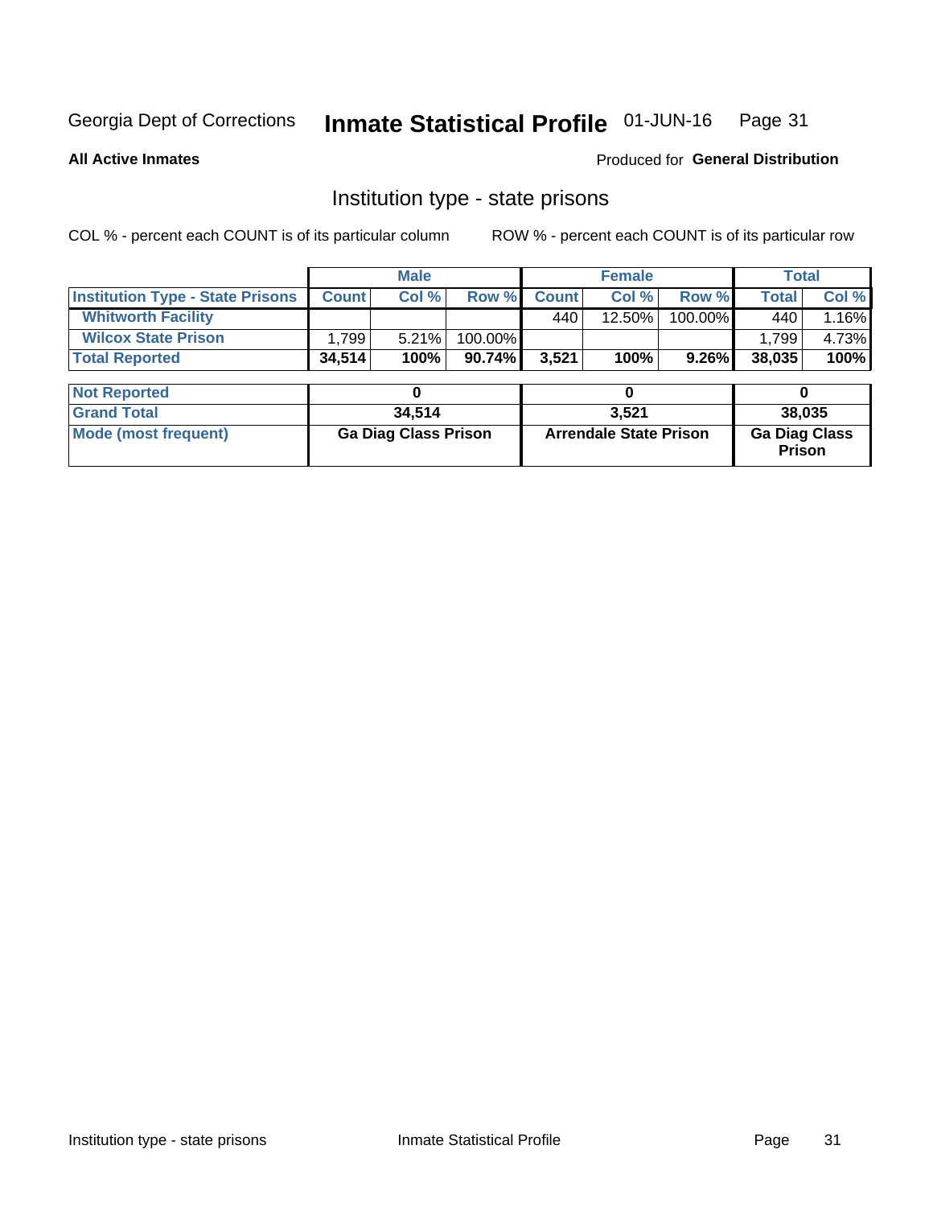Georgia Dept of Corrections **Inmate Statistical Profile** 01-JUN-16

**All Active Inmates**

Produced for **General Distribution**

## Institution type - state prisons

COL % - percent each COUNT is of its particular column ROW % - percent each COUNT is of its particular row

| | Male | | | Female | | | Total | |
|---|---|---|---|---|---|---|---|---|
| **Institution Type - State Prisons** | **Count** | **Col %** | **Row %** | **Count** | **Col %** | **Row %** | **Total** | **Col %** |
| **Whitworth Facility** | | | | 440 | 12.50% | 100.00% | 440 | 1.16% |
| **Wilcox State Prison** | 1,799 | 5.21% | 100.00% | | | | 1,799 | 4.73% |
| **Total Reported** | **34,514** | **100%** | **90.74%** | **3,521** | **100%** | **9.26%** | **38,035** | **100%** |

| | Male | Female | Total |
|---|---|---|---|
| **Not Reported** | 0 | 0 | 0 |
| **Grand Total** | 34,514 | 3,521 | 38,035 |
| **Mode (most frequent)** | Ga Diag Class Prison | Arrendale State Prison | Ga Diag Class Prison |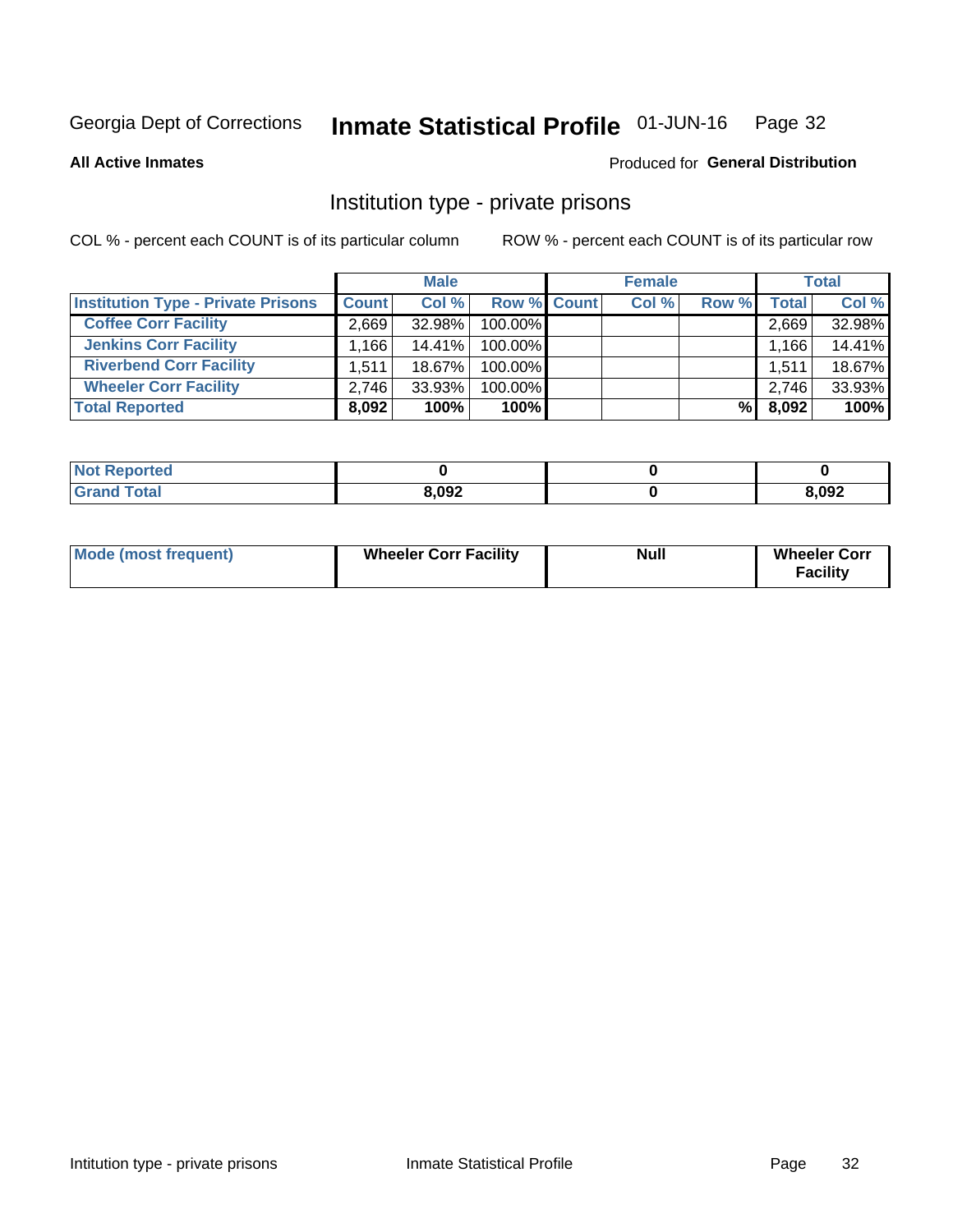Georgia Dept of Corrections **Inmate Statistical Profile** 01-JUN-16

**All Active Inmates**

Produced for **General Distribution**

## Institution type - private prisons

COL % - percent each COUNT is of its particular column

ROW % - percent each COUNT is of its particular row

| | Male | | | Female | | | Total | |
|---|---|---|---|---|---|---|---|---|
| **Institution Type - Private Prisons** | **Count** | **Col %** | **Row %** | **Count** | **Col %** | **Row %** | **Total** | **Col %** |
| **Coffee Corr Facility** | 2,669 | 32.98% | 100.00% | | | | 2,669 | 32.98% |
| **Jenkins Corr Facility** | 1,166 | 14.41% | 100.00% | | | | 1,166 | 14.41% |
| **Riverbend Corr Facility** | 1,511 | 18.67% | 100.00% | | | | 1,511 | 18.67% |
| **Wheeler Corr Facility** | 2,746 | 33.93% | 100.00% | | | | 2,746 | 33.93% |
| **Total Reported** | **8,092** | **100%** | **100%** | | | **%** | **8,092** | **100%** |

| | Male | Female | Total |
|---|---|---|---|
| **Not Reported** | **0** | **0** | **0** |
| **Grand Total** | **8,092** | **0** | **8,092** |

| | Male | Female | Total |
|---|---|---|---|
| **Mode (most frequent)** | **Wheeler Corr Facility** | **Null** | **Wheeler Corr Facility** |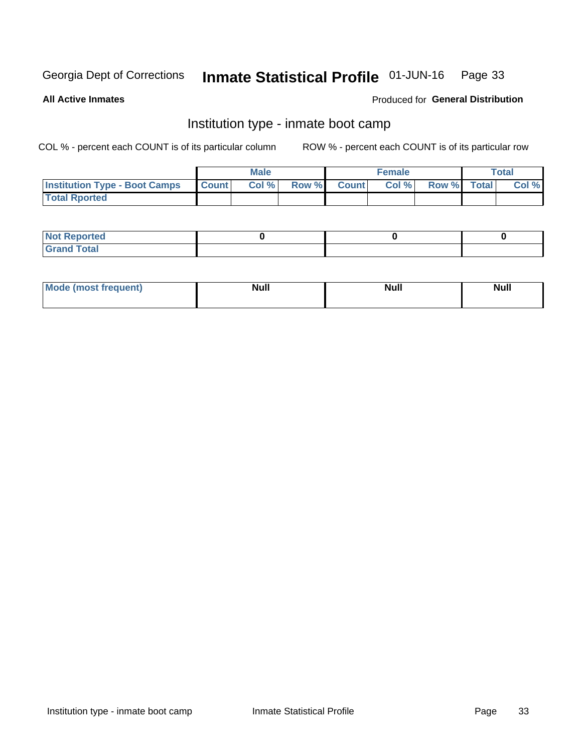Georgia Dept of Corrections **Inmate Statistical Profile** 01-JUN-16

**All Active Inmates**

Produced for **General Distribution**

## Institution type - inmate boot camp

COL % - percent each COUNT is of its particular column

ROW % - percent each COUNT is of its particular row

| | Male | | | Female | | | Total | |
|---|---|---|---|---|---|---|---|---|
| **Institution Type - Boot Camps** | **Count** | **Col %** | **Row %** | **Count** | **Col %** | **Row %** | **Total** | **Col %** |
| **Total Rported** | | | | | | | | |

| | Male | Female | Total |
|---|---|---|---|
| **Not Reported** | **0** | **0** | **0** |
| **Grand Total** | | | |

| | Male | Female | Total |
|---|---|---|---|
| **Mode (most frequent)** | **Null** | **Null** | **Null** |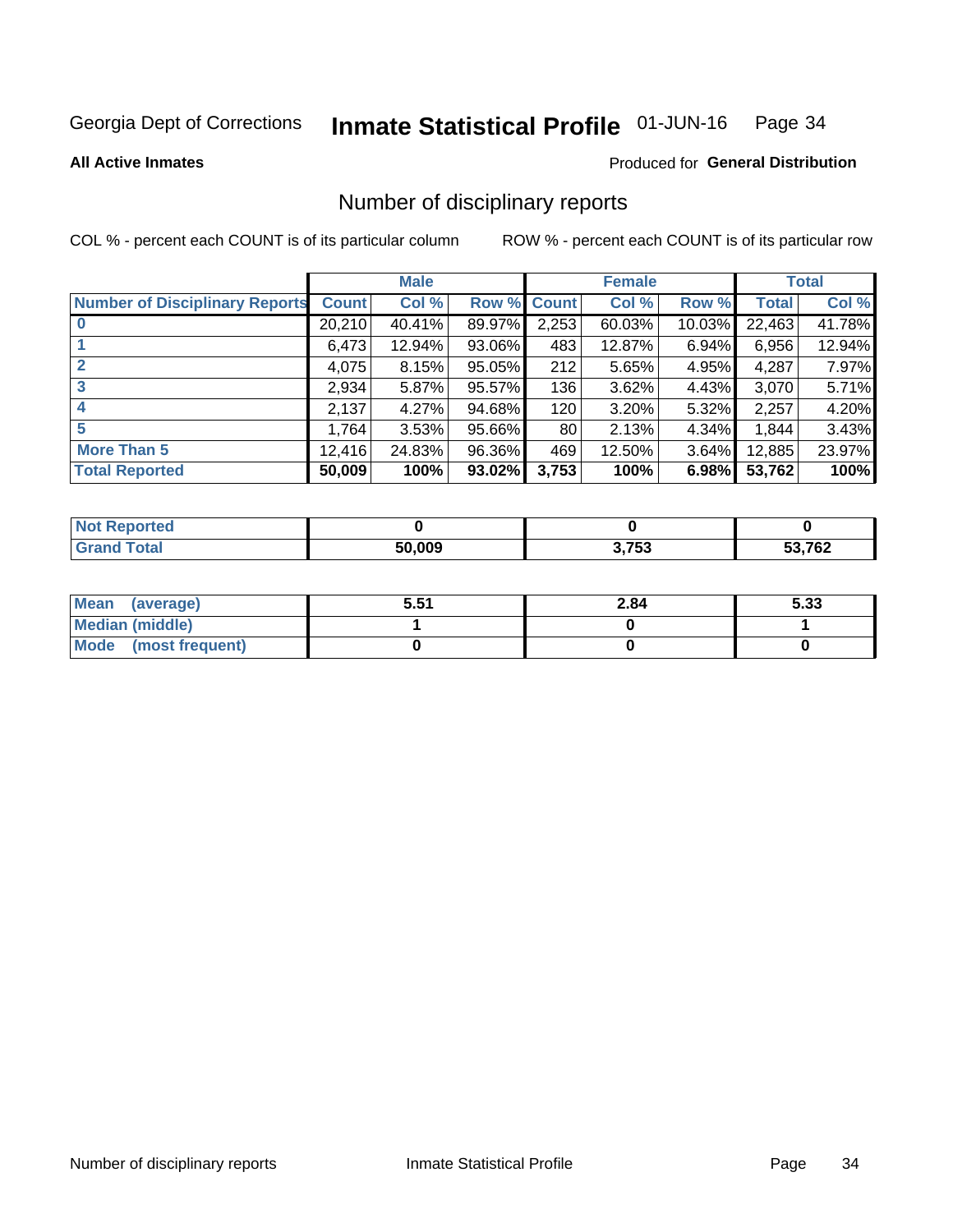Georgia Dept of Corrections **Inmate Statistical Profile** 01-JUN-16

**All Active Inmates**

Produced for **General Distribution**

## Number of disciplinary reports

COL % - percent each COUNT is of its particular column    ROW % - percent each COUNT is of its particular row

| | Male | | | Female | | | Total | |
|---|---|---|---|---|---|---|---|---|
| **Number of Disciplinary Reports** | **Count** | **Col %** | **Row %** | **Count** | **Col %** | **Row %** | **Total** | **Col %** |
| **0** | 20,210 | 40.41% | 89.97% | 2,253 | 60.03% | 10.03% | 22,463 | 41.78% |
| **1** | 6,473 | 12.94% | 93.06% | 483 | 12.87% | 6.94% | 6,956 | 12.94% |
| **2** | 4,075 | 8.15% | 95.05% | 212 | 5.65% | 4.95% | 4,287 | 7.97% |
| **3** | 2,934 | 5.87% | 95.57% | 136 | 3.62% | 4.43% | 3,070 | 5.71% |
| **4** | 2,137 | 4.27% | 94.68% | 120 | 3.20% | 5.32% | 2,257 | 4.20% |
| **5** | 1,764 | 3.53% | 95.66% | 80 | 2.13% | 4.34% | 1,844 | 3.43% |
| **More Than 5** | 12,416 | 24.83% | 96.36% | 469 | 12.50% | 3.64% | 12,885 | 23.97% |
| **Total Reported** | **50,009** | **100%** | **93.02%** | **3,753** | **100%** | **6.98%** | **53,762** | **100%** |

| | Male | Female | Total |
|---|---|---|---|
| **Not Reported** | 0 | 0 | 0 |
| **Grand Total** | 50,009 | 3,753 | 53,762 |

| | Male | Female | Total |
|---|---|---|---|
| **Mean (average)** | 5.51 | 2.84 | 5.33 |
| **Median (middle)** | 1 | 0 | 1 |
| **Mode (most frequent)** | 0 | 0 | 0 |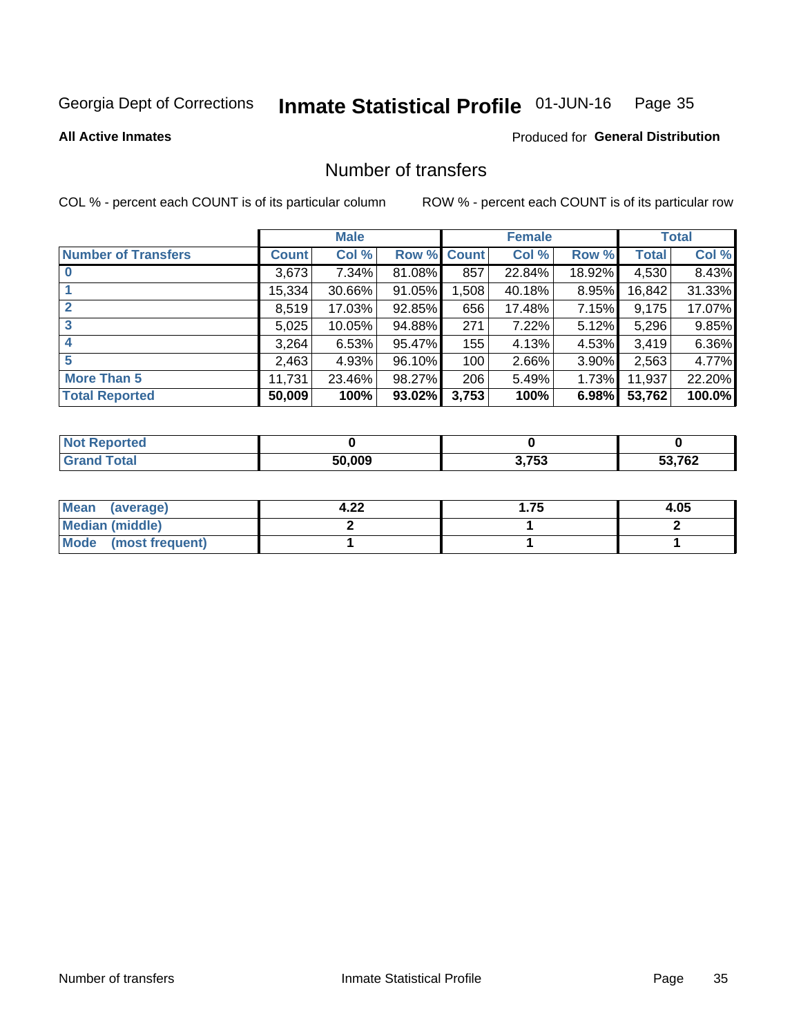Georgia Dept of Corrections **Inmate Statistical Profile** 01-JUN-16

**All Active Inmates**

Produced for **General Distribution**

## Number of transfers

COL % - percent each COUNT is of its particular column  ROW % - percent each COUNT is of its particular row

| | Male | | | Female | | | Total | |
|---|---|---|---|---|---|---|---|---|
| **Number of Transfers** | **Count** | **Col %** | **Row %** | **Count** | **Col %** | **Row %** | **Total** | **Col %** |
| **0** | 3,673 | 7.34% | 81.08% | 857 | 22.84% | 18.92% | 4,530 | 8.43% |
| **1** | 15,334 | 30.66% | 91.05% | 1,508 | 40.18% | 8.95% | 16,842 | 31.33% |
| **2** | 8,519 | 17.03% | 92.85% | 656 | 17.48% | 7.15% | 9,175 | 17.07% |
| **3** | 5,025 | 10.05% | 94.88% | 271 | 7.22% | 5.12% | 5,296 | 9.85% |
| **4** | 3,264 | 6.53% | 95.47% | 155 | 4.13% | 4.53% | 3,419 | 6.36% |
| **5** | 2,463 | 4.93% | 96.10% | 100 | 2.66% | 3.90% | 2,563 | 4.77% |
| **More Than 5** | 11,731 | 23.46% | 98.27% | 206 | 5.49% | 1.73% | 11,937 | 22.20% |
| **Total Reported** | **50,009** | **100%** | **93.02%** | **3,753** | **100%** | **6.98%** | **53,762** | **100.0%** |

| | Male | Female | Total |
|---|---|---|---|
| **Not Reported** | **0** | **0** | **0** |
| **Grand Total** | **50,009** | **3,753** | **53,762** |

| | Male | Female | Total |
|---|---|---|---|
| **Mean (average)** | **4.22** | **1.75** | **4.05** |
| **Median (middle)** | **2** | **1** | **2** |
| **Mode (most frequent)** | **1** | **1** | **1** |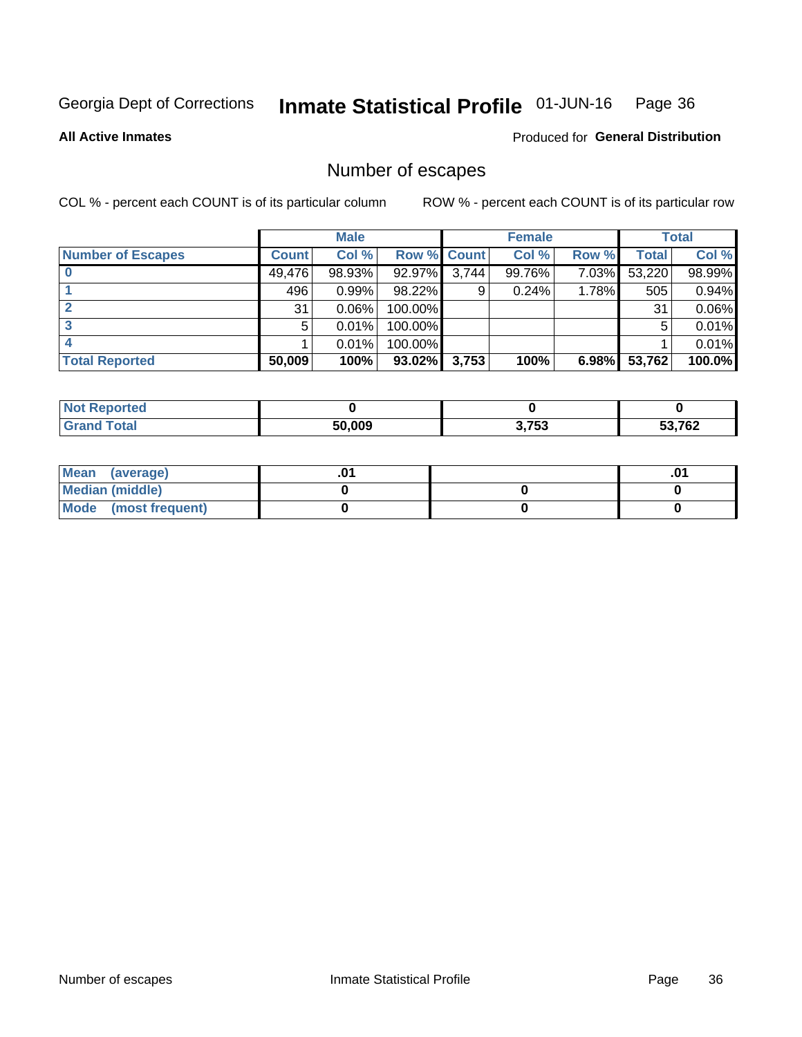Georgia Dept of Corrections **Inmate Statistical Profile** 01-JUN-16

**All Active Inmates**

Produced for **General Distribution**

## Number of escapes

COL % - percent each COUNT is of its particular column

ROW % - percent each COUNT is of its particular row

| | Male | | | Female | | | Total | |
|---|---|---|---|---|---|---|---|---|
| **Number of Escapes** | **Count** | **Col %** | **Row %** | **Count** | **Col %** | **Row %** | **Total** | **Col %** |
| **0** | 49,476 | 98.93% | 92.97% | 3,744 | 99.76% | 7.03% | 53,220 | 98.99% |
| **1** | 496 | 0.99% | 98.22% | 9 | 0.24% | 1.78% | 505 | 0.94% |
| **2** | 31 | 0.06% | 100.00% | | | | 31 | 0.06% |
| **3** | 5 | 0.01% | 100.00% | | | | 5 | 0.01% |
| **4** | 1 | 0.01% | 100.00% | | | | 1 | 0.01% |
| **Total Reported** | **50,009** | **100%** | **93.02%** | **3,753** | **100%** | **6.98%** | **53,762** | **100.0%** |

| | Male | Female | Total |
|---|---|---|---|
| **Not Reported** | **0** | **0** | **0** |
| **Grand Total** | **50,009** | **3,753** | **53,762** |

| | Male | Female | Total |
|---|---|---|---|
| **Mean (average)** | **.01** | | **.01** |
| **Median (middle)** | **0** | **0** | **0** |
| **Mode (most frequent)** | **0** | **0** | **0** |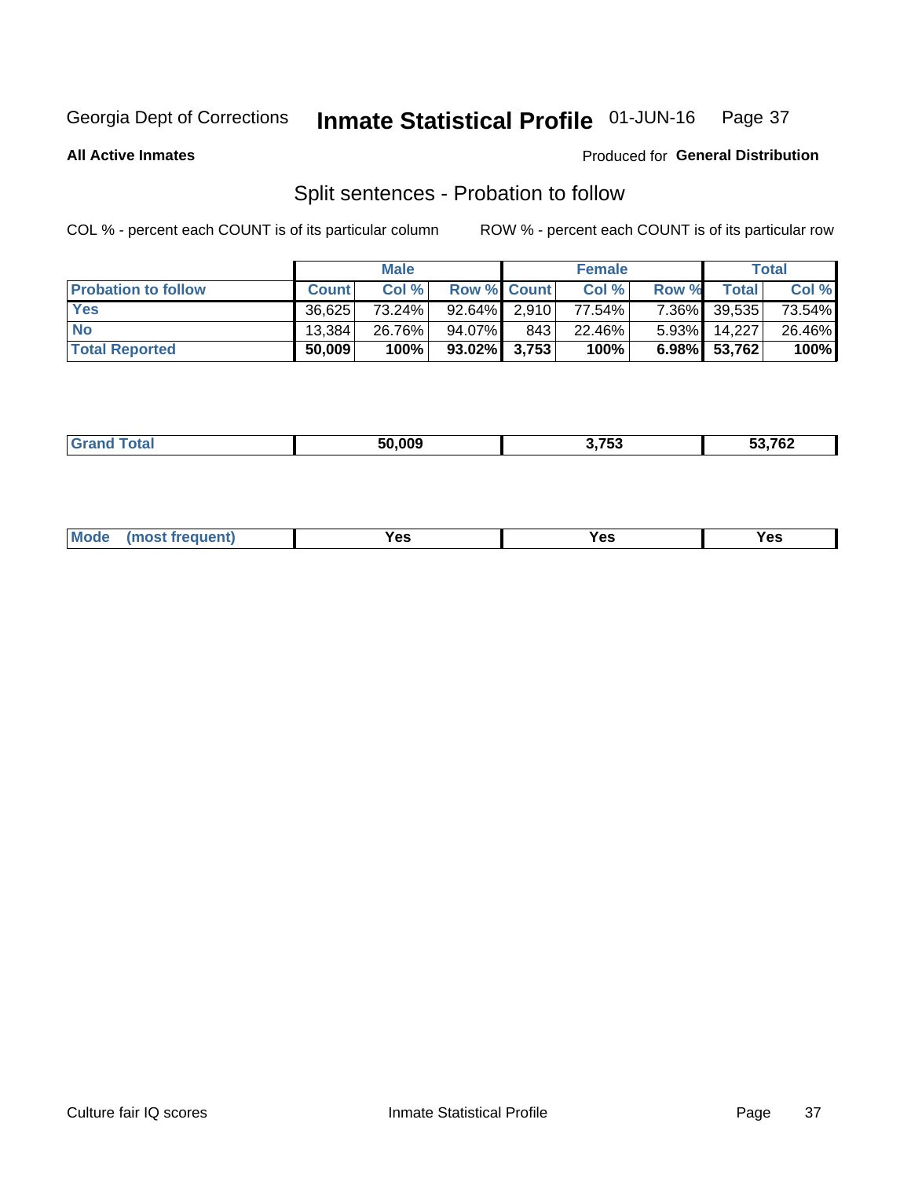Georgia Dept of Corrections **Inmate Statistical Profile** 01-JUN-16

**All Active Inmates**

Produced for **General Distribution**

## Split sentences - Probation to follow

COL % - percent each COUNT is of its particular column

ROW % - percent each COUNT is of its particular row

| | Male | | | Female | | | Total | |
|---|---|---|---|---|---|---|---|---|
| **Probation to follow** | **Count** | **Col %** | **Row %** | **Count** | **Col %** | **Row %** | **Total** | **Col %** |
| **Yes** | 36,625 | 73.24% | 92.64% | 2,910 | 77.54% | 7.36% | 39,535 | 73.54% |
| **No** | 13,384 | 26.76% | 94.07% | 843 | 22.46% | 5.93% | 14,227 | 26.46% |
| **Total Reported** | **50,009** | **100%** | **93.02%** | **3,753** | **100%** | **6.98%** | **53,762** | **100%** |

| | | | |
|---|---|---|---|
| **Grand Total** | **50,009** | **3,753** | **53,762** |

| | | | |
|---|---|---|---|
| **Mode (most frequent)** | **Yes** | **Yes** | **Yes** |

Culture fair IQ scores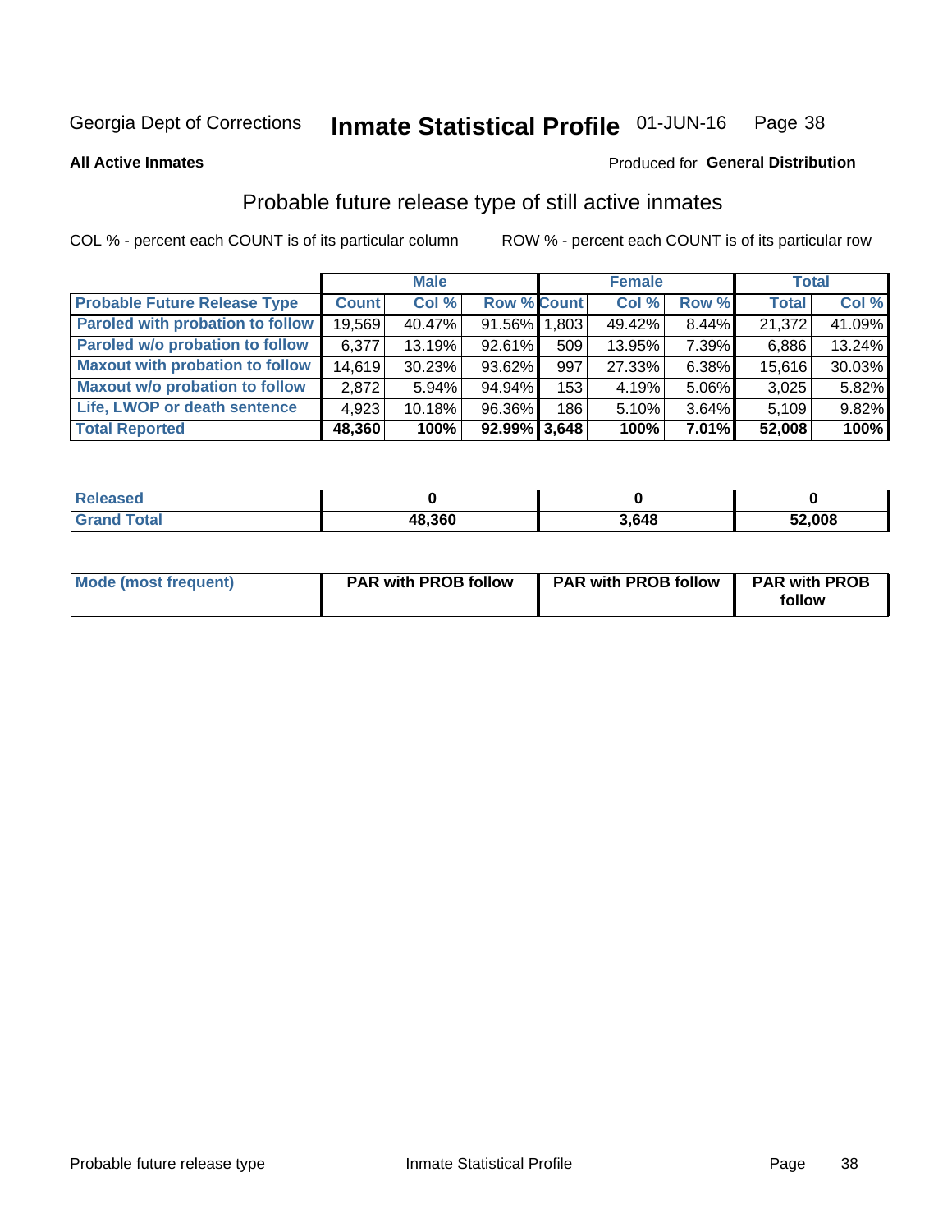Georgia Dept of Corrections **Inmate Statistical Profile** 01-JUN-16

**All Active Inmates**

Produced for **General Distribution**

## Probable future release type of still active inmates

COL % - percent each COUNT is of its particular column

ROW % - percent each COUNT is of its particular row

| | Male | | | Female | | | Total | |
|---|---|---|---|---|---|---|---|---|
| **Probable Future Release Type** | **Count** | **Col %** | **Row %** | **Count** | **Col %** | **Row %** | **Total** | **Col %** |
| **Paroled with probation to follow** | 19,569 | 40.47% | 91.56% | 1,803 | 49.42% | 8.44% | 21,372 | 41.09% |
| **Paroled w/o probation to follow** | 6,377 | 13.19% | 92.61% | 509 | 13.95% | 7.39% | 6,886 | 13.24% |
| **Maxout with probation to follow** | 14,619 | 30.23% | 93.62% | 997 | 27.33% | 6.38% | 15,616 | 30.03% |
| **Maxout w/o probation to follow** | 2,872 | 5.94% | 94.94% | 153 | 4.19% | 5.06% | 3,025 | 5.82% |
| **Life, LWOP or death sentence** | 4,923 | 10.18% | 96.36% | 186 | 5.10% | 3.64% | 5,109 | 9.82% |
| **Total Reported** | **48,360** | **100%** | **92.99%** | **3,648** | **100%** | **7.01%** | **52,008** | **100%** |

| | Male | Female | Total |
|---|---|---|---|
| **Released** | **0** | **0** | **0** |
| **Grand Total** | **48,360** | **3,648** | **52,008** |

| | Male | Female | Total |
|---|---|---|---|
| **Mode (most frequent)** | **PAR with PROB follow** | **PAR with PROB follow** | **PAR with PROB follow** |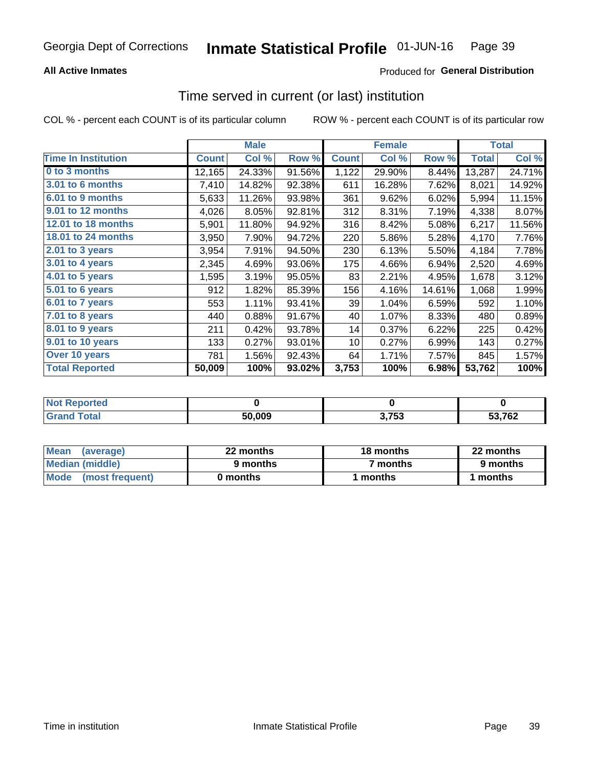Georgia Dept of Corrections **Inmate Statistical Profile** 01-JUN-16

**All Active Inmates**

Produced for **General Distribution**

## Time served in current (or last) institution

COL % - percent each COUNT is of its particular column     ROW % - percent each COUNT is of its particular row

| | Male | | | Female | | | Total | |
|---|---|---|---|---|---|---|---|---|
| **Time In Institution** | **Count** | **Col %** | **Row %** | **Count** | **Col %** | **Row %** | **Total** | **Col %** |
| **0 to 3 months** | 12,165 | 24.33% | 91.56% | 1,122 | 29.90% | 8.44% | 13,287 | 24.71% |
| **3.01 to 6 months** | 7,410 | 14.82% | 92.38% | 611 | 16.28% | 7.62% | 8,021 | 14.92% |
| **6.01 to 9 months** | 5,633 | 11.26% | 93.98% | 361 | 9.62% | 6.02% | 5,994 | 11.15% |
| **9.01 to 12 months** | 4,026 | 8.05% | 92.81% | 312 | 8.31% | 7.19% | 4,338 | 8.07% |
| **12.01 to 18 months** | 5,901 | 11.80% | 94.92% | 316 | 8.42% | 5.08% | 6,217 | 11.56% |
| **18.01 to 24 months** | 3,950 | 7.90% | 94.72% | 220 | 5.86% | 5.28% | 4,170 | 7.76% |
| **2.01 to 3 years** | 3,954 | 7.91% | 94.50% | 230 | 6.13% | 5.50% | 4,184 | 7.78% |
| **3.01 to 4 years** | 2,345 | 4.69% | 93.06% | 175 | 4.66% | 6.94% | 2,520 | 4.69% |
| **4.01 to 5 years** | 1,595 | 3.19% | 95.05% | 83 | 2.21% | 4.95% | 1,678 | 3.12% |
| **5.01 to 6 years** | 912 | 1.82% | 85.39% | 156 | 4.16% | 14.61% | 1,068 | 1.99% |
| **6.01 to 7 years** | 553 | 1.11% | 93.41% | 39 | 1.04% | 6.59% | 592 | 1.10% |
| **7.01 to 8 years** | 440 | 0.88% | 91.67% | 40 | 1.07% | 8.33% | 480 | 0.89% |
| **8.01 to 9 years** | 211 | 0.42% | 93.78% | 14 | 0.37% | 6.22% | 225 | 0.42% |
| **9.01 to 10 years** | 133 | 0.27% | 93.01% | 10 | 0.27% | 6.99% | 143 | 0.27% |
| **Over 10 years** | 781 | 1.56% | 92.43% | 64 | 1.71% | 7.57% | 845 | 1.57% |
| **Total Reported** | **50,009** | **100%** | **93.02%** | **3,753** | **100%** | **6.98%** | **53,762** | **100%** |

| | Male | Female | Total |
|---|---|---|---|
| **Not Reported** | **0** | **0** | **0** |
| **Grand Total** | **50,009** | **3,753** | **53,762** |

| | Male | Female | Total |
|---|---|---|---|
| **Mean (average)** | **22 months** | **18 months** | **22 months** |
| **Median (middle)** | **9 months** | **7 months** | **9 months** |
| **Mode (most frequent)** | **0 months** | **1 months** | **1 months** |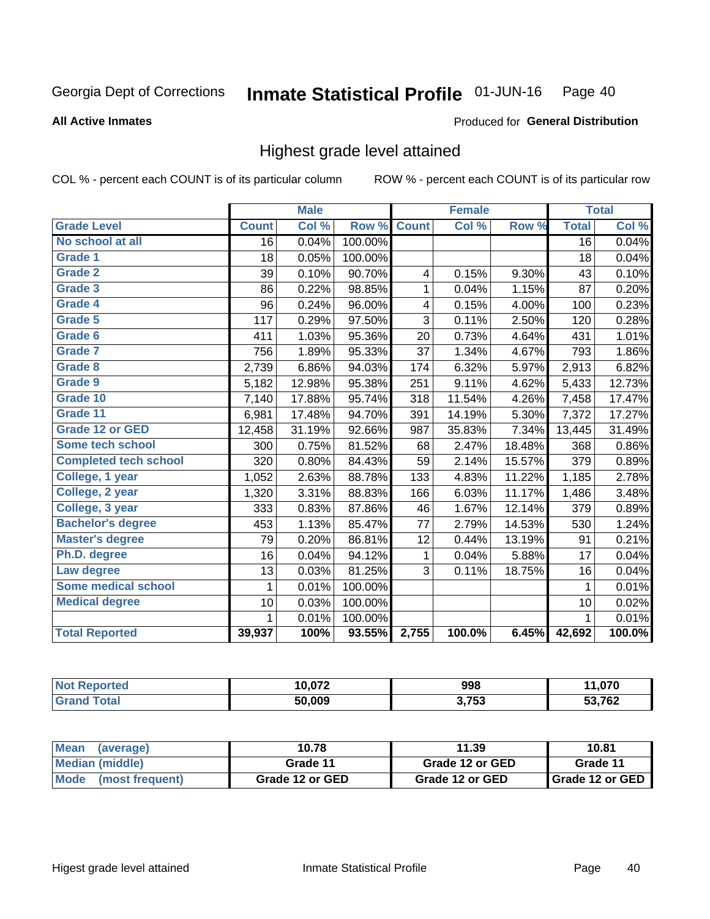Georgia Dept of Corrections **Inmate Statistical Profile** 01-JUN-16 Page 40

**All Active Inmates**

Produced for **General Distribution**

## Highest grade level attained

COL % - percent each COUNT is of its particular column ROW % - percent each COUNT is of its particular row

| | Male | | | Female | | | Total | |
|---|---|---|---|---|---|---|---|---|
| **Grade Level** | **Count** | **Col %** | **Row %** | **Count** | **Col %** | **Row %** | **Total** | **Col %** |
| No school at all | 16 | 0.04% | 100.00% | | | | 16 | 0.04% |
| Grade 1 | 18 | 0.05% | 100.00% | | | | 18 | 0.04% |
| Grade 2 | 39 | 0.10% | 90.70% | 4 | 0.15% | 9.30% | 43 | 0.10% |
| Grade 3 | 86 | 0.22% | 98.85% | 1 | 0.04% | 1.15% | 87 | 0.20% |
| Grade 4 | 96 | 0.24% | 96.00% | 4 | 0.15% | 4.00% | 100 | 0.23% |
| Grade 5 | 117 | 0.29% | 97.50% | 3 | 0.11% | 2.50% | 120 | 0.28% |
| Grade 6 | 411 | 1.03% | 95.36% | 20 | 0.73% | 4.64% | 431 | 1.01% |
| Grade 7 | 756 | 1.89% | 95.33% | 37 | 1.34% | 4.67% | 793 | 1.86% |
| Grade 8 | 2,739 | 6.86% | 94.03% | 174 | 6.32% | 5.97% | 2,913 | 6.82% |
| Grade 9 | 5,182 | 12.98% | 95.38% | 251 | 9.11% | 4.62% | 5,433 | 12.73% |
| Grade 10 | 7,140 | 17.88% | 95.74% | 318 | 11.54% | 4.26% | 7,458 | 17.47% |
| Grade 11 | 6,981 | 17.48% | 94.70% | 391 | 14.19% | 5.30% | 7,372 | 17.27% |
| Grade 12 or GED | 12,458 | 31.19% | 92.66% | 987 | 35.83% | 7.34% | 13,445 | 31.49% |
| Some tech school | 300 | 0.75% | 81.52% | 68 | 2.47% | 18.48% | 368 | 0.86% |
| Completed tech school | 320 | 0.80% | 84.43% | 59 | 2.14% | 15.57% | 379 | 0.89% |
| College, 1 year | 1,052 | 2.63% | 88.78% | 133 | 4.83% | 11.22% | 1,185 | 2.78% |
| College, 2 year | 1,320 | 3.31% | 88.83% | 166 | 6.03% | 11.17% | 1,486 | 3.48% |
| College, 3 year | 333 | 0.83% | 87.86% | 46 | 1.67% | 12.14% | 379 | 0.89% |
| Bachelor's degree | 453 | 1.13% | 85.47% | 77 | 2.79% | 14.53% | 530 | 1.24% |
| Master's degree | 79 | 0.20% | 86.81% | 12 | 0.44% | 13.19% | 91 | 0.21% |
| Ph.D. degree | 16 | 0.04% | 94.12% | 1 | 0.04% | 5.88% | 17 | 0.04% |
| Law degree | 13 | 0.03% | 81.25% | 3 | 0.11% | 18.75% | 16 | 0.04% |
| Some medical school | 1 | 0.01% | 100.00% | | | | 1 | 0.01% |
| Medical degree | 10 | 0.03% | 100.00% | | | | 10 | 0.02% |
| | 1 | 0.01% | 100.00% | | | | 1 | 0.01% |
| **Total Reported** | **39,937** | **100%** | **93.55%** | **2,755** | **100.0%** | **6.45%** | **42,692** | **100.0%** |

| | Male | Female | Total |
|---|---|---|---|
| Not Reported | 10,072 | 998 | 11,070 |
| Grand Total | 50,009 | 3,753 | 53,762 |

| | Male | Female | Total |
|---|---|---|---|
| Mean (average) | 10.78 | 11.39 | 10.81 |
| Median (middle) | Grade 11 | Grade 12 or GED | Grade 11 |
| Mode (most frequent) | Grade 12 or GED | Grade 12 or GED | Grade 12 or GED |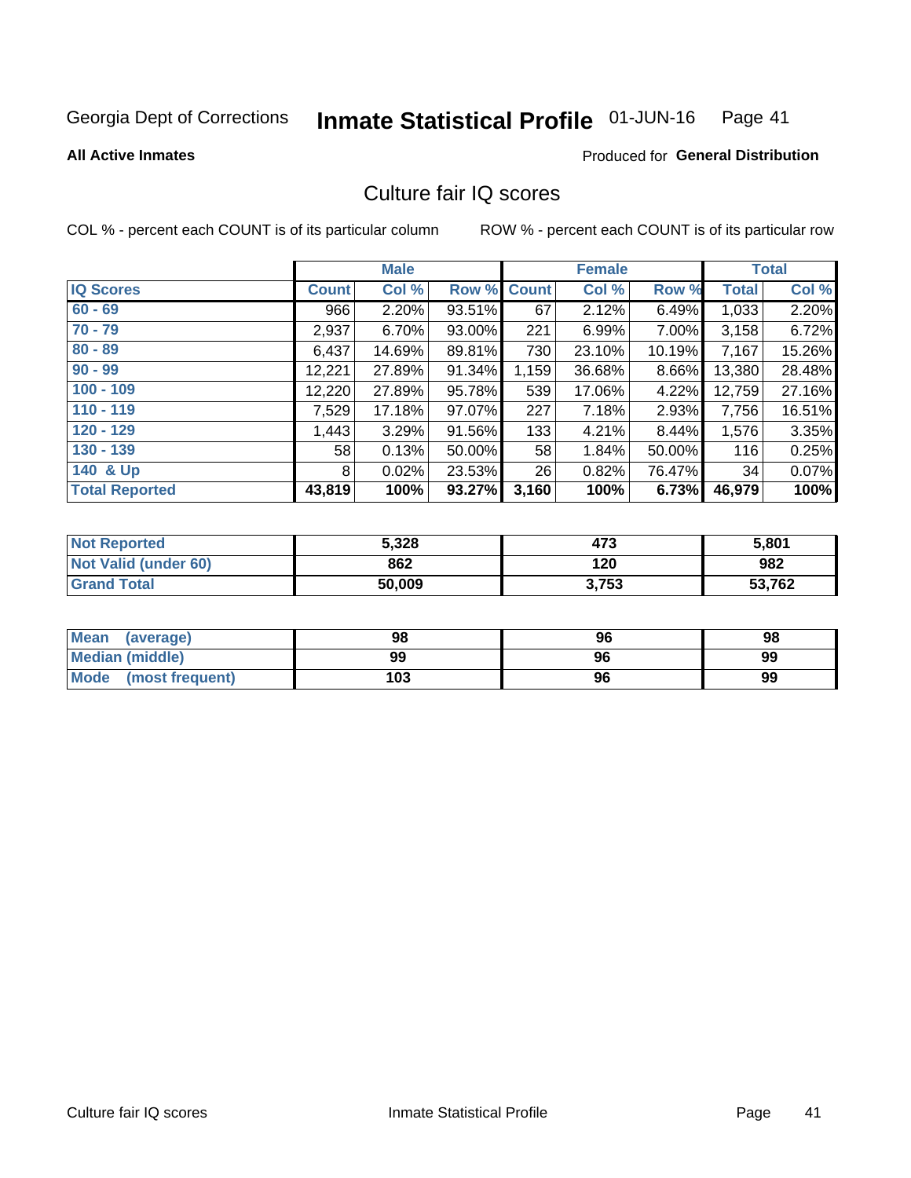Georgia Dept of Corrections **Inmate Statistical Profile** 01-JUN-16

**All Active Inmates**

Produced for **General Distribution**

## Culture fair IQ scores

COL % - percent each COUNT is of its particular column

ROW % - percent each COUNT is of its particular row

| | Male | | | Female | | | Total | |
|---|---|---|---|---|---|---|---|---|
| **IQ Scores** | **Count** | **Col %** | **Row %** | **Count** | **Col %** | **Row %** | **Total** | **Col %** |
| 60 - 69 | 966 | 2.20% | 93.51% | 67 | 2.12% | 6.49% | 1,033 | 2.20% |
| 70 - 79 | 2,937 | 6.70% | 93.00% | 221 | 6.99% | 7.00% | 3,158 | 6.72% |
| 80 - 89 | 6,437 | 14.69% | 89.81% | 730 | 23.10% | 10.19% | 7,167 | 15.26% |
| 90 - 99 | 12,221 | 27.89% | 91.34% | 1,159 | 36.68% | 8.66% | 13,380 | 28.48% |
| 100 - 109 | 12,220 | 27.89% | 95.78% | 539 | 17.06% | 4.22% | 12,759 | 27.16% |
| 110 - 119 | 7,529 | 17.18% | 97.07% | 227 | 7.18% | 2.93% | 7,756 | 16.51% |
| 120 - 129 | 1,443 | 3.29% | 91.56% | 133 | 4.21% | 8.44% | 1,576 | 3.35% |
| 130 - 139 | 58 | 0.13% | 50.00% | 58 | 1.84% | 50.00% | 116 | 0.25% |
| 140 & Up | 8 | 0.02% | 23.53% | 26 | 0.82% | 76.47% | 34 | 0.07% |
| **Total Reported** | **43,819** | **100%** | **93.27%** | **3,160** | **100%** | **6.73%** | **46,979** | **100%** |

| | Male | Female | Total |
|---|---|---|---|
| Not Reported | 5,328 | 473 | 5,801 |
| Not Valid (under 60) | 862 | 120 | 982 |
| Grand Total | 50,009 | 3,753 | 53,762 |

| | Male | Female | Total |
|---|---|---|---|
| Mean (average) | 98 | 96 | 98 |
| Median (middle) | 99 | 96 | 99 |
| Mode (most frequent) | 103 | 96 | 99 |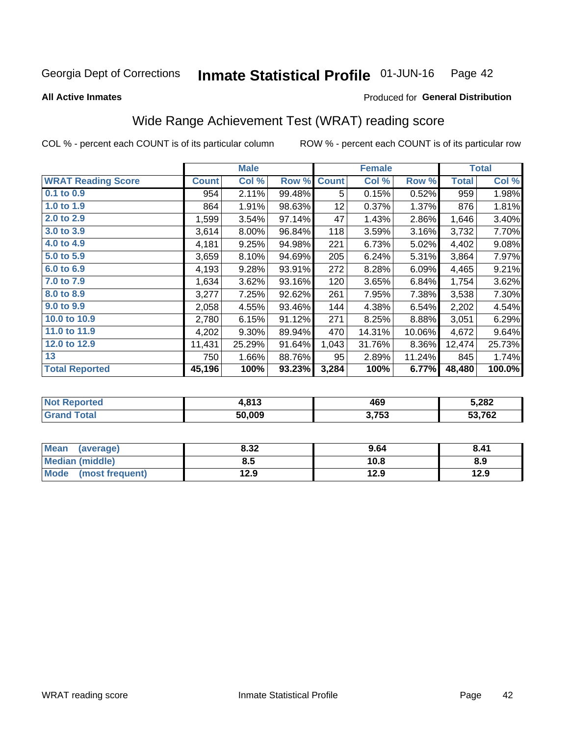Georgia Dept of Corrections **Inmate Statistical Profile** 01-JUN-16

**All Active Inmates**

Produced for **General Distribution**

## Wide Range Achievement Test (WRAT) reading score

COL % - percent each COUNT is of its particular column ROW % - percent each COUNT is of its particular row

| | Male | | | Female | | | Total | |
|---|---|---|---|---|---|---|---|---|
| **WRAT Reading Score** | **Count** | **Col %** | **Row %** | **Count** | **Col %** | **Row %** | **Total** | **Col %** |
| 0.1 to 0.9 | 954 | 2.11% | 99.48% | 5 | 0.15% | 0.52% | 959 | 1.98% |
| 1.0 to 1.9 | 864 | 1.91% | 98.63% | 12 | 0.37% | 1.37% | 876 | 1.81% |
| 2.0 to 2.9 | 1,599 | 3.54% | 97.14% | 47 | 1.43% | 2.86% | 1,646 | 3.40% |
| 3.0 to 3.9 | 3,614 | 8.00% | 96.84% | 118 | 3.59% | 3.16% | 3,732 | 7.70% |
| 4.0 to 4.9 | 4,181 | 9.25% | 94.98% | 221 | 6.73% | 5.02% | 4,402 | 9.08% |
| 5.0 to 5.9 | 3,659 | 8.10% | 94.69% | 205 | 6.24% | 5.31% | 3,864 | 7.97% |
| 6.0 to 6.9 | 4,193 | 9.28% | 93.91% | 272 | 8.28% | 6.09% | 4,465 | 9.21% |
| 7.0 to 7.9 | 1,634 | 3.62% | 93.16% | 120 | 3.65% | 6.84% | 1,754 | 3.62% |
| 8.0 to 8.9 | 3,277 | 7.25% | 92.62% | 261 | 7.95% | 7.38% | 3,538 | 7.30% |
| 9.0 to 9.9 | 2,058 | 4.55% | 93.46% | 144 | 4.38% | 6.54% | 2,202 | 4.54% |
| 10.0 to 10.9 | 2,780 | 6.15% | 91.12% | 271 | 8.25% | 8.88% | 3,051 | 6.29% |
| 11.0 to 11.9 | 4,202 | 9.30% | 89.94% | 470 | 14.31% | 10.06% | 4,672 | 9.64% |
| 12.0 to 12.9 | 11,431 | 25.29% | 91.64% | 1,043 | 31.76% | 8.36% | 12,474 | 25.73% |
| 13 | 750 | 1.66% | 88.76% | 95 | 2.89% | 11.24% | 845 | 1.74% |
| **Total Reported** | **45,196** | **100%** | **93.23%** | **3,284** | **100%** | **6.77%** | **48,480** | **100.0%** |

| | Male | Female | Total |
|---|---|---|---|
| Not Reported | 4,813 | 469 | 5,282 |
| Grand Total | 50,009 | 3,753 | 53,762 |

| | Male | Female | Total |
|---|---|---|---|
| Mean (average) | 8.32 | 9.64 | 8.41 |
| Median (middle) | 8.5 | 10.8 | 8.9 |
| Mode (most frequent) | 12.9 | 12.9 | 12.9 |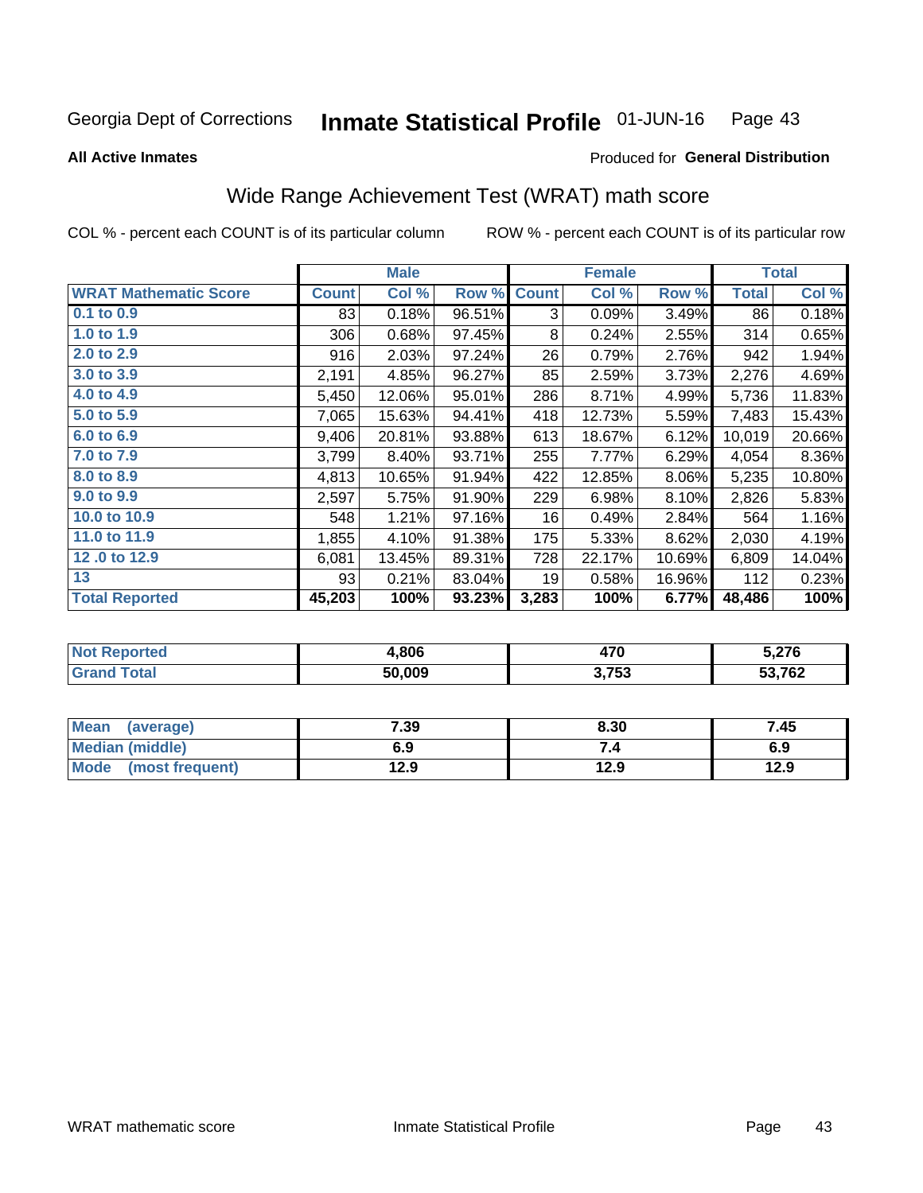Georgia Dept of Corrections **Inmate Statistical Profile** 01-JUN-16

**All Active Inmates**

Produced for **General Distribution**

## Wide Range Achievement Test (WRAT) math score

COL % - percent each COUNT is of its particular column    ROW % - percent each COUNT is of its particular row

| | Male | | | Female | | | Total | |
|---|---|---|---|---|---|---|---|---|
| **WRAT Mathematic Score** | **Count** | **Col %** | **Row %** | **Count** | **Col %** | **Row %** | **Total** | **Col %** |
| 0.1 to 0.9 | 83 | 0.18% | 96.51% | 3 | 0.09% | 3.49% | 86 | 0.18% |
| 1.0 to 1.9 | 306 | 0.68% | 97.45% | 8 | 0.24% | 2.55% | 314 | 0.65% |
| 2.0 to 2.9 | 916 | 2.03% | 97.24% | 26 | 0.79% | 2.76% | 942 | 1.94% |
| 3.0 to 3.9 | 2,191 | 4.85% | 96.27% | 85 | 2.59% | 3.73% | 2,276 | 4.69% |
| 4.0 to 4.9 | 5,450 | 12.06% | 95.01% | 286 | 8.71% | 4.99% | 5,736 | 11.83% |
| 5.0 to 5.9 | 7,065 | 15.63% | 94.41% | 418 | 12.73% | 5.59% | 7,483 | 15.43% |
| 6.0 to 6.9 | 9,406 | 20.81% | 93.88% | 613 | 18.67% | 6.12% | 10,019 | 20.66% |
| 7.0 to 7.9 | 3,799 | 8.40% | 93.71% | 255 | 7.77% | 6.29% | 4,054 | 8.36% |
| 8.0 to 8.9 | 4,813 | 10.65% | 91.94% | 422 | 12.85% | 8.06% | 5,235 | 10.80% |
| 9.0 to 9.9 | 2,597 | 5.75% | 91.90% | 229 | 6.98% | 8.10% | 2,826 | 5.83% |
| 10.0 to 10.9 | 548 | 1.21% | 97.16% | 16 | 0.49% | 2.84% | 564 | 1.16% |
| 11.0 to 11.9 | 1,855 | 4.10% | 91.38% | 175 | 5.33% | 8.62% | 2,030 | 4.19% |
| 12 .0 to 12.9 | 6,081 | 13.45% | 89.31% | 728 | 22.17% | 10.69% | 6,809 | 14.04% |
| 13 | 93 | 0.21% | 83.04% | 19 | 0.58% | 16.96% | 112 | 0.23% |
| **Total Reported** | **45,203** | **100%** | **93.23%** | **3,283** | **100%** | **6.77%** | **48,486** | **100%** |

| | Male | Female | Total |
|---|---|---|---|
| **Not Reported** | **4,806** | **470** | **5,276** |
| **Grand Total** | **50,009** | **3,753** | **53,762** |

| | Male | Female | Total |
|---|---|---|---|
| **Mean (average)** | **7.39** | **8.30** | **7.45** |
| **Median (middle)** | **6.9** | **7.4** | **6.9** |
| **Mode (most frequent)** | **12.9** | **12.9** | **12.9** |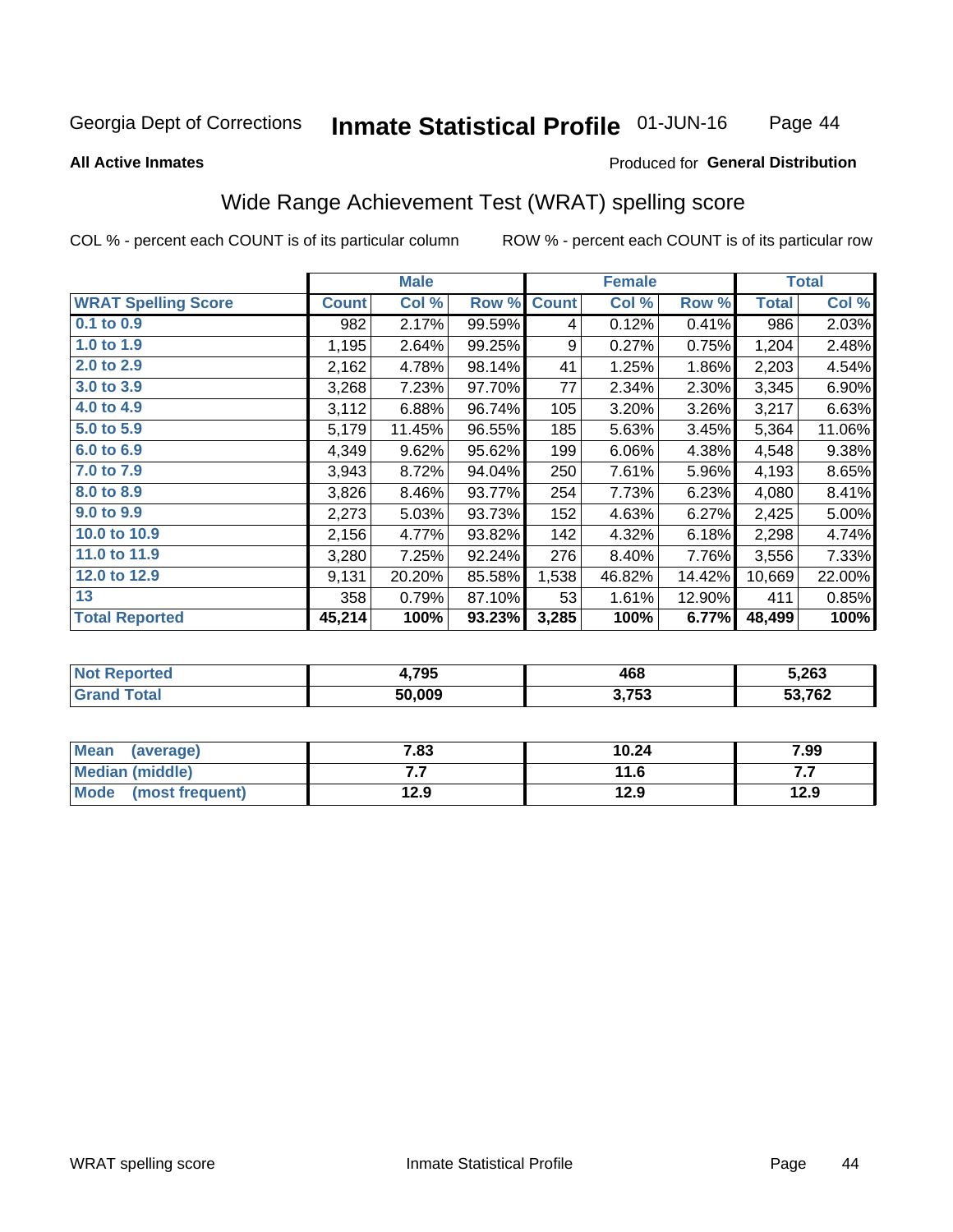Georgia Dept of Corrections **Inmate Statistical Profile** 01-JUN-16

**All Active Inmates**

Produced for **General Distribution**

## Wide Range Achievement Test (WRAT) spelling score

COL % - percent each COUNT is of its particular column ROW % - percent each COUNT is of its particular row

| | Male | | | Female | | | Total | |
|---|---|---|---|---|---|---|---|---|
| **WRAT Spelling Score** | **Count** | **Col %** | **Row %** | **Count** | **Col %** | **Row %** | **Total** | **Col %** |
| 0.1 to 0.9 | 982 | 2.17% | 99.59% | 4 | 0.12% | 0.41% | 986 | 2.03% |
| 1.0 to 1.9 | 1,195 | 2.64% | 99.25% | 9 | 0.27% | 0.75% | 1,204 | 2.48% |
| 2.0 to 2.9 | 2,162 | 4.78% | 98.14% | 41 | 1.25% | 1.86% | 2,203 | 4.54% |
| 3.0 to 3.9 | 3,268 | 7.23% | 97.70% | 77 | 2.34% | 2.30% | 3,345 | 6.90% |
| 4.0 to 4.9 | 3,112 | 6.88% | 96.74% | 105 | 3.20% | 3.26% | 3,217 | 6.63% |
| 5.0 to 5.9 | 5,179 | 11.45% | 96.55% | 185 | 5.63% | 3.45% | 5,364 | 11.06% |
| 6.0 to 6.9 | 4,349 | 9.62% | 95.62% | 199 | 6.06% | 4.38% | 4,548 | 9.38% |
| 7.0 to 7.9 | 3,943 | 8.72% | 94.04% | 250 | 7.61% | 5.96% | 4,193 | 8.65% |
| 8.0 to 8.9 | 3,826 | 8.46% | 93.77% | 254 | 7.73% | 6.23% | 4,080 | 8.41% |
| 9.0 to 9.9 | 2,273 | 5.03% | 93.73% | 152 | 4.63% | 6.27% | 2,425 | 5.00% |
| 10.0 to 10.9 | 2,156 | 4.77% | 93.82% | 142 | 4.32% | 6.18% | 2,298 | 4.74% |
| 11.0 to 11.9 | 3,280 | 7.25% | 92.24% | 276 | 8.40% | 7.76% | 3,556 | 7.33% |
| 12.0 to 12.9 | 9,131 | 20.20% | 85.58% | 1,538 | 46.82% | 14.42% | 10,669 | 22.00% |
| 13 | 358 | 0.79% | 87.10% | 53 | 1.61% | 12.90% | 411 | 0.85% |
| **Total Reported** | **45,214** | **100%** | **93.23%** | **3,285** | **100%** | **6.77%** | **48,499** | **100%** |

| | Male | Female | Total |
|---|---|---|---|
| Not Reported | 4,795 | 468 | 5,263 |
| Grand Total | 50,009 | 3,753 | 53,762 |

| | Male | Female | Total |
|---|---|---|---|
| Mean (average) | 7.83 | 10.24 | 7.99 |
| Median (middle) | 7.7 | 11.6 | 7.7 |
| Mode (most frequent) | 12.9 | 12.9 | 12.9 |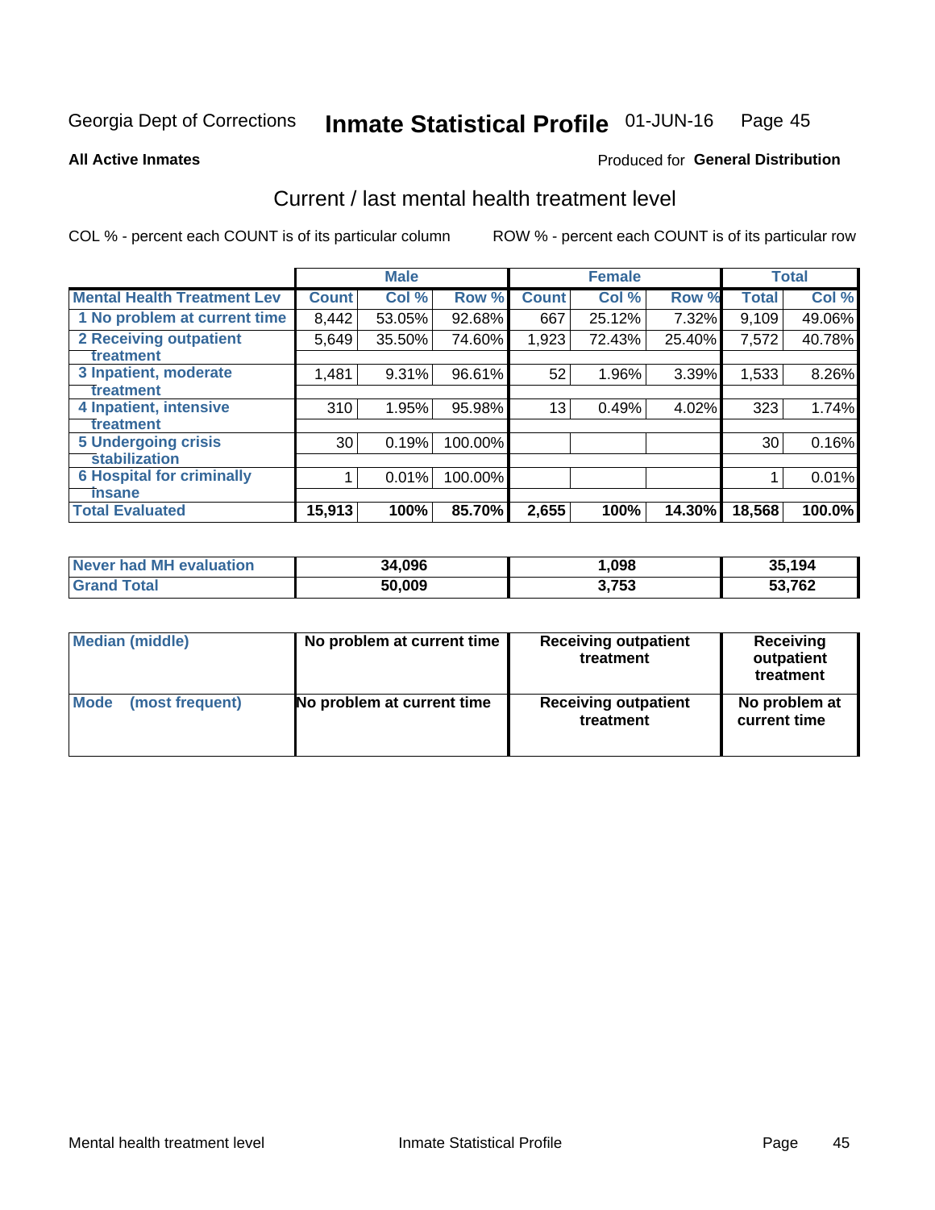Georgia Dept of Corrections **Inmate Statistical Profile** 01-JUN-16 Page 45

**All Active Inmates**

Produced for **General Distribution**

## Current / last mental health treatment level

COL % - percent each COUNT is of its particular column

ROW % - percent each COUNT is of its particular row

| | Male | | | Female | | | Total | |
|---|---|---|---|---|---|---|---|---|
| **Mental Health Treatment Lev** | **Count** | **Col %** | **Row %** | **Count** | **Col %** | **Row %** | **Total** | **Col %** |
| 1 No problem at current time | 8,442 | 53.05% | 92.68% | 667 | 25.12% | 7.32% | 9,109 | 49.06% |
| 2 Receiving outpatient treatment | 5,649 | 35.50% | 74.60% | 1,923 | 72.43% | 25.40% | 7,572 | 40.78% |
| 3 Inpatient, moderate treatment | 1,481 | 9.31% | 96.61% | 52 | 1.96% | 3.39% | 1,533 | 8.26% |
| 4 Inpatient, intensive treatment | 310 | 1.95% | 95.98% | 13 | 0.49% | 4.02% | 323 | 1.74% |
| 5 Undergoing crisis stabilization | 30 | 0.19% | 100.00% | | | | 30 | 0.16% |
| 6 Hospital for criminally insane | 1 | 0.01% | 100.00% | | | | 1 | 0.01% |
| **Total Evaluated** | **15,913** | **100%** | **85.70%** | **2,655** | **100%** | **14.30%** | **18,568** | **100.0%** |

| | Male | Female | Total |
|---|---|---|---|
| **Never had MH evaluation** | **34,096** | **1,098** | **35,194** |
| **Grand Total** | **50,009** | **3,753** | **53,762** |

| | Male | Female | Total |
|---|---|---|---|
| **Median (middle)** | **No problem at current time** | **Receiving outpatient treatment** | **Receiving outpatient treatment** |
| **Mode (most frequent)** | **No problem at current time** | **Receiving outpatient treatment** | **No problem at current time** |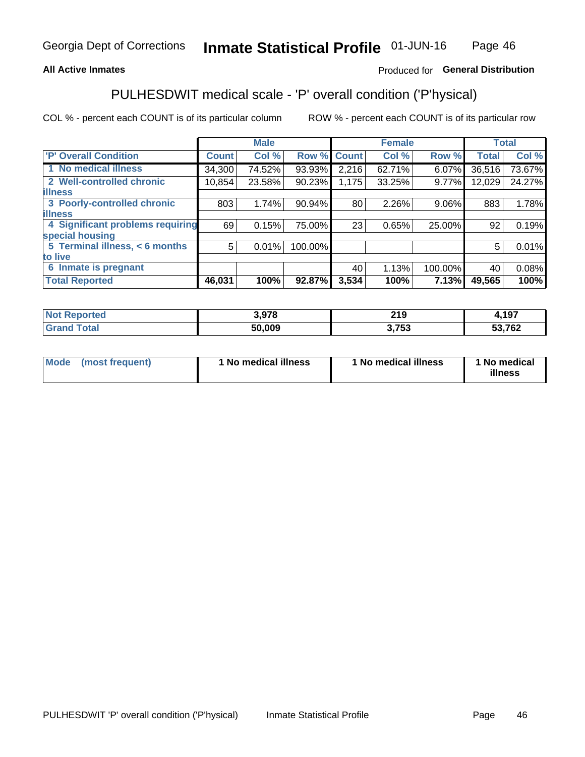Georgia Dept of Corrections **Inmate Statistical Profile** 01-JUN-16

**All Active Inmates**

Produced for **General Distribution**

## PULHESDWIT medical scale - 'P' overall condition ('P'hysical)

COL % - percent each COUNT is of its particular column

ROW % - percent each COUNT is of its particular row

| | Male | | | Female | | | Total | |
|---|---|---|---|---|---|---|---|---|
| **'P' Overall Condition** | **Count** | **Col %** | **Row %** | **Count** | **Col %** | **Row %** | **Total** | **Col %** |
| **1 No medical illness** | 34,300 | 74.52% | 93.93% | 2,216 | 62.71% | 6.07% | 36,516 | 73.67% |
| **2 Well-controlled chronic illness** | 10,854 | 23.58% | 90.23% | 1,175 | 33.25% | 9.77% | 12,029 | 24.27% |
| **3 Poorly-controlled chronic illness** | 803 | 1.74% | 90.94% | 80 | 2.26% | 9.06% | 883 | 1.78% |
| **4 Significant problems requiring special housing** | 69 | 0.15% | 75.00% | 23 | 0.65% | 25.00% | 92 | 0.19% |
| **5 Terminal illness, < 6 months to live** | 5 | 0.01% | 100.00% | | | | 5 | 0.01% |
| **6 Inmate is pregnant** | | | | 40 | 1.13% | 100.00% | 40 | 0.08% |
| **Total Reported** | **46,031** | **100%** | **92.87%** | **3,534** | **100%** | **7.13%** | **49,565** | **100%** |

| | Male | Female | Total |
|---|---|---|---|
| **Not Reported** | **3,978** | **219** | **4,197** |
| **Grand Total** | **50,009** | **3,753** | **53,762** |

| | Male | Female | Total |
|---|---|---|---|
| **Mode (most frequent)** | **1 No medical illness** | **1 No medical illness** | **1 No medical illness** |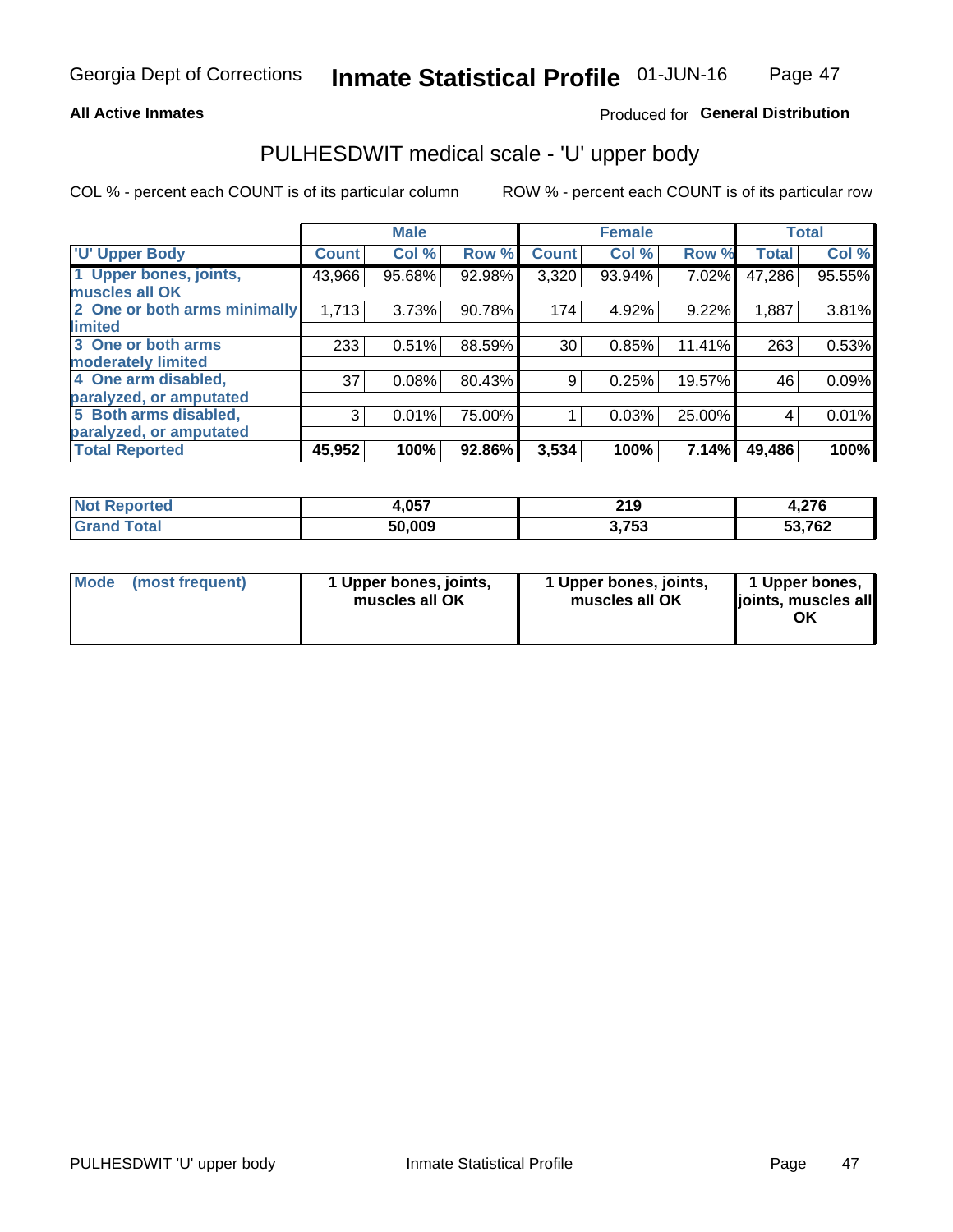Georgia Dept of Corrections **Inmate Statistical Profile** 01-JUN-16

**All Active Inmates**

Produced for **General Distribution**

## PULHESDWIT medical scale - 'U' upper body

COL % - percent each COUNT is of its particular column

ROW % - percent each COUNT is of its particular row

| | Male | | | Female | | | Total | |
|---|---|---|---|---|---|---|---|---|
| 'U' Upper Body | Count | Col % | Row % | Count | Col % | Row % | Total | Col % |
| 1 Upper bones, joints, muscles all OK | 43,966 | 95.68% | 92.98% | 3,320 | 93.94% | 7.02% | 47,286 | 95.55% |
| 2 One or both arms minimally limited | 1,713 | 3.73% | 90.78% | 174 | 4.92% | 9.22% | 1,887 | 3.81% |
| 3 One or both arms moderately limited | 233 | 0.51% | 88.59% | 30 | 0.85% | 11.41% | 263 | 0.53% |
| 4 One arm disabled, paralyzed, or amputated | 37 | 0.08% | 80.43% | 9 | 0.25% | 19.57% | 46 | 0.09% |
| 5 Both arms disabled, paralyzed, or amputated | 3 | 0.01% | 75.00% | 1 | 0.03% | 25.00% | 4 | 0.01% |
| **Total Reported** | **45,952** | **100%** | **92.86%** | **3,534** | **100%** | **7.14%** | **49,486** | **100%** |

| | Male | Female | Total |
|---|---|---|---|
| **Not Reported** | **4,057** | **219** | **4,276** |
| **Grand Total** | **50,009** | **3,753** | **53,762** |

| | Male | Female | Total |
|---|---|---|---|
| **Mode (most frequent)** | **1 Upper bones, joints, muscles all OK** | **1 Upper bones, joints, muscles all OK** | **1 Upper bones, joints, muscles all OK** |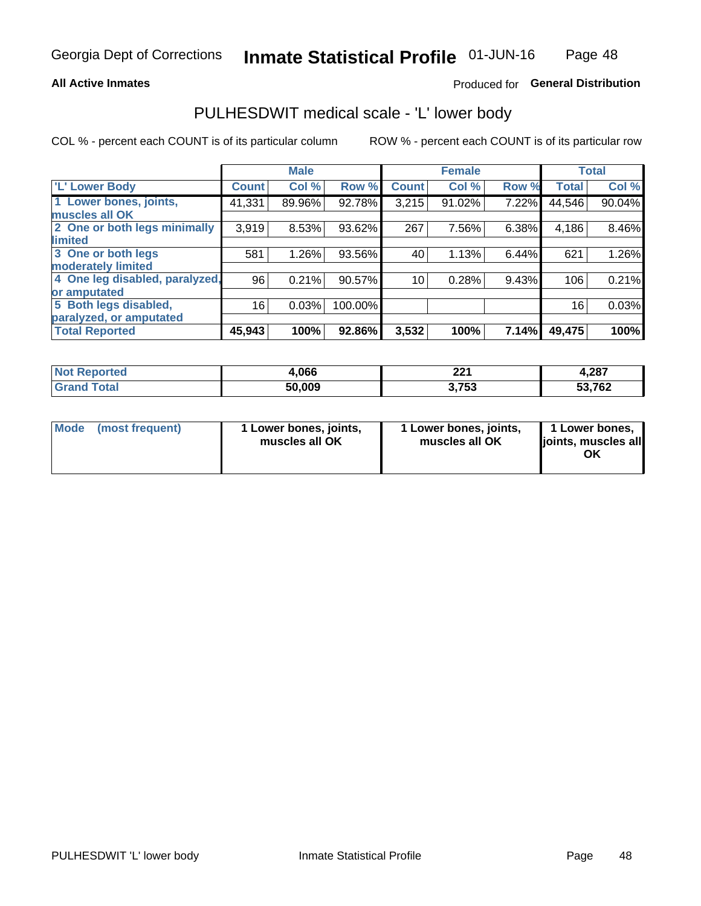Georgia Dept of Corrections **Inmate Statistical Profile** 01-JUN-16

**All Active Inmates**

Produced for **General Distribution**

## PULHESDWIT medical scale - 'L' lower body

COL % - percent each COUNT is of its particular column

ROW % - percent each COUNT is of its particular row

| | Male | | | Female | | | Total | |
|---|---|---|---|---|---|---|---|---|
| **'L' Lower Body** | **Count** | **Col %** | **Row %** | **Count** | **Col %** | **Row %** | **Total** | **Col %** |
| **1 Lower bones, joints, muscles all OK** | 41,331 | 89.96% | 92.78% | 3,215 | 91.02% | 7.22% | 44,546 | 90.04% |
| **2 One or both legs minimally limited** | 3,919 | 8.53% | 93.62% | 267 | 7.56% | 6.38% | 4,186 | 8.46% |
| **3 One or both legs moderately limited** | 581 | 1.26% | 93.56% | 40 | 1.13% | 6.44% | 621 | 1.26% |
| **4 One leg disabled, paralyzed, or amputated** | 96 | 0.21% | 90.57% | 10 | 0.28% | 9.43% | 106 | 0.21% |
| **5 Both legs disabled, paralyzed, or amputated** | 16 | 0.03% | 100.00% | | | | 16 | 0.03% |
| **Total Reported** | **45,943** | **100%** | **92.86%** | **3,532** | **100%** | **7.14%** | **49,475** | **100%** |

| | Male | Female | Total |
|---|---|---|---|
| **Not Reported** | **4,066** | **221** | **4,287** |
| **Grand Total** | **50,009** | **3,753** | **53,762** |

| | Male | Female | Total |
|---|---|---|---|
| **Mode (most frequent)** | **1 Lower bones, joints, muscles all OK** | **1 Lower bones, joints, muscles all OK** | **1 Lower bones, joints, muscles all OK** |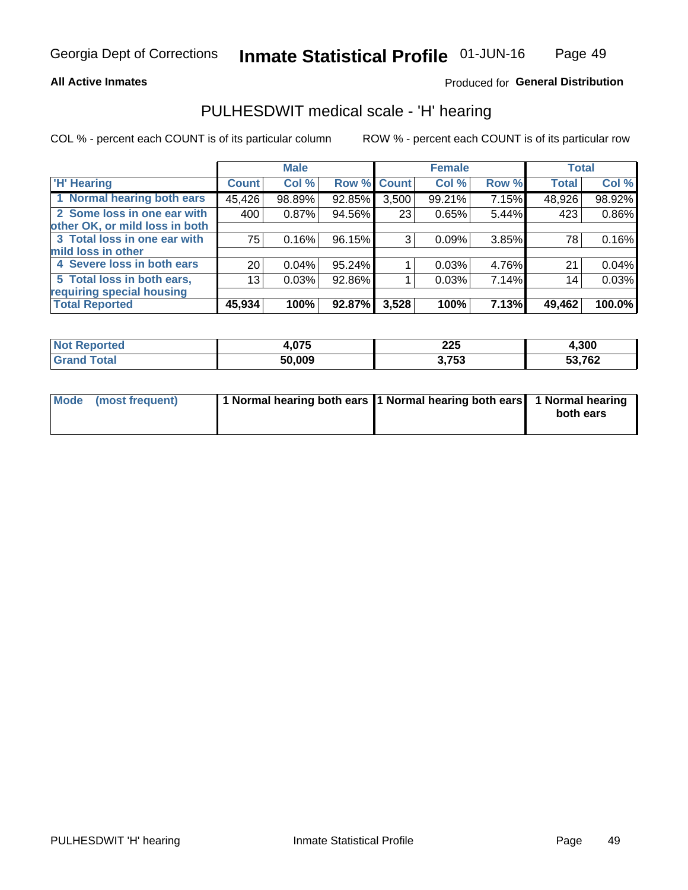Georgia Dept of Corrections **Inmate Statistical Profile** 01-JUN-16

**All Active Inmates**

Produced for **General Distribution**

## PULHESDWIT medical scale - 'H' hearing

COL % - percent each COUNT is of its particular column

ROW % - percent each COUNT is of its particular row

| | Male | | | Female | | | Total | |
|---|---|---|---|---|---|---|---|---|
| **'H' Hearing** | **Count** | **Col %** | **Row %** | **Count** | **Col %** | **Row %** | **Total** | **Col %** |
| **1 Normal hearing both ears** | 45,426 | 98.89% | 92.85% | 3,500 | 99.21% | 7.15% | 48,926 | 98.92% |
| **2 Some loss in one ear with other OK, or mild loss in both** | 400 | 0.87% | 94.56% | 23 | 0.65% | 5.44% | 423 | 0.86% |
| **3 Total loss in one ear with mild loss in other** | 75 | 0.16% | 96.15% | 3 | 0.09% | 3.85% | 78 | 0.16% |
| **4 Severe loss in both ears** | 20 | 0.04% | 95.24% | 1 | 0.03% | 4.76% | 21 | 0.04% |
| **5 Total loss in both ears, requiring special housing** | 13 | 0.03% | 92.86% | 1 | 0.03% | 7.14% | 14 | 0.03% |
| **Total Reported** | **45,934** | **100%** | **92.87%** | **3,528** | **100%** | **7.13%** | **49,462** | **100.0%** |

| | Male | Female | Total |
|---|---|---|---|
| **Not Reported** | **4,075** | **225** | **4,300** |
| **Grand Total** | **50,009** | **3,753** | **53,762** |

| | Male | Female | Total |
|---|---|---|---|
| **Mode (most frequent)** | **1 Normal hearing both ears** | **1 Normal hearing both ears** | **1 Normal hearing both ears** |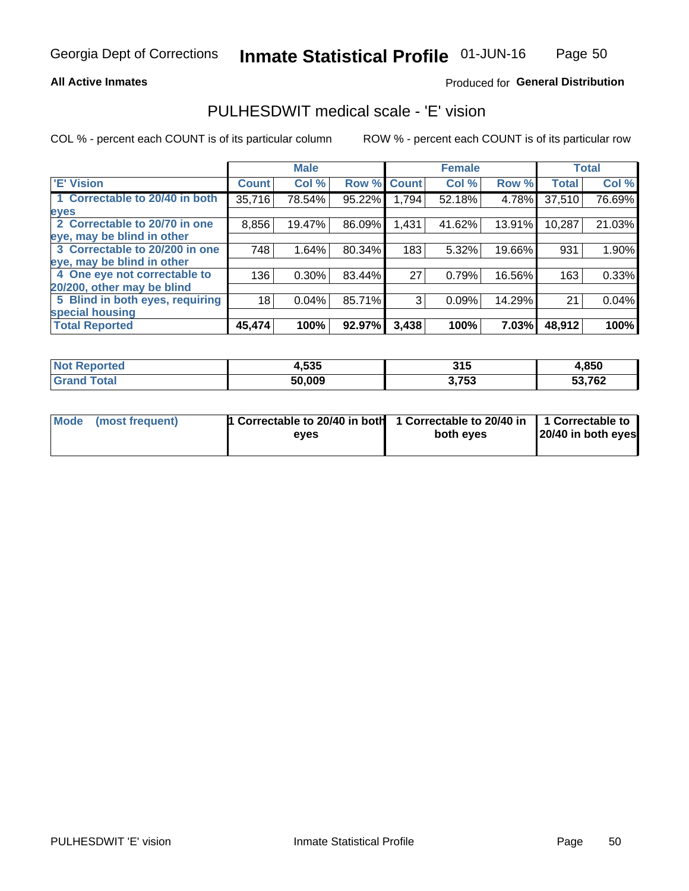Georgia Dept of Corrections **Inmate Statistical Profile** 01-JUN-16

**All Active Inmates**

Produced for **General Distribution**

## PULHESDWIT medical scale - 'E' vision

COL % - percent each COUNT is of its particular column    ROW % - percent each COUNT is of its particular row

| | Male | | | Female | | | Total | |
|---|---|---|---|---|---|---|---|---|
| 'E' Vision | Count | Col % | Row % | Count | Col % | Row % | Total | Col % |
| 1 Correctable to 20/40 in both eyes | 35,716 | 78.54% | 95.22% | 1,794 | 52.18% | 4.78% | 37,510 | 76.69% |
| 2 Correctable to 20/70 in one eye, may be blind in other | 8,856 | 19.47% | 86.09% | 1,431 | 41.62% | 13.91% | 10,287 | 21.03% |
| 3 Correctable to 20/200 in one eye, may be blind in other | 748 | 1.64% | 80.34% | 183 | 5.32% | 19.66% | 931 | 1.90% |
| 4 One eye not correctable to 20/200, other may be blind | 136 | 0.30% | 83.44% | 27 | 0.79% | 16.56% | 163 | 0.33% |
| 5 Blind in both eyes, requiring special housing | 18 | 0.04% | 85.71% | 3 | 0.09% | 14.29% | 21 | 0.04% |
| **Total Reported** | **45,474** | **100%** | **92.97%** | **3,438** | **100%** | **7.03%** | **48,912** | **100%** |

| | Male | Female | Total |
|---|---|---|---|
| **Not Reported** | **4,535** | **315** | **4,850** |
| **Grand Total** | **50,009** | **3,753** | **53,762** |

| | Male | Female | Total |
|---|---|---|---|
| **Mode (most frequent)** | **1 Correctable to 20/40 in both eyes** | **1 Correctable to 20/40 in both eyes** | **1 Correctable to 20/40 in both eyes** |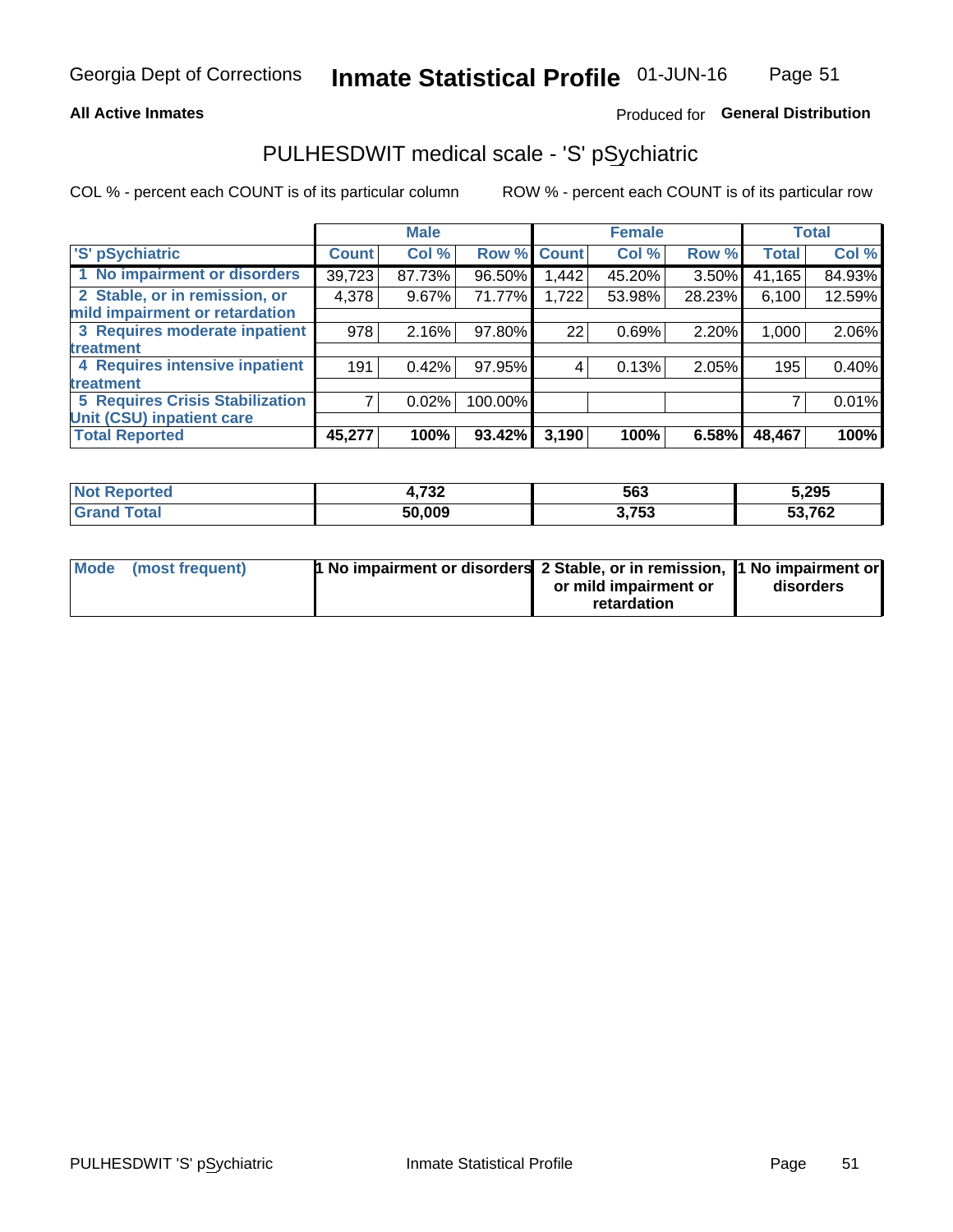# PULHESDWIT medical scale - 'S' pSychiatric

**All Active Inmates** — Produced for **General Distribution**

COL % - percent each COUNT is of its particular column

ROW % - percent each COUNT is of its particular row

| | Male | | | Female | | | Total | |
|---|---|---|---|---|---|---|---|---|
| 'S' pSychiatric | Count | Col % | Row % | Count | Col % | Row % | Total | Col % |
| 1 No impairment or disorders | 39,723 | 87.73% | 96.50% | 1,442 | 45.20% | 3.50% | 41,165 | 84.93% |
| 2 Stable, or in remission, or mild impairment or retardation | 4,378 | 9.67% | 71.77% | 1,722 | 53.98% | 28.23% | 6,100 | 12.59% |
| 3 Requires moderate inpatient treatment | 978 | 2.16% | 97.80% | 22 | 0.69% | 2.20% | 1,000 | 2.06% |
| 4 Requires intensive inpatient treatment | 191 | 0.42% | 97.95% | 4 | 0.13% | 2.05% | 195 | 0.40% |
| 5 Requires Crisis Stabilization Unit (CSU) inpatient care | 7 | 0.02% | 100.00% | | | | 7 | 0.01% |
| **Total Reported** | **45,277** | **100%** | **93.42%** | **3,190** | **100%** | **6.58%** | **48,467** | **100%** |

| | Male | Female | Total |
|---|---|---|---|
| Not Reported | 4,732 | 563 | 5,295 |
| Grand Total | 50,009 | 3,753 | 53,762 |

| | Male | Female | Total |
|---|---|---|---|
| Mode (most frequent) | 1 No impairment or disorders | 2 Stable, or in remission, or mild impairment or retardation | 1 No impairment or disorders |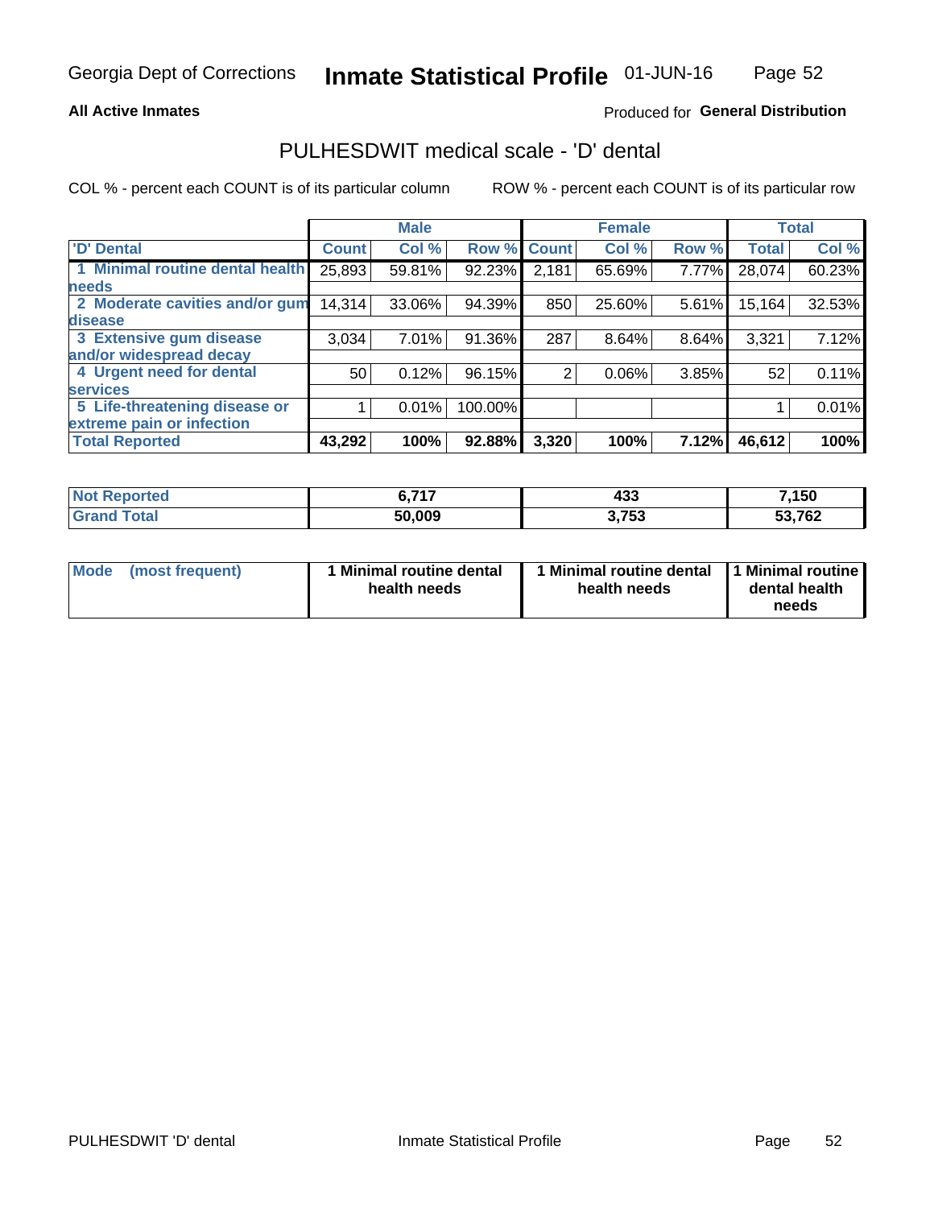Georgia Dept of Corrections **Inmate Statistical Profile** 01-JUN-16

**All Active Inmates**

Produced for **General Distribution**

## PULHESDWIT medical scale - 'D' dental

COL % - percent each COUNT is of its particular column

ROW % - percent each COUNT is of its particular row

| | Male | | | Female | | | Total | |
|---|---|---|---|---|---|---|---|---|
| **'D' Dental** | **Count** | **Col %** | **Row %** | **Count** | **Col %** | **Row %** | **Total** | **Col %** |
| **1 Minimal routine dental health needs** | 25,893 | 59.81% | 92.23% | 2,181 | 65.69% | 7.77% | 28,074 | 60.23% |
| **2 Moderate cavities and/or gum disease** | 14,314 | 33.06% | 94.39% | 850 | 25.60% | 5.61% | 15,164 | 32.53% |
| **3 Extensive gum disease and/or widespread decay** | 3,034 | 7.01% | 91.36% | 287 | 8.64% | 8.64% | 3,321 | 7.12% |
| **4 Urgent need for dental services** | 50 | 0.12% | 96.15% | 2 | 0.06% | 3.85% | 52 | 0.11% |
| **5 Life-threatening disease or extreme pain or infection** | 1 | 0.01% | 100.00% | | | | 1 | 0.01% |
| **Total Reported** | **43,292** | **100%** | **92.88%** | **3,320** | **100%** | **7.12%** | **46,612** | **100%** |

| | Male | Female | Total |
|---|---|---|---|
| **Not Reported** | **6,717** | **433** | **7,150** |
| **Grand Total** | **50,009** | **3,753** | **53,762** |

| | Male | Female | Total |
|---|---|---|---|
| **Mode (most frequent)** | **1 Minimal routine dental health needs** | **1 Minimal routine dental health needs** | **1 Minimal routine dental health needs** |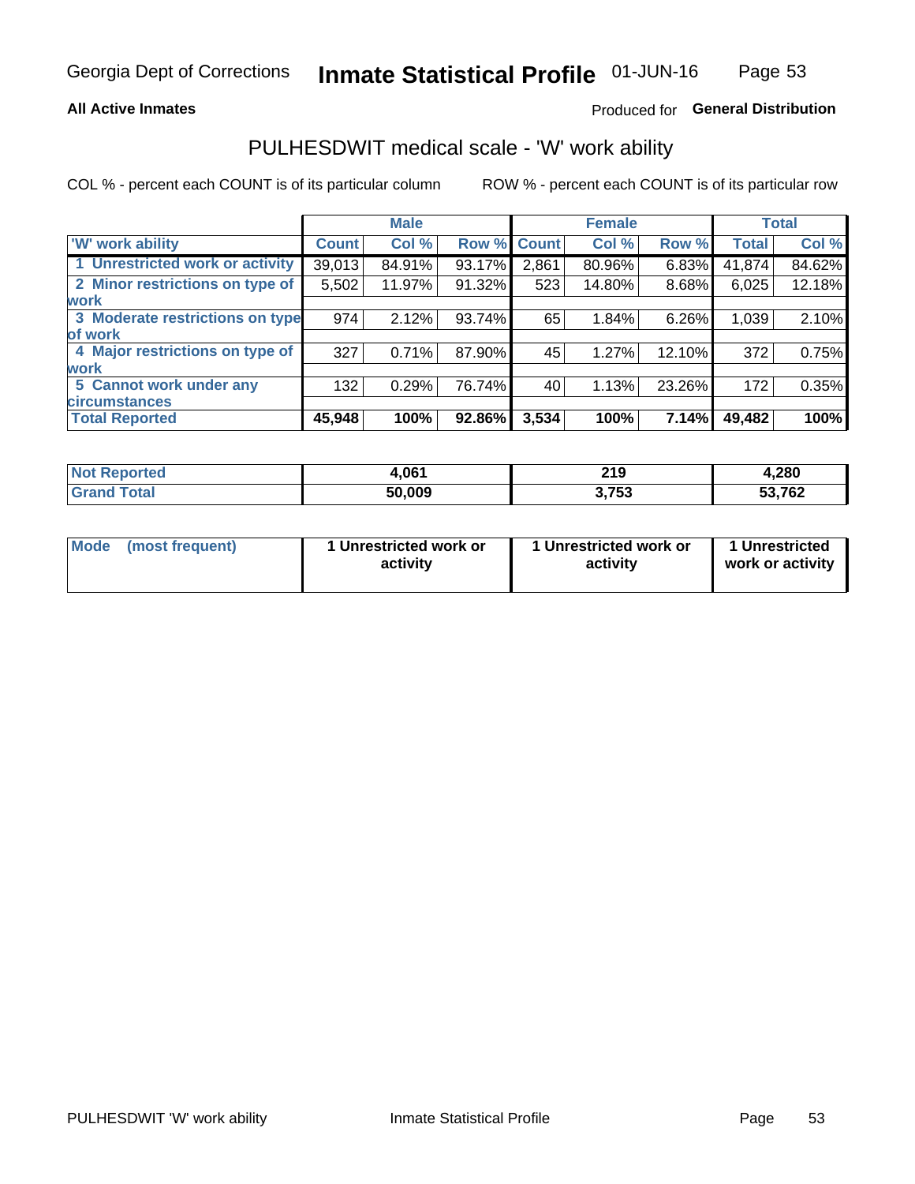## All Active Inmates

Produced for **General Distribution**

# PULHESDWIT medical scale - 'W' work ability

COL % - percent each COUNT is of its particular column

ROW % - percent each COUNT is of its particular row

| 'W' work ability | Male | | | Female | | | Total | |
|---|---|---|---|---|---|---|---|---|
| | Count | Col % | Row % | Count | Col % | Row % | Total | Col % |
| 1 Unrestricted work or activity | 39,013 | 84.91% | 93.17% | 2,861 | 80.96% | 6.83% | 41,874 | 84.62% |
| 2 Minor restrictions on type of work | 5,502 | 11.97% | 91.32% | 523 | 14.80% | 8.68% | 6,025 | 12.18% |
| 3 Moderate restrictions on type of work | 974 | 2.12% | 93.74% | 65 | 1.84% | 6.26% | 1,039 | 2.10% |
| 4 Major restrictions on type of work | 327 | 0.71% | 87.90% | 45 | 1.27% | 12.10% | 372 | 0.75% |
| 5 Cannot work under any circumstances | 132 | 0.29% | 76.74% | 40 | 1.13% | 23.26% | 172 | 0.35% |
| **Total Reported** | **45,948** | **100%** | **92.86%** | **3,534** | **100%** | **7.14%** | **49,482** | **100%** |

| | Male | Female | Total |
|---|---|---|---|
| Not Reported | 4,061 | 219 | 4,280 |
| Grand Total | 50,009 | 3,753 | 53,762 |

| | Male | Female | Total |
|---|---|---|---|
| Mode (most frequent) | 1 Unrestricted work or activity | 1 Unrestricted work or activity | 1 Unrestricted work or activity |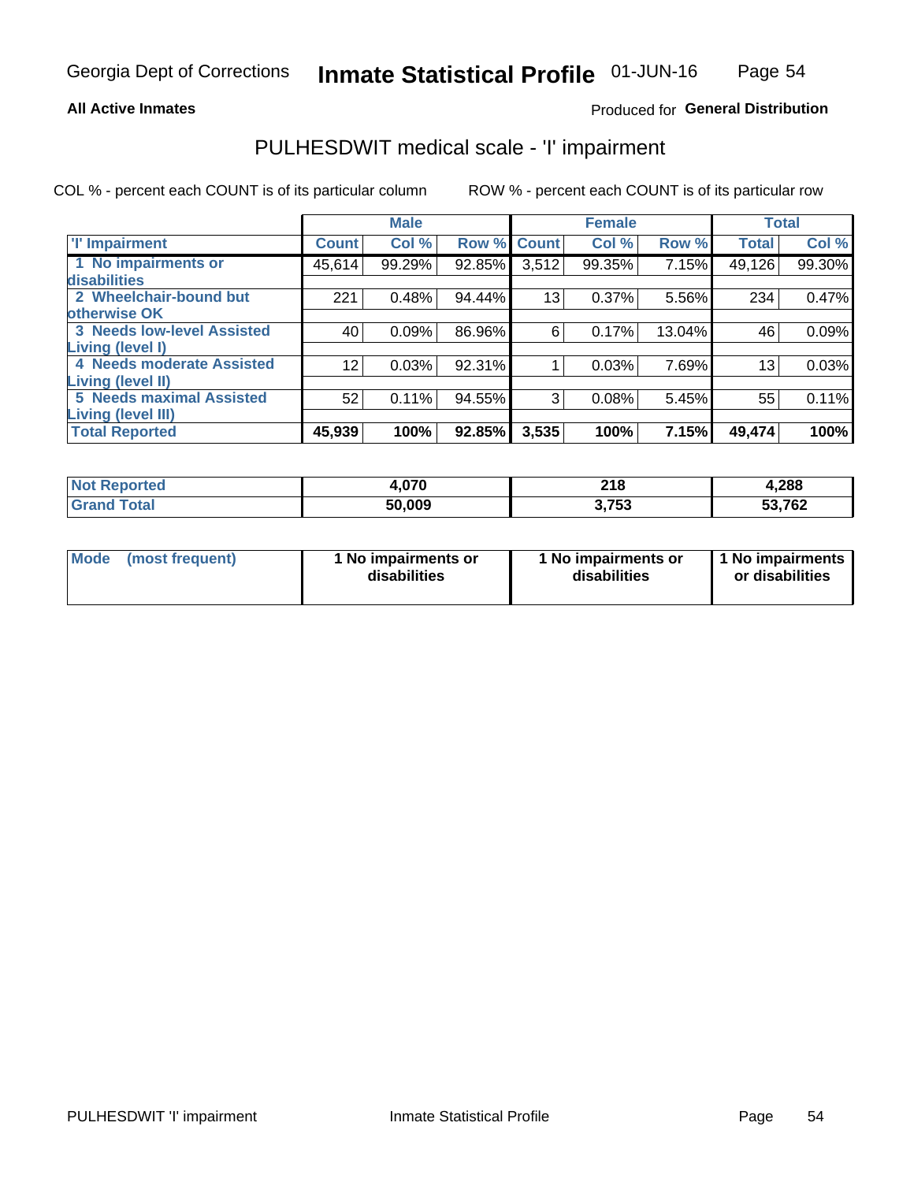**All Active Inmates**

Produced for **General Distribution**

## PULHESDWIT medical scale - 'I' impairment

COL % - percent each COUNT is of its particular column

ROW % - percent each COUNT is of its particular row

| | Male | | | Female | | | Total | |
|---|---|---|---|---|---|---|---|---|
| 'I' Impairment | Count | Col % | Row % | Count | Col % | Row % | Total | Col % |
| 1 No impairments or disabilities | 45,614 | 99.29% | 92.85% | 3,512 | 99.35% | 7.15% | 49,126 | 99.30% |
| 2 Wheelchair-bound but otherwise OK | 221 | 0.48% | 94.44% | 13 | 0.37% | 5.56% | 234 | 0.47% |
| 3 Needs low-level Assisted Living (level I) | 40 | 0.09% | 86.96% | 6 | 0.17% | 13.04% | 46 | 0.09% |
| 4 Needs moderate Assisted Living (level II) | 12 | 0.03% | 92.31% | 1 | 0.03% | 7.69% | 13 | 0.03% |
| 5 Needs maximal Assisted Living (level III) | 52 | 0.11% | 94.55% | 3 | 0.08% | 5.45% | 55 | 0.11% |
| **Total Reported** | **45,939** | **100%** | **92.85%** | **3,535** | **100%** | **7.15%** | **49,474** | **100%** |

| | Male | Female | Total |
|---|---|---|---|
| Not Reported | 4,070 | 218 | 4,288 |
| Grand Total | 50,009 | 3,753 | 53,762 |

| | Male | Female | Total |
|---|---|---|---|
| Mode (most frequent) | 1 No impairments or disabilities | 1 No impairments or disabilities | 1 No impairments or disabilities |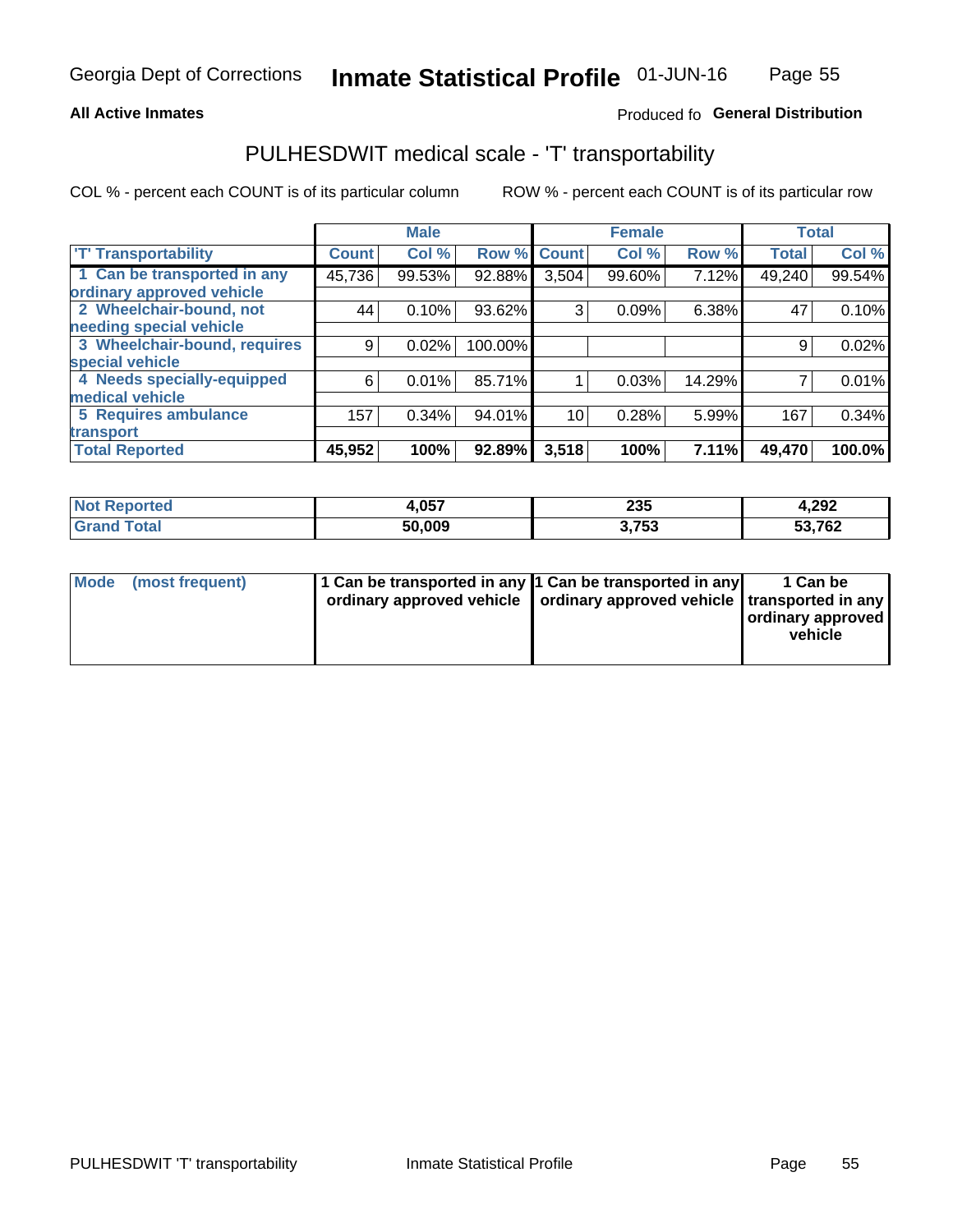Georgia Dept of Corrections **Inmate Statistical Profile** 01-JUN-16

**All Active Inmates**

Produced fo **General Distribution**

## PULHESDWIT medical scale - 'T' transportability

COL % - percent each COUNT is of its particular column

ROW % - percent each COUNT is of its particular row

| | Male | | | Female | | | Total | |
|---|---|---|---|---|---|---|---|---|
| 'T' Transportability | Count | Col % | Row % | Count | Col % | Row % | Total | Col % |
| 1 Can be transported in any ordinary approved vehicle | 45,736 | 99.53% | 92.88% | 3,504 | 99.60% | 7.12% | 49,240 | 99.54% |
| 2 Wheelchair-bound, not needing special vehicle | 44 | 0.10% | 93.62% | 3 | 0.09% | 6.38% | 47 | 0.10% |
| 3 Wheelchair-bound, requires special vehicle | 9 | 0.02% | 100.00% | | | | 9 | 0.02% |
| 4 Needs specially-equipped medical vehicle | 6 | 0.01% | 85.71% | 1 | 0.03% | 14.29% | 7 | 0.01% |
| 5 Requires ambulance transport | 157 | 0.34% | 94.01% | 10 | 0.28% | 5.99% | 167 | 0.34% |
| **Total Reported** | **45,952** | **100%** | **92.89%** | **3,518** | **100%** | **7.11%** | **49,470** | **100.0%** |

| | Male | Female | Total |
|---|---|---|---|
| Not Reported | 4,057 | 235 | 4,292 |
| Grand Total | 50,009 | 3,753 | 53,762 |

| | Male | Female | Total |
|---|---|---|---|
| Mode (most frequent) | 1 Can be transported in any ordinary approved vehicle | 1 Can be transported in any ordinary approved vehicle | 1 Can be transported in any ordinary approved vehicle |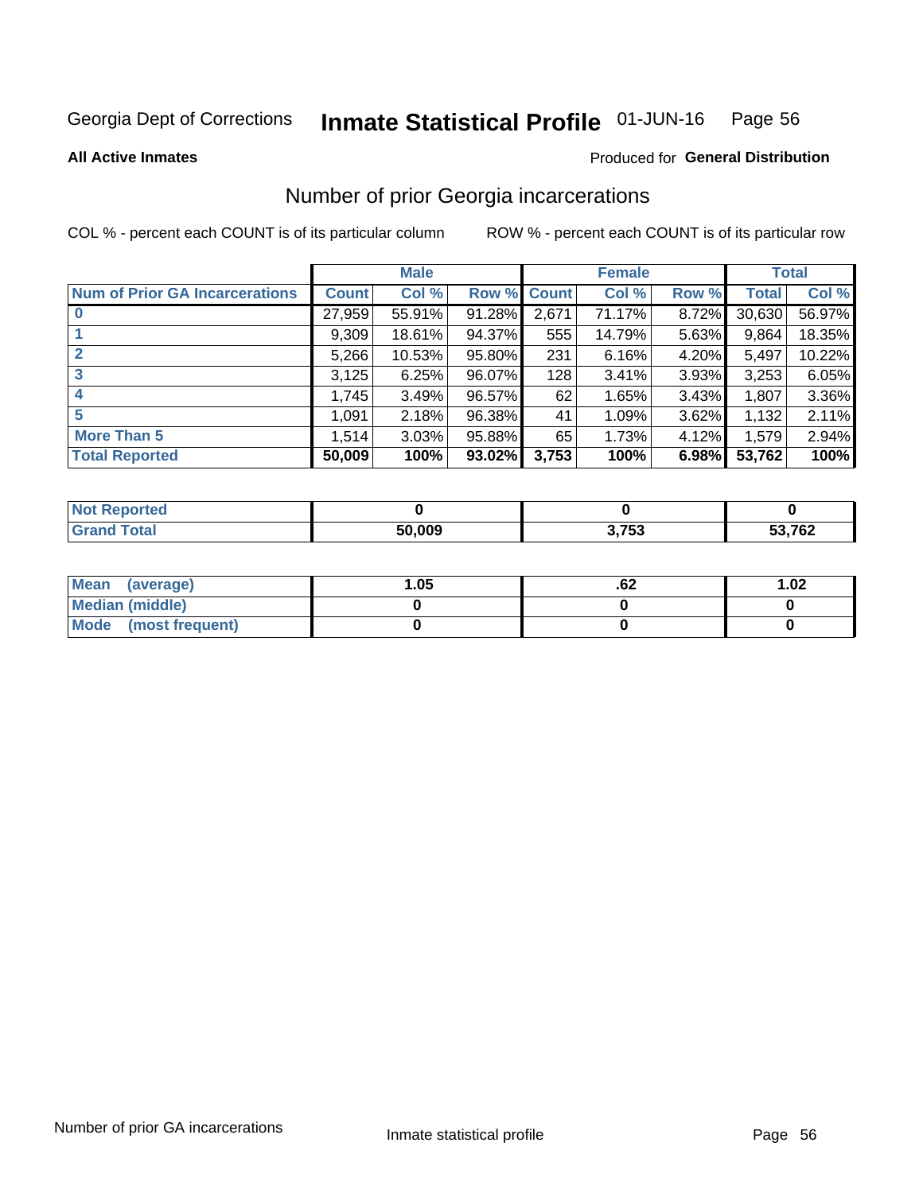Georgia Dept of Corrections **Inmate Statistical Profile** 01-JUN-16

**All Active Inmates** Produced for **General Distribution**

## Number of prior Georgia incarcerations

COL % - percent each COUNT is of its particular column ROW % - percent each COUNT is of its particular row

| | Male | | | Female | | | Total | |
|---|---|---|---|---|---|---|---|---|
| **Num of Prior GA Incarcerations** | **Count** | **Col %** | **Row %** | **Count** | **Col %** | **Row %** | **Total** | **Col %** |
| **0** | 27,959 | 55.91% | 91.28% | 2,671 | 71.17% | 8.72% | 30,630 | 56.97% |
| **1** | 9,309 | 18.61% | 94.37% | 555 | 14.79% | 5.63% | 9,864 | 18.35% |
| **2** | 5,266 | 10.53% | 95.80% | 231 | 6.16% | 4.20% | 5,497 | 10.22% |
| **3** | 3,125 | 6.25% | 96.07% | 128 | 3.41% | 3.93% | 3,253 | 6.05% |
| **4** | 1,745 | 3.49% | 96.57% | 62 | 1.65% | 3.43% | 1,807 | 3.36% |
| **5** | 1,091 | 2.18% | 96.38% | 41 | 1.09% | 3.62% | 1,132 | 2.11% |
| **More Than 5** | 1,514 | 3.03% | 95.88% | 65 | 1.73% | 4.12% | 1,579 | 2.94% |
| **Total Reported** | **50,009** | **100%** | **93.02%** | **3,753** | **100%** | **6.98%** | **53,762** | **100%** |

| | Male | Female | Total |
|---|---|---|---|
| **Not Reported** | **0** | **0** | **0** |
| **Grand Total** | **50,009** | **3,753** | **53,762** |

| | Male | Female | Total |
|---|---|---|---|
| **Mean (average)** | **1.05** | **.62** | **1.02** |
| **Median (middle)** | **0** | **0** | **0** |
| **Mode (most frequent)** | **0** | **0** | **0** |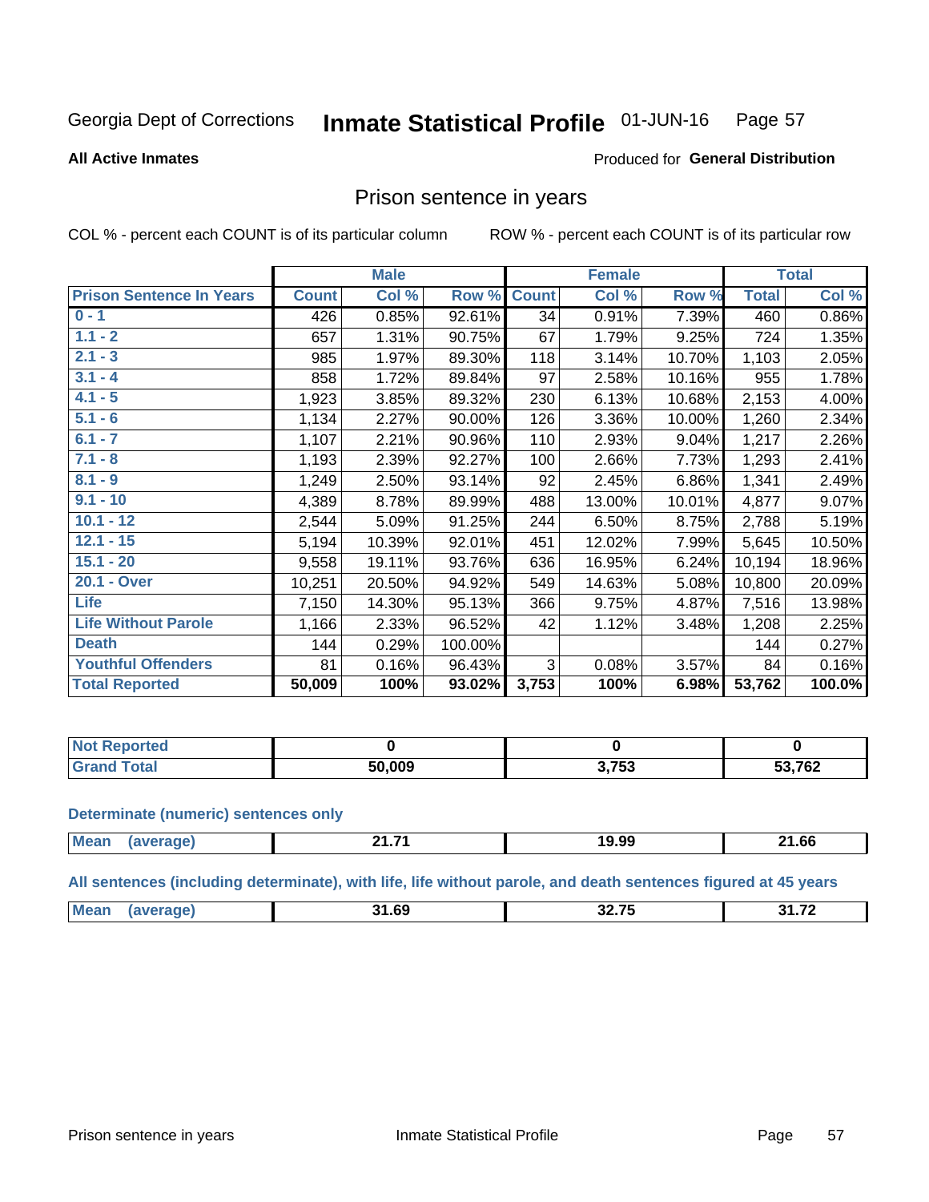Georgia Dept of Corrections **Inmate Statistical Profile** 01-JUN-16

**All Active Inmates**

Produced for **General Distribution**

## Prison sentence in years

COL % - percent each COUNT is of its particular column    ROW % - percent each COUNT is of its particular row

| | Male | | | Female | | | Total | |
|---|---|---|---|---|---|---|---|---|
| **Prison Sentence In Years** | **Count** | **Col %** | **Row %** | **Count** | **Col %** | **Row %** | **Total** | **Col %** |
| **0 - 1** | 426 | 0.85% | 92.61% | 34 | 0.91% | 7.39% | 460 | 0.86% |
| **1.1 - 2** | 657 | 1.31% | 90.75% | 67 | 1.79% | 9.25% | 724 | 1.35% |
| **2.1 - 3** | 985 | 1.97% | 89.30% | 118 | 3.14% | 10.70% | 1,103 | 2.05% |
| **3.1 - 4** | 858 | 1.72% | 89.84% | 97 | 2.58% | 10.16% | 955 | 1.78% |
| **4.1 - 5** | 1,923 | 3.85% | 89.32% | 230 | 6.13% | 10.68% | 2,153 | 4.00% |
| **5.1 - 6** | 1,134 | 2.27% | 90.00% | 126 | 3.36% | 10.00% | 1,260 | 2.34% |
| **6.1 - 7** | 1,107 | 2.21% | 90.96% | 110 | 2.93% | 9.04% | 1,217 | 2.26% |
| **7.1 - 8** | 1,193 | 2.39% | 92.27% | 100 | 2.66% | 7.73% | 1,293 | 2.41% |
| **8.1 - 9** | 1,249 | 2.50% | 93.14% | 92 | 2.45% | 6.86% | 1,341 | 2.49% |
| **9.1 - 10** | 4,389 | 8.78% | 89.99% | 488 | 13.00% | 10.01% | 4,877 | 9.07% |
| **10.1 - 12** | 2,544 | 5.09% | 91.25% | 244 | 6.50% | 8.75% | 2,788 | 5.19% |
| **12.1 - 15** | 5,194 | 10.39% | 92.01% | 451 | 12.02% | 7.99% | 5,645 | 10.50% |
| **15.1 - 20** | 9,558 | 19.11% | 93.76% | 636 | 16.95% | 6.24% | 10,194 | 18.96% |
| **20.1 - Over** | 10,251 | 20.50% | 94.92% | 549 | 14.63% | 5.08% | 10,800 | 20.09% |
| **Life** | 7,150 | 14.30% | 95.13% | 366 | 9.75% | 4.87% | 7,516 | 13.98% |
| **Life Without Parole** | 1,166 | 2.33% | 96.52% | 42 | 1.12% | 3.48% | 1,208 | 2.25% |
| **Death** | 144 | 0.29% | 100.00% | | | | 144 | 0.27% |
| **Youthful Offenders** | 81 | 0.16% | 96.43% | 3 | 0.08% | 3.57% | 84 | 0.16% |
| **Total Reported** | **50,009** | **100%** | **93.02%** | **3,753** | **100%** | **6.98%** | **53,762** | **100.0%** |

| | Male | Female | Total |
|---|---|---|---|
| **Not Reported** | **0** | **0** | **0** |
| **Grand Total** | **50,009** | **3,753** | **53,762** |

**Determinate (numeric) sentences only**

| | Male | Female | Total |
|---|---|---|---|
| **Mean (average)** | **21.71** | **19.99** | **21.66** |

**All sentences (including determinate), with life, life without parole, and death sentences figured at 45 years**

| | Male | Female | Total |
|---|---|---|---|
| **Mean (average)** | **31.69** | **32.75** | **31.72** |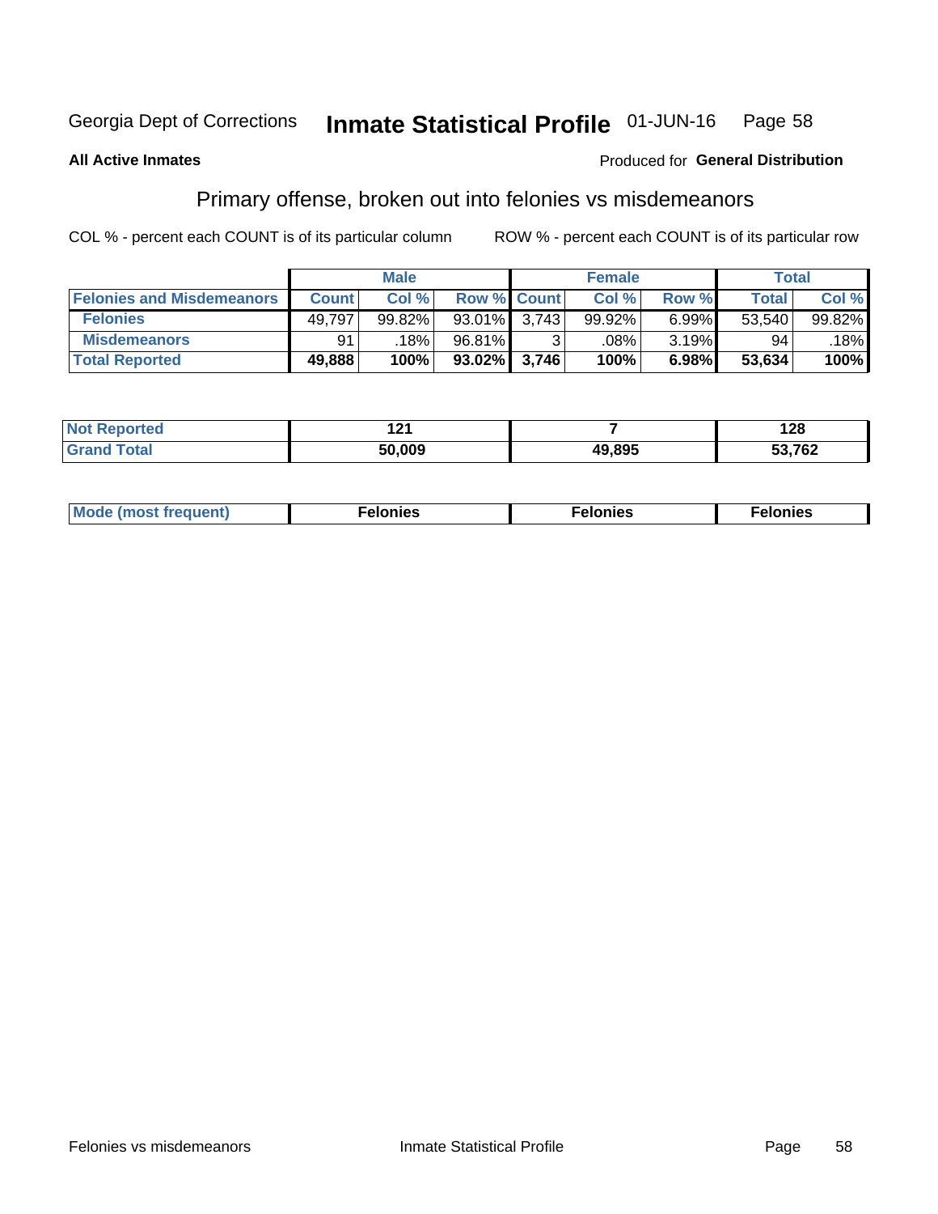Georgia Dept of Corrections **Inmate Statistical Profile** 01-JUN-16 Page 58

**All Active Inmates**

Produced for **General Distribution**

## Primary offense, broken out into felonies vs misdemeanors

COL % - percent each COUNT is of its particular column

ROW % - percent each COUNT is of its particular row

| | Male | | | Female | | | Total | |
|---|---|---|---|---|---|---|---|---|
| **Felonies and Misdemeanors** | **Count** | **Col %** | **Row %** | **Count** | **Col %** | **Row %** | **Total** | **Col %** |
| **Felonies** | 49,797 | 99.82% | 93.01% | 3,743 | 99.92% | 6.99% | 53,540 | 99.82% |
| **Misdemeanors** | 91 | .18% | 96.81% | 3 | .08% | 3.19% | 94 | .18% |
| **Total Reported** | **49,888** | **100%** | **93.02%** | **3,746** | **100%** | **6.98%** | **53,634** | **100%** |

| | Male | Female | Total |
|---|---|---|---|
| **Not Reported** | **121** | **7** | **128** |
| **Grand Total** | **50,009** | **49,895** | **53,762** |

| | Male | Female | Total |
|---|---|---|---|
| **Mode (most frequent)** | **Felonies** | **Felonies** | **Felonies** |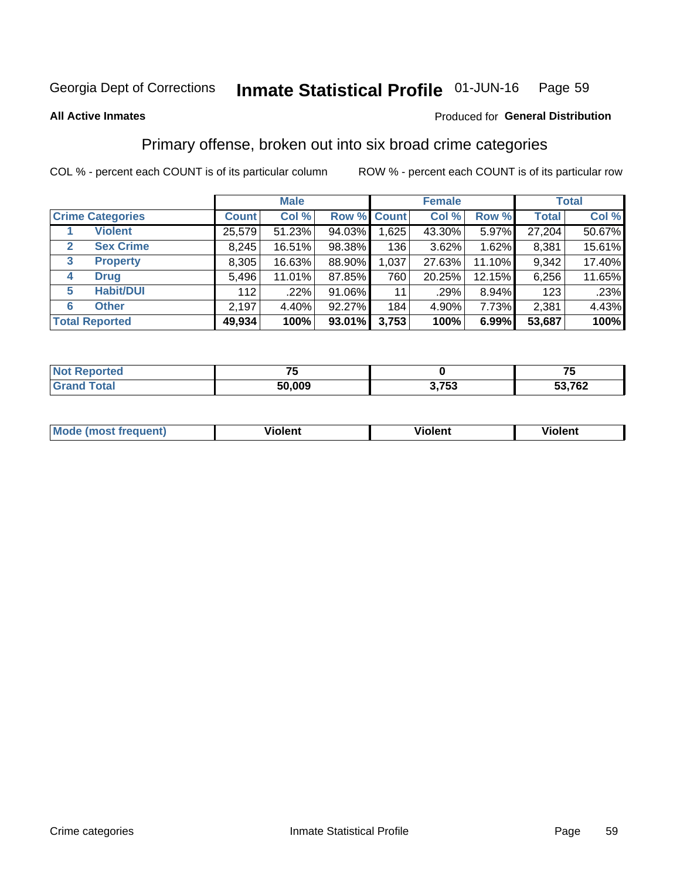Georgia Dept of Corrections **Inmate Statistical Profile** 01-JUN-16

**All Active Inmates**

Produced for **General Distribution**

## Primary offense, broken out into six broad crime categories

COL % - percent each COUNT is of its particular column

ROW % - percent each COUNT is of its particular row

| | | Male | | | Female | | | Total | |
|---|---|---|---|---|---|---|---|---|---|
| **Crime Categories** | | **Count** | **Col %** | **Row %** | **Count** | **Col %** | **Row %** | **Total** | **Col %** |
| 1 | **Violent** | 25,579 | 51.23% | 94.03% | 1,625 | 43.30% | 5.97% | 27,204 | 50.67% |
| 2 | **Sex Crime** | 8,245 | 16.51% | 98.38% | 136 | 3.62% | 1.62% | 8,381 | 15.61% |
| 3 | **Property** | 8,305 | 16.63% | 88.90% | 1,037 | 27.63% | 11.10% | 9,342 | 17.40% |
| 4 | **Drug** | 5,496 | 11.01% | 87.85% | 760 | 20.25% | 12.15% | 6,256 | 11.65% |
| 5 | **Habit/DUI** | 112 | .22% | 91.06% | 11 | .29% | 8.94% | 123 | .23% |
| 6 | **Other** | 2,197 | 4.40% | 92.27% | 184 | 4.90% | 7.73% | 2,381 | 4.43% |
| **Total Reported** | | **49,934** | **100%** | **93.01%** | **3,753** | **100%** | **6.99%** | **53,687** | **100%** |

| | Male | Female | Total |
|---|---|---|---|
| **Not Reported** | **75** | **0** | **75** |
| **Grand Total** | **50,009** | **3,753** | **53,762** |

| | Male | Female | Total |
|---|---|---|---|
| **Mode (most frequent)** | **Violent** | **Violent** | **Violent** |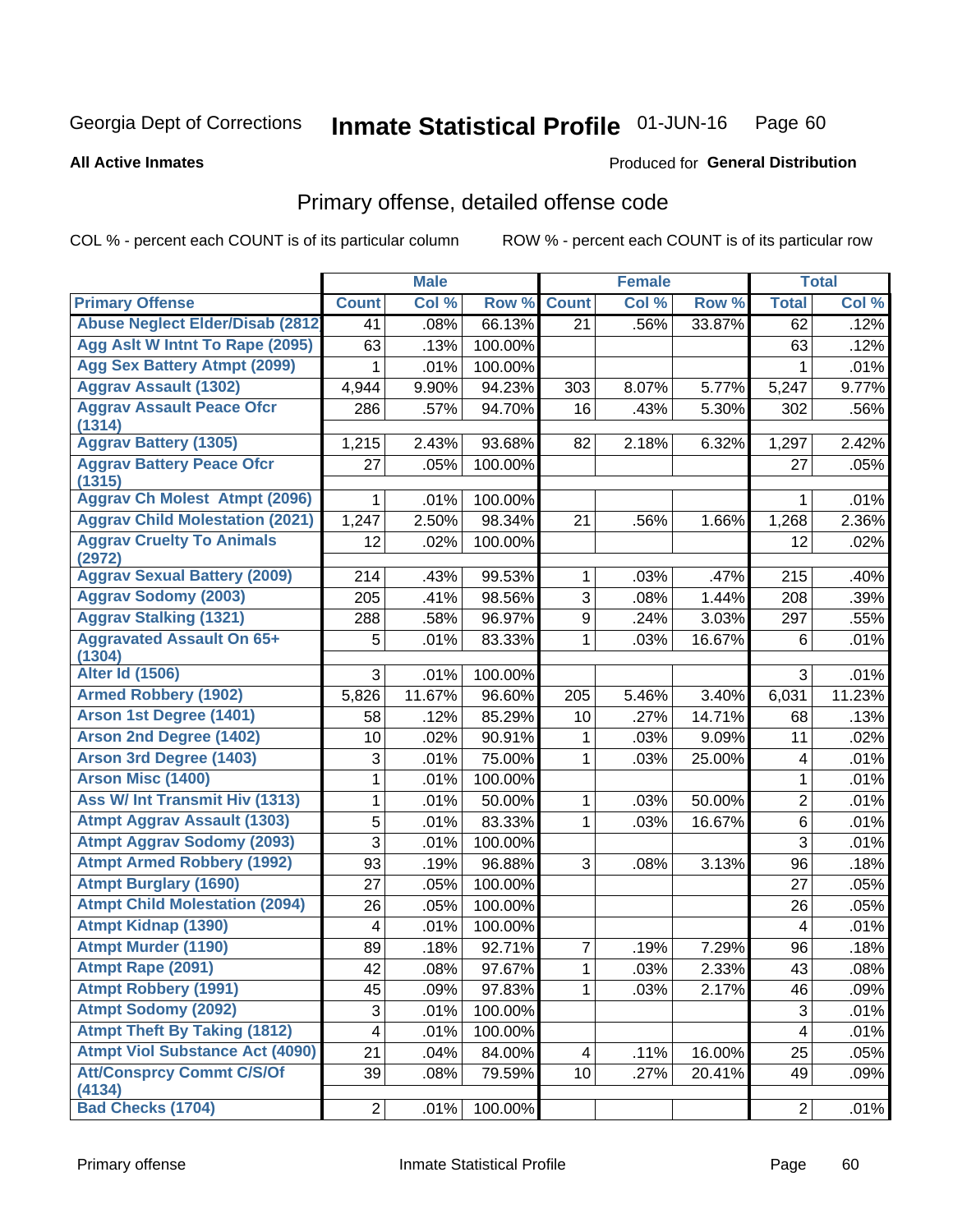Georgia Dept of Corrections **Inmate Statistical Profile** 01-JUN-16

**All Active Inmates**

Produced for **General Distribution**

## Primary offense, detailed offense code

COL % - percent each COUNT is of its particular column ROW % - percent each COUNT is of its particular row

| | Male | | | Female | | | Total | |
|---|---|---|---|---|---|---|---|---|
| **Primary Offense** | **Count** | **Col %** | **Row %** | **Count** | **Col %** | **Row %** | **Total** | **Col %** |
| Abuse Neglect Elder/Disab (2812 | 41 | .08% | 66.13% | 21 | .56% | 33.87% | 62 | .12% |
| Agg Aslt W Intnt To Rape (2095) | 63 | .13% | 100.00% | | | | 63 | .12% |
| Agg Sex Battery Atmpt (2099) | 1 | .01% | 100.00% | | | | 1 | .01% |
| Aggrav Assault (1302) | 4,944 | 9.90% | 94.23% | 303 | 8.07% | 5.77% | 5,247 | 9.77% |
| Aggrav Assault Peace Ofcr (1314) | 286 | .57% | 94.70% | 16 | .43% | 5.30% | 302 | .56% |
| Aggrav Battery (1305) | 1,215 | 2.43% | 93.68% | 82 | 2.18% | 6.32% | 1,297 | 2.42% |
| Aggrav Battery Peace Ofcr (1315) | 27 | .05% | 100.00% | | | | 27 | .05% |
| Aggrav Ch Molest Atmpt (2096) | 1 | .01% | 100.00% | | | | 1 | .01% |
| Aggrav Child Molestation (2021) | 1,247 | 2.50% | 98.34% | 21 | .56% | 1.66% | 1,268 | 2.36% |
| Aggrav Cruelty To Animals (2972) | 12 | .02% | 100.00% | | | | 12 | .02% |
| Aggrav Sexual Battery (2009) | 214 | .43% | 99.53% | 1 | .03% | .47% | 215 | .40% |
| Aggrav Sodomy (2003) | 205 | .41% | 98.56% | 3 | .08% | 1.44% | 208 | .39% |
| Aggrav Stalking (1321) | 288 | .58% | 96.97% | 9 | .24% | 3.03% | 297 | .55% |
| Aggravated Assault On 65+ (1304) | 5 | .01% | 83.33% | 1 | .03% | 16.67% | 6 | .01% |
| Alter Id (1506) | 3 | .01% | 100.00% | | | | 3 | .01% |
| Armed Robbery (1902) | 5,826 | 11.67% | 96.60% | 205 | 5.46% | 3.40% | 6,031 | 11.23% |
| Arson 1st Degree (1401) | 58 | .12% | 85.29% | 10 | .27% | 14.71% | 68 | .13% |
| Arson 2nd Degree (1402) | 10 | .02% | 90.91% | 1 | .03% | 9.09% | 11 | .02% |
| Arson 3rd Degree (1403) | 3 | .01% | 75.00% | 1 | .03% | 25.00% | 4 | .01% |
| Arson Misc (1400) | 1 | .01% | 100.00% | | | | 1 | .01% |
| Ass W/ Int Transmit Hiv (1313) | 1 | .01% | 50.00% | 1 | .03% | 50.00% | 2 | .01% |
| Atmpt Aggrav Assault (1303) | 5 | .01% | 83.33% | 1 | .03% | 16.67% | 6 | .01% |
| Atmpt Aggrav Sodomy (2093) | 3 | .01% | 100.00% | | | | 3 | .01% |
| Atmpt Armed Robbery (1992) | 93 | .19% | 96.88% | 3 | .08% | 3.13% | 96 | .18% |
| Atmpt Burglary (1690) | 27 | .05% | 100.00% | | | | 27 | .05% |
| Atmpt Child Molestation (2094) | 26 | .05% | 100.00% | | | | 26 | .05% |
| Atmpt Kidnap (1390) | 4 | .01% | 100.00% | | | | 4 | .01% |
| Atmpt Murder (1190) | 89 | .18% | 92.71% | 7 | .19% | 7.29% | 96 | .18% |
| Atmpt Rape (2091) | 42 | .08% | 97.67% | 1 | .03% | 2.33% | 43 | .08% |
| Atmpt Robbery (1991) | 45 | .09% | 97.83% | 1 | .03% | 2.17% | 46 | .09% |
| Atmpt Sodomy (2092) | 3 | .01% | 100.00% | | | | 3 | .01% |
| Atmpt Theft By Taking (1812) | 4 | .01% | 100.00% | | | | 4 | .01% |
| Atmpt Viol Substance Act (4090) | 21 | .04% | 84.00% | 4 | .11% | 16.00% | 25 | .05% |
| Att/Consprcy Commt C/S/Of (4134) | 39 | .08% | 79.59% | 10 | .27% | 20.41% | 49 | .09% |
| Bad Checks (1704) | 2 | .01% | 100.00% | | | | 2 | .01% |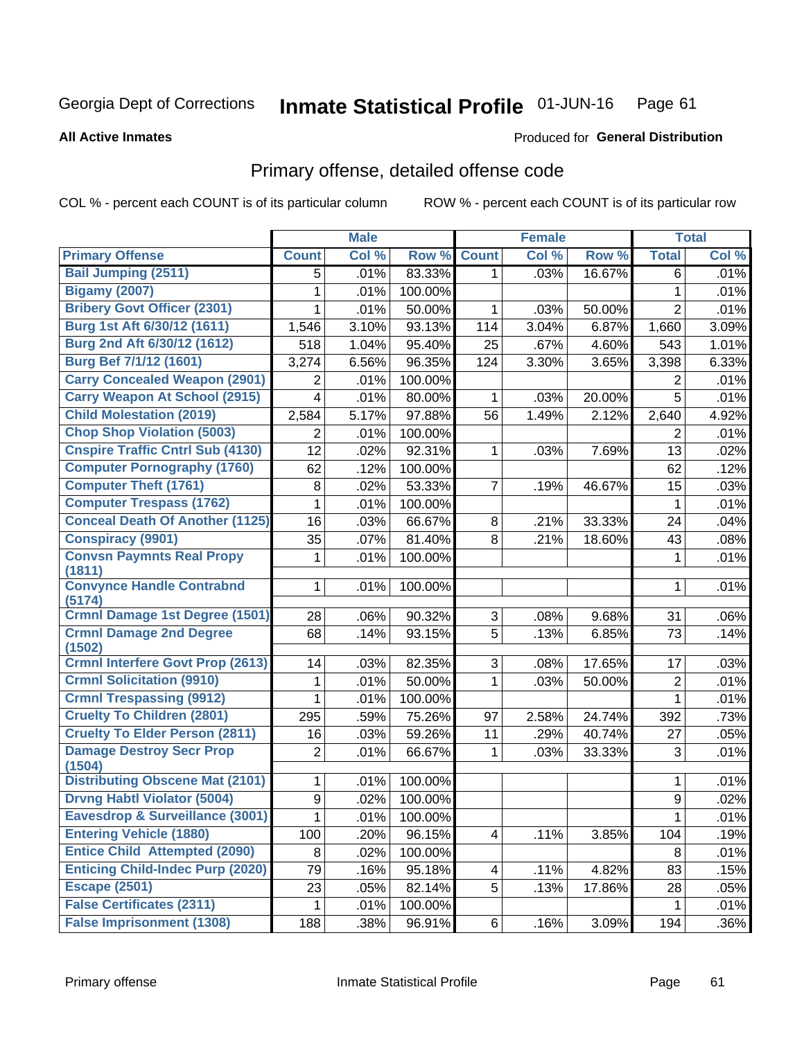Georgia Dept of Corrections **Inmate Statistical Profile** 01-JUN-16

**All Active Inmates**

Produced for **General Distribution**

## Primary offense, detailed offense code

COL % - percent each COUNT is of its particular column ROW % - percent each COUNT is of its particular row

| | Male | | | Female | | | Total | |
|---|---|---|---|---|---|---|---|---|
| **Primary Offense** | **Count** | **Col %** | **Row %** | **Count** | **Col %** | **Row %** | **Total** | **Col %** |
| Bail Jumping (2511) | 5 | .01% | 83.33% | 1 | .03% | 16.67% | 6 | .01% |
| Bigamy (2007) | 1 | .01% | 100.00% | | | | 1 | .01% |
| Bribery Govt Officer (2301) | 1 | .01% | 50.00% | 1 | .03% | 50.00% | 2 | .01% |
| Burg 1st Aft 6/30/12 (1611) | 1,546 | 3.10% | 93.13% | 114 | 3.04% | 6.87% | 1,660 | 3.09% |
| Burg 2nd Aft 6/30/12 (1612) | 518 | 1.04% | 95.40% | 25 | .67% | 4.60% | 543 | 1.01% |
| Burg Bef 7/1/12 (1601) | 3,274 | 6.56% | 96.35% | 124 | 3.30% | 3.65% | 3,398 | 6.33% |
| Carry Concealed Weapon (2901) | 2 | .01% | 100.00% | | | | 2 | .01% |
| Carry Weapon At School (2915) | 4 | .01% | 80.00% | 1 | .03% | 20.00% | 5 | .01% |
| Child Molestation (2019) | 2,584 | 5.17% | 97.88% | 56 | 1.49% | 2.12% | 2,640 | 4.92% |
| Chop Shop Violation (5003) | 2 | .01% | 100.00% | | | | 2 | .01% |
| Cnspire Traffic Cntrl Sub (4130) | 12 | .02% | 92.31% | 1 | .03% | 7.69% | 13 | .02% |
| Computer Pornography (1760) | 62 | .12% | 100.00% | | | | 62 | .12% |
| Computer Theft (1761) | 8 | .02% | 53.33% | 7 | .19% | 46.67% | 15 | .03% |
| Computer Trespass (1762) | 1 | .01% | 100.00% | | | | 1 | .01% |
| Conceal Death Of Another (1125) | 16 | .03% | 66.67% | 8 | .21% | 33.33% | 24 | .04% |
| Conspiracy (9901) | 35 | .07% | 81.40% | 8 | .21% | 18.60% | 43 | .08% |
| Convsn Paymnts Real Propy (1811) | 1 | .01% | 100.00% | | | | 1 | .01% |
| Convynce Handle Contrabnd (5174) | 1 | .01% | 100.00% | | | | 1 | .01% |
| Crmnl Damage 1st Degree (1501) | 28 | .06% | 90.32% | 3 | .08% | 9.68% | 31 | .06% |
| Crmnl Damage 2nd Degree (1502) | 68 | .14% | 93.15% | 5 | .13% | 6.85% | 73 | .14% |
| Crmnl Interfere Govt Prop (2613) | 14 | .03% | 82.35% | 3 | .08% | 17.65% | 17 | .03% |
| Crmnl Solicitation (9910) | 1 | .01% | 50.00% | 1 | .03% | 50.00% | 2 | .01% |
| Crmnl Trespassing (9912) | 1 | .01% | 100.00% | | | | 1 | .01% |
| Cruelty To Children (2801) | 295 | .59% | 75.26% | 97 | 2.58% | 24.74% | 392 | .73% |
| Cruelty To Elder Person (2811) | 16 | .03% | 59.26% | 11 | .29% | 40.74% | 27 | .05% |
| Damage Destroy Secr Prop (1504) | 2 | .01% | 66.67% | 1 | .03% | 33.33% | 3 | .01% |
| Distributing Obscene Mat (2101) | 1 | .01% | 100.00% | | | | 1 | .01% |
| Drvng Habtl Violator (5004) | 9 | .02% | 100.00% | | | | 9 | .02% |
| Eavesdrop & Surveillance (3001) | 1 | .01% | 100.00% | | | | 1 | .01% |
| Entering Vehicle (1880) | 100 | .20% | 96.15% | 4 | .11% | 3.85% | 104 | .19% |
| Entice Child Attempted (2090) | 8 | .02% | 100.00% | | | | 8 | .01% |
| Enticing Child-Indec Purp (2020) | 79 | .16% | 95.18% | 4 | .11% | 4.82% | 83 | .15% |
| Escape (2501) | 23 | .05% | 82.14% | 5 | .13% | 17.86% | 28 | .05% |
| False Certificates (2311) | 1 | .01% | 100.00% | | | | 1 | .01% |
| False Imprisonment (1308) | 188 | .38% | 96.91% | 6 | .16% | 3.09% | 194 | .36% |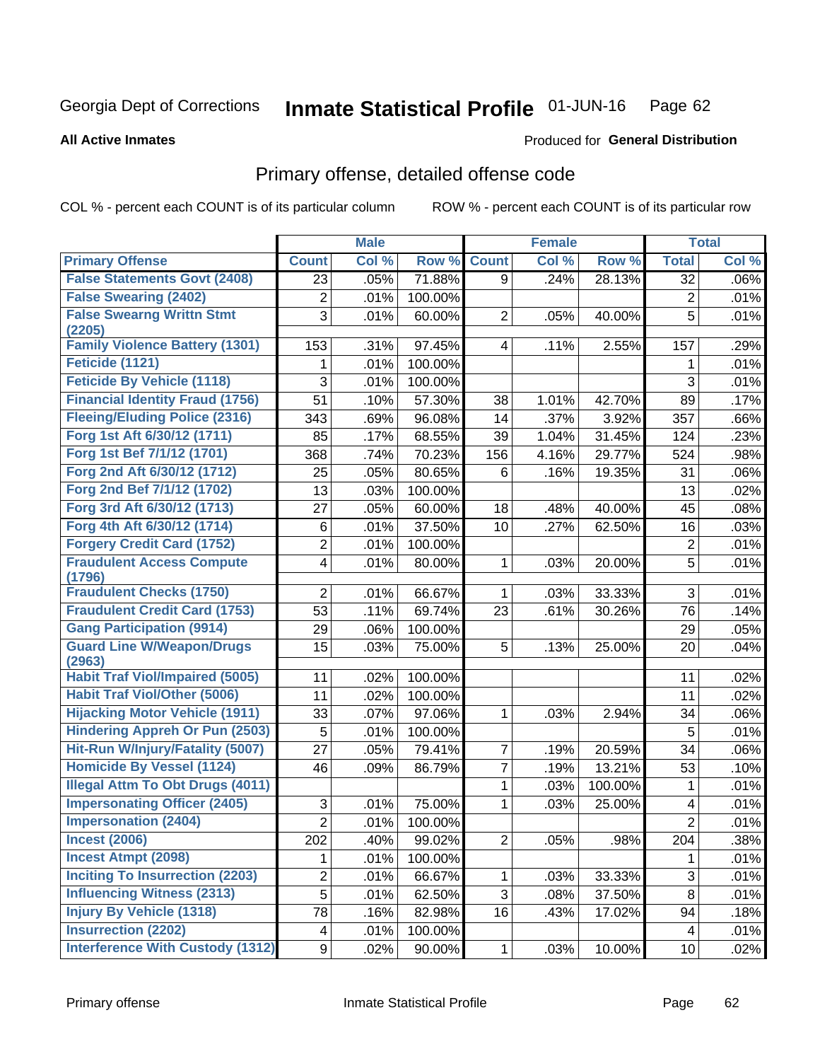Georgia Dept of Corrections **Inmate Statistical Profile** 01-JUN-16

**All Active Inmates**

Produced for **General Distribution**

## Primary offense, detailed offense code

COL % - percent each COUNT is of its particular column

ROW % - percent each COUNT is of its particular row

| | Male | | | Female | | | Total | |
|---|---|---|---|---|---|---|---|---|
| **Primary Offense** | **Count** | **Col %** | **Row %** | **Count** | **Col %** | **Row %** | **Total** | **Col %** |
| False Statements Govt (2408) | 23 | .05% | 71.88% | 9 | .24% | 28.13% | 32 | .06% |
| False Swearing (2402) | 2 | .01% | 100.00% | | | | 2 | .01% |
| False Swearng Writtn Stmt (2205) | 3 | .01% | 60.00% | 2 | .05% | 40.00% | 5 | .01% |
| Family Violence Battery (1301) | 153 | .31% | 97.45% | 4 | .11% | 2.55% | 157 | .29% |
| Feticide (1121) | 1 | .01% | 100.00% | | | | 1 | .01% |
| Feticide By Vehicle (1118) | 3 | .01% | 100.00% | | | | 3 | .01% |
| Financial Identity Fraud (1756) | 51 | .10% | 57.30% | 38 | 1.01% | 42.70% | 89 | .17% |
| Fleeing/Eluding Police (2316) | 343 | .69% | 96.08% | 14 | .37% | 3.92% | 357 | .66% |
| Forg 1st Aft 6/30/12 (1711) | 85 | .17% | 68.55% | 39 | 1.04% | 31.45% | 124 | .23% |
| Forg 1st Bef 7/1/12 (1701) | 368 | .74% | 70.23% | 156 | 4.16% | 29.77% | 524 | .98% |
| Forg 2nd Aft 6/30/12 (1712) | 25 | .05% | 80.65% | 6 | .16% | 19.35% | 31 | .06% |
| Forg 2nd Bef 7/1/12 (1702) | 13 | .03% | 100.00% | | | | 13 | .02% |
| Forg 3rd Aft 6/30/12 (1713) | 27 | .05% | 60.00% | 18 | .48% | 40.00% | 45 | .08% |
| Forg 4th Aft 6/30/12 (1714) | 6 | .01% | 37.50% | 10 | .27% | 62.50% | 16 | .03% |
| Forgery Credit Card (1752) | 2 | .01% | 100.00% | | | | 2 | .01% |
| Fraudulent Access Compute (1796) | 4 | .01% | 80.00% | 1 | .03% | 20.00% | 5 | .01% |
| Fraudulent Checks (1750) | 2 | .01% | 66.67% | 1 | .03% | 33.33% | 3 | .01% |
| Fraudulent Credit Card (1753) | 53 | .11% | 69.74% | 23 | .61% | 30.26% | 76 | .14% |
| Gang Participation (9914) | 29 | .06% | 100.00% | | | | 29 | .05% |
| Guard Line W/Weapon/Drugs (2963) | 15 | .03% | 75.00% | 5 | .13% | 25.00% | 20 | .04% |
| Habit Traf Viol/Impaired (5005) | 11 | .02% | 100.00% | | | | 11 | .02% |
| Habit Traf Viol/Other (5006) | 11 | .02% | 100.00% | | | | 11 | .02% |
| Hijacking Motor Vehicle (1911) | 33 | .07% | 97.06% | 1 | .03% | 2.94% | 34 | .06% |
| Hindering Appreh Or Pun (2503) | 5 | .01% | 100.00% | | | | 5 | .01% |
| Hit-Run W/Injury/Fatality (5007) | 27 | .05% | 79.41% | 7 | .19% | 20.59% | 34 | .06% |
| Homicide By Vessel (1124) | 46 | .09% | 86.79% | 7 | .19% | 13.21% | 53 | .10% |
| Illegal Attm To Obt Drugs (4011) | | | | 1 | .03% | 100.00% | 1 | .01% |
| Impersonating Officer (2405) | 3 | .01% | 75.00% | 1 | .03% | 25.00% | 4 | .01% |
| Impersonation (2404) | 2 | .01% | 100.00% | | | | 2 | .01% |
| Incest (2006) | 202 | .40% | 99.02% | 2 | .05% | .98% | 204 | .38% |
| Incest Atmpt (2098) | 1 | .01% | 100.00% | | | | 1 | .01% |
| Inciting To Insurrection (2203) | 2 | .01% | 66.67% | 1 | .03% | 33.33% | 3 | .01% |
| Influencing Witness (2313) | 5 | .01% | 62.50% | 3 | .08% | 37.50% | 8 | .01% |
| Injury By Vehicle (1318) | 78 | .16% | 82.98% | 16 | .43% | 17.02% | 94 | .18% |
| Insurrection (2202) | 4 | .01% | 100.00% | | | | 4 | .01% |
| Interference With Custody (1312) | 9 | .02% | 90.00% | 1 | .03% | 10.00% | 10 | .02% |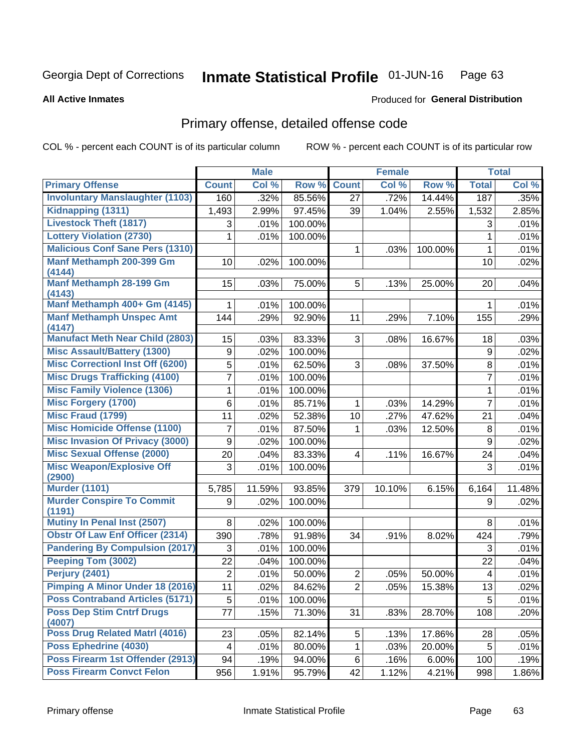Georgia Dept of Corrections **Inmate Statistical Profile** 01-JUN-16

**All Active Inmates**

Produced for **General Distribution**

## Primary offense, detailed offense code

COL % - percent each COUNT is of its particular column ROW % - percent each COUNT is of its particular row

| | Male | | | Female | | | Total | |
|---|---|---|---|---|---|---|---|---|
| **Primary Offense** | **Count** | **Col %** | **Row %** | **Count** | **Col %** | **Row %** | **Total** | **Col %** |
| **Involuntary Manslaughter (1103)** | 160 | .32% | 85.56% | 27 | .72% | 14.44% | 187 | .35% |
| **Kidnapping (1311)** | 1,493 | 2.99% | 97.45% | 39 | 1.04% | 2.55% | 1,532 | 2.85% |
| **Livestock Theft (1817)** | 3 | .01% | 100.00% | | | | 3 | .01% |
| **Lottery Violation (2730)** | 1 | .01% | 100.00% | | | | 1 | .01% |
| **Malicious Conf Sane Pers (1310)** | | | | 1 | .03% | 100.00% | 1 | .01% |
| **Manf Methamph 200-399 Gm (4144)** | 10 | .02% | 100.00% | | | | 10 | .02% |
| **Manf Methamph 28-199 Gm (4143)** | 15 | .03% | 75.00% | 5 | .13% | 25.00% | 20 | .04% |
| **Manf Methamph 400+ Gm (4145)** | 1 | .01% | 100.00% | | | | 1 | .01% |
| **Manf Methamph Unspec Amt (4147)** | 144 | .29% | 92.90% | 11 | .29% | 7.10% | 155 | .29% |
| **Manufact Meth Near Child (2803)** | 15 | .03% | 83.33% | 3 | .08% | 16.67% | 18 | .03% |
| **Misc Assault/Battery (1300)** | 9 | .02% | 100.00% | | | | 9 | .02% |
| **Misc Correctionl Inst Off (6200)** | 5 | .01% | 62.50% | 3 | .08% | 37.50% | 8 | .01% |
| **Misc Drugs Trafficking (4100)** | 7 | .01% | 100.00% | | | | 7 | .01% |
| **Misc Family Violence (1306)** | 1 | .01% | 100.00% | | | | 1 | .01% |
| **Misc Forgery (1700)** | 6 | .01% | 85.71% | 1 | .03% | 14.29% | 7 | .01% |
| **Misc Fraud (1799)** | 11 | .02% | 52.38% | 10 | .27% | 47.62% | 21 | .04% |
| **Misc Homicide Offense (1100)** | 7 | .01% | 87.50% | 1 | .03% | 12.50% | 8 | .01% |
| **Misc Invasion Of Privacy (3000)** | 9 | .02% | 100.00% | | | | 9 | .02% |
| **Misc Sexual Offense (2000)** | 20 | .04% | 83.33% | 4 | .11% | 16.67% | 24 | .04% |
| **Misc Weapon/Explosive Off (2900)** | 3 | .01% | 100.00% | | | | 3 | .01% |
| **Murder (1101)** | 5,785 | 11.59% | 93.85% | 379 | 10.10% | 6.15% | 6,164 | 11.48% |
| **Murder Conspire To Commit (1191)** | 9 | .02% | 100.00% | | | | 9 | .02% |
| **Mutiny In Penal Inst (2507)** | 8 | .02% | 100.00% | | | | 8 | .01% |
| **Obstr Of Law Enf Officer (2314)** | 390 | .78% | 91.98% | 34 | .91% | 8.02% | 424 | .79% |
| **Pandering By Compulsion (2017)** | 3 | .01% | 100.00% | | | | 3 | .01% |
| **Peeping Tom (3002)** | 22 | .04% | 100.00% | | | | 22 | .04% |
| **Perjury (2401)** | 2 | .01% | 50.00% | 2 | .05% | 50.00% | 4 | .01% |
| **Pimping A Minor Under 18 (2016)** | 11 | .02% | 84.62% | 2 | .05% | 15.38% | 13 | .02% |
| **Poss Contraband Articles (5171)** | 5 | .01% | 100.00% | | | | 5 | .01% |
| **Poss Dep Stim Cntrf Drugs (4007)** | 77 | .15% | 71.30% | 31 | .83% | 28.70% | 108 | .20% |
| **Poss Drug Related Matrl (4016)** | 23 | .05% | 82.14% | 5 | .13% | 17.86% | 28 | .05% |
| **Poss Ephedrine (4030)** | 4 | .01% | 80.00% | 1 | .03% | 20.00% | 5 | .01% |
| **Poss Firearm 1st Offender (2913)** | 94 | .19% | 94.00% | 6 | .16% | 6.00% | 100 | .19% |
| **Poss Firearm Convct Felon** | 956 | 1.91% | 95.79% | 42 | 1.12% | 4.21% | 998 | 1.86% |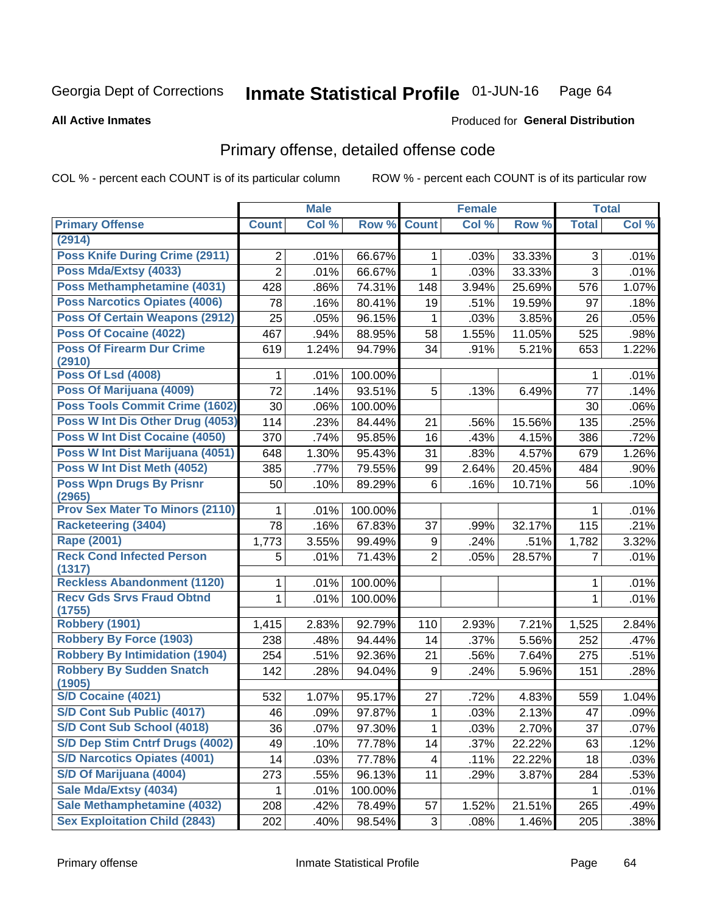Georgia Dept of Corrections **Inmate Statistical Profile** 01-JUN-16

**All Active Inmates**

Produced for **General Distribution**

# Primary offense, detailed offense code

COL % - percent each COUNT is of its particular column    ROW % - percent each COUNT is of its particular row

| | Male | | | Female | | | Total | |
|---|---|---|---|---|---|---|---|---|
| **Primary Offense** | **Count** | **Col %** | **Row %** | **Count** | **Col %** | **Row %** | **Total** | **Col %** |
| (2914) | | | | | | | | |
| Poss Knife During Crime (2911) | 2 | .01% | 66.67% | 1 | .03% | 33.33% | 3 | .01% |
| Poss Mda/Extsy (4033) | 2 | .01% | 66.67% | 1 | .03% | 33.33% | 3 | .01% |
| Poss Methamphetamine (4031) | 428 | .86% | 74.31% | 148 | 3.94% | 25.69% | 576 | 1.07% |
| Poss Narcotics Opiates (4006) | 78 | .16% | 80.41% | 19 | .51% | 19.59% | 97 | .18% |
| Poss Of Certain Weapons (2912) | 25 | .05% | 96.15% | 1 | .03% | 3.85% | 26 | .05% |
| Poss Of Cocaine (4022) | 467 | .94% | 88.95% | 58 | 1.55% | 11.05% | 525 | .98% |
| Poss Of Firearm Dur Crime (2910) | 619 | 1.24% | 94.79% | 34 | .91% | 5.21% | 653 | 1.22% |
| Poss Of Lsd (4008) | 1 | .01% | 100.00% | | | | 1 | .01% |
| Poss Of Marijuana (4009) | 72 | .14% | 93.51% | 5 | .13% | 6.49% | 77 | .14% |
| Poss Tools Commit Crime (1602) | 30 | .06% | 100.00% | | | | 30 | .06% |
| Poss W Int Dis Other Drug (4053) | 114 | .23% | 84.44% | 21 | .56% | 15.56% | 135 | .25% |
| Poss W Int Dist Cocaine (4050) | 370 | .74% | 95.85% | 16 | .43% | 4.15% | 386 | .72% |
| Poss W Int Dist Marijuana (4051) | 648 | 1.30% | 95.43% | 31 | .83% | 4.57% | 679 | 1.26% |
| Poss W Int Dist Meth (4052) | 385 | .77% | 79.55% | 99 | 2.64% | 20.45% | 484 | .90% |
| Poss Wpn Drugs By Prisnr (2965) | 50 | .10% | 89.29% | 6 | .16% | 10.71% | 56 | .10% |
| Prov Sex Mater To Minors (2110) | 1 | .01% | 100.00% | | | | 1 | .01% |
| Racketeering (3404) | 78 | .16% | 67.83% | 37 | .99% | 32.17% | 115 | .21% |
| Rape (2001) | 1,773 | 3.55% | 99.49% | 9 | .24% | .51% | 1,782 | 3.32% |
| Reck Cond Infected Person (1317) | 5 | .01% | 71.43% | 2 | .05% | 28.57% | 7 | .01% |
| Reckless Abandonment (1120) | 1 | .01% | 100.00% | | | | 1 | .01% |
| Recv Gds Srvs Fraud Obtnd (1755) | 1 | .01% | 100.00% | | | | 1 | .01% |
| Robbery (1901) | 1,415 | 2.83% | 92.79% | 110 | 2.93% | 7.21% | 1,525 | 2.84% |
| Robbery By Force (1903) | 238 | .48% | 94.44% | 14 | .37% | 5.56% | 252 | .47% |
| Robbery By Intimidation (1904) | 254 | .51% | 92.36% | 21 | .56% | 7.64% | 275 | .51% |
| Robbery By Sudden Snatch (1905) | 142 | .28% | 94.04% | 9 | .24% | 5.96% | 151 | .28% |
| S/D Cocaine (4021) | 532 | 1.07% | 95.17% | 27 | .72% | 4.83% | 559 | 1.04% |
| S/D Cont Sub Public (4017) | 46 | .09% | 97.87% | 1 | .03% | 2.13% | 47 | .09% |
| S/D Cont Sub School (4018) | 36 | .07% | 97.30% | 1 | .03% | 2.70% | 37 | .07% |
| S/D Dep Stim Cntrf Drugs (4002) | 49 | .10% | 77.78% | 14 | .37% | 22.22% | 63 | .12% |
| S/D Narcotics Opiates (4001) | 14 | .03% | 77.78% | 4 | .11% | 22.22% | 18 | .03% |
| S/D Of Marijuana (4004) | 273 | .55% | 96.13% | 11 | .29% | 3.87% | 284 | .53% |
| Sale Mda/Extsy (4034) | 1 | .01% | 100.00% | | | | 1 | .01% |
| Sale Methamphetamine (4032) | 208 | .42% | 78.49% | 57 | 1.52% | 21.51% | 265 | .49% |
| Sex Exploitation Child (2843) | 202 | .40% | 98.54% | 3 | .08% | 1.46% | 205 | .38% |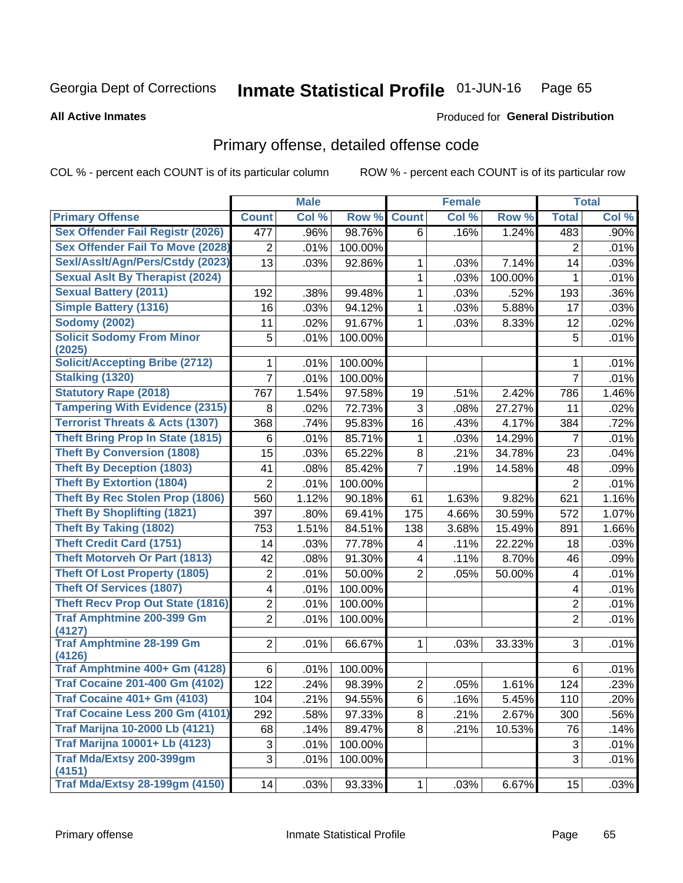Georgia Dept of Corrections **Inmate Statistical Profile** 01-JUN-16

**All Active Inmates**

Produced for **General Distribution**

## Primary offense, detailed offense code

COL % - percent each COUNT is of its particular column ROW % - percent each COUNT is of its particular row

| | Male | | | Female | | | Total | |
|---|---|---|---|---|---|---|---|---|
| **Primary Offense** | **Count** | **Col %** | **Row %** | **Count** | **Col %** | **Row %** | **Total** | **Col %** |
| Sex Offender Fail Registr (2026) | 477 | .96% | 98.76% | 6 | .16% | 1.24% | 483 | .90% |
| Sex Offender Fail To Move (2028) | 2 | .01% | 100.00% | | | | 2 | .01% |
| Sexl/Asslt/Agn/Pers/Cstdy (2023) | 13 | .03% | 92.86% | 1 | .03% | 7.14% | 14 | .03% |
| Sexual Aslt By Therapist (2024) | | | | 1 | .03% | 100.00% | 1 | .01% |
| Sexual Battery (2011) | 192 | .38% | 99.48% | 1 | .03% | .52% | 193 | .36% |
| Simple Battery (1316) | 16 | .03% | 94.12% | 1 | .03% | 5.88% | 17 | .03% |
| Sodomy (2002) | 11 | .02% | 91.67% | 1 | .03% | 8.33% | 12 | .02% |
| Solicit Sodomy From Minor (2025) | 5 | .01% | 100.00% | | | | 5 | .01% |
| Solicit/Accepting Bribe (2712) | 1 | .01% | 100.00% | | | | 1 | .01% |
| Stalking (1320) | 7 | .01% | 100.00% | | | | 7 | .01% |
| Statutory Rape (2018) | 767 | 1.54% | 97.58% | 19 | .51% | 2.42% | 786 | 1.46% |
| Tampering With Evidence (2315) | 8 | .02% | 72.73% | 3 | .08% | 27.27% | 11 | .02% |
| Terrorist Threats & Acts (1307) | 368 | .74% | 95.83% | 16 | .43% | 4.17% | 384 | .72% |
| Theft Bring Prop In State (1815) | 6 | .01% | 85.71% | 1 | .03% | 14.29% | 7 | .01% |
| Theft By Conversion (1808) | 15 | .03% | 65.22% | 8 | .21% | 34.78% | 23 | .04% |
| Theft By Deception (1803) | 41 | .08% | 85.42% | 7 | .19% | 14.58% | 48 | .09% |
| Theft By Extortion (1804) | 2 | .01% | 100.00% | | | | 2 | .01% |
| Theft By Rec Stolen Prop (1806) | 560 | 1.12% | 90.18% | 61 | 1.63% | 9.82% | 621 | 1.16% |
| Theft By Shoplifting (1821) | 397 | .80% | 69.41% | 175 | 4.66% | 30.59% | 572 | 1.07% |
| Theft By Taking (1802) | 753 | 1.51% | 84.51% | 138 | 3.68% | 15.49% | 891 | 1.66% |
| Theft Credit Card (1751) | 14 | .03% | 77.78% | 4 | .11% | 22.22% | 18 | .03% |
| Theft Motorveh Or Part (1813) | 42 | .08% | 91.30% | 4 | .11% | 8.70% | 46 | .09% |
| Theft Of Lost Property (1805) | 2 | .01% | 50.00% | 2 | .05% | 50.00% | 4 | .01% |
| Theft Of Services (1807) | 4 | .01% | 100.00% | | | | 4 | .01% |
| Theft Recv Prop Out State (1816) | 2 | .01% | 100.00% | | | | 2 | .01% |
| Traf Amphtmine 200-399 Gm (4127) | 2 | .01% | 100.00% | | | | 2 | .01% |
| Traf Amphtmine 28-199 Gm (4126) | 2 | .01% | 66.67% | 1 | .03% | 33.33% | 3 | .01% |
| Traf Amphtmine 400+ Gm (4128) | 6 | .01% | 100.00% | | | | 6 | .01% |
| Traf Cocaine 201-400 Gm (4102) | 122 | .24% | 98.39% | 2 | .05% | 1.61% | 124 | .23% |
| Traf Cocaine 401+ Gm (4103) | 104 | .21% | 94.55% | 6 | .16% | 5.45% | 110 | .20% |
| Traf Cocaine Less 200 Gm (4101) | 292 | .58% | 97.33% | 8 | .21% | 2.67% | 300 | .56% |
| Traf Marijna 10-2000 Lb (4121) | 68 | .14% | 89.47% | 8 | .21% | 10.53% | 76 | .14% |
| Traf Marijna 10001+ Lb (4123) | 3 | .01% | 100.00% | | | | 3 | .01% |
| Traf Mda/Extsy 200-399gm (4151) | 3 | .01% | 100.00% | | | | 3 | .01% |
| Traf Mda/Extsy 28-199gm (4150) | 14 | .03% | 93.33% | 1 | .03% | 6.67% | 15 | .03% |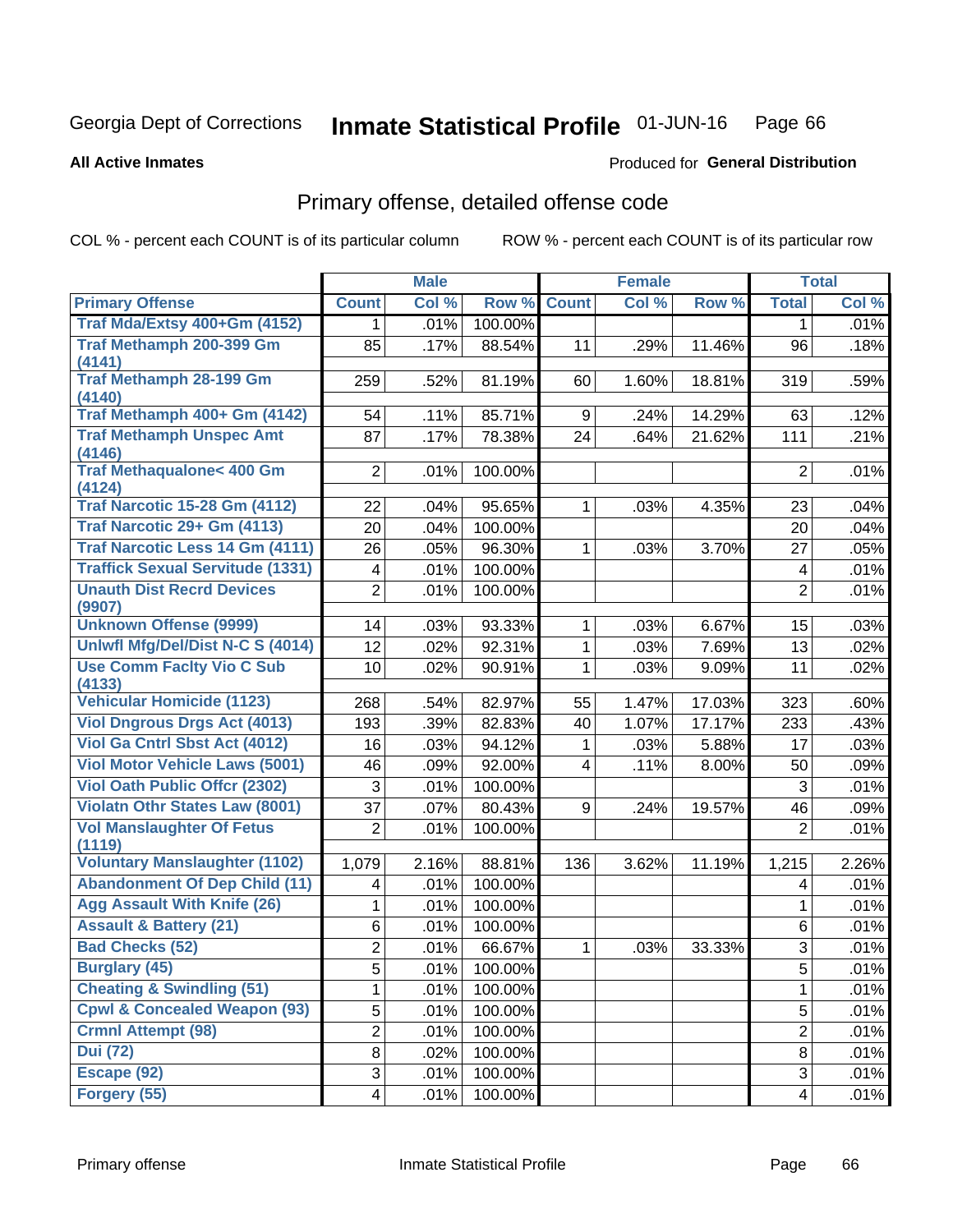Georgia Dept of Corrections **Inmate Statistical Profile** 01-JUN-16

**All Active Inmates**

Produced for **General Distribution**

## Primary offense, detailed offense code

COL % - percent each COUNT is of its particular column

ROW % - percent each COUNT is of its particular row

| | Male | | | Female | | | Total | |
|---|---|---|---|---|---|---|---|---|
| **Primary Offense** | **Count** | **Col %** | **Row %** | **Count** | **Col %** | **Row %** | **Total** | **Col %** |
| Traf Mda/Extsy 400+Gm (4152) | 1 | .01% | 100.00% | | | | 1 | .01% |
| Traf Methamph 200-399 Gm (4141) | 85 | .17% | 88.54% | 11 | .29% | 11.46% | 96 | .18% |
| Traf Methamph 28-199 Gm (4140) | 259 | .52% | 81.19% | 60 | 1.60% | 18.81% | 319 | .59% |
| Traf Methamph 400+ Gm (4142) | 54 | .11% | 85.71% | 9 | .24% | 14.29% | 63 | .12% |
| Traf Methamph Unspec Amt (4146) | 87 | .17% | 78.38% | 24 | .64% | 21.62% | 111 | .21% |
| Traf Methaqualone< 400 Gm (4124) | 2 | .01% | 100.00% | | | | 2 | .01% |
| Traf Narcotic 15-28 Gm (4112) | 22 | .04% | 95.65% | 1 | .03% | 4.35% | 23 | .04% |
| Traf Narcotic 29+ Gm (4113) | 20 | .04% | 100.00% | | | | 20 | .04% |
| Traf Narcotic Less 14 Gm (4111) | 26 | .05% | 96.30% | 1 | .03% | 3.70% | 27 | .05% |
| Traffick Sexual Servitude (1331) | 4 | .01% | 100.00% | | | | 4 | .01% |
| Unauth Dist Recrd Devices (9907) | 2 | .01% | 100.00% | | | | 2 | .01% |
| Unknown Offense (9999) | 14 | .03% | 93.33% | 1 | .03% | 6.67% | 15 | .03% |
| Unlwfl Mfg/Del/Dist N-C S (4014) | 12 | .02% | 92.31% | 1 | .03% | 7.69% | 13 | .02% |
| Use Comm Faclty Vio C Sub (4133) | 10 | .02% | 90.91% | 1 | .03% | 9.09% | 11 | .02% |
| Vehicular Homicide (1123) | 268 | .54% | 82.97% | 55 | 1.47% | 17.03% | 323 | .60% |
| Viol Dngrous Drgs Act (4013) | 193 | .39% | 82.83% | 40 | 1.07% | 17.17% | 233 | .43% |
| Viol Ga Cntrl Sbst Act (4012) | 16 | .03% | 94.12% | 1 | .03% | 5.88% | 17 | .03% |
| Viol Motor Vehicle Laws (5001) | 46 | .09% | 92.00% | 4 | .11% | 8.00% | 50 | .09% |
| Viol Oath Public Offcr (2302) | 3 | .01% | 100.00% | | | | 3 | .01% |
| Violatn Othr States Law (8001) | 37 | .07% | 80.43% | 9 | .24% | 19.57% | 46 | .09% |
| Vol Manslaughter Of Fetus (1119) | 2 | .01% | 100.00% | | | | 2 | .01% |
| Voluntary Manslaughter (1102) | 1,079 | 2.16% | 88.81% | 136 | 3.62% | 11.19% | 1,215 | 2.26% |
| Abandonment Of Dep Child (11) | 4 | .01% | 100.00% | | | | 4 | .01% |
| Agg Assault With Knife (26) | 1 | .01% | 100.00% | | | | 1 | .01% |
| Assault & Battery (21) | 6 | .01% | 100.00% | | | | 6 | .01% |
| Bad Checks (52) | 2 | .01% | 66.67% | 1 | .03% | 33.33% | 3 | .01% |
| Burglary (45) | 5 | .01% | 100.00% | | | | 5 | .01% |
| Cheating & Swindling (51) | 1 | .01% | 100.00% | | | | 1 | .01% |
| Cpwl & Concealed Weapon (93) | 5 | .01% | 100.00% | | | | 5 | .01% |
| Crmnl Attempt (98) | 2 | .01% | 100.00% | | | | 2 | .01% |
| Dui (72) | 8 | .02% | 100.00% | | | | 8 | .01% |
| Escape (92) | 3 | .01% | 100.00% | | | | 3 | .01% |
| Forgery (55) | 4 | .01% | 100.00% | | | | 4 | .01% |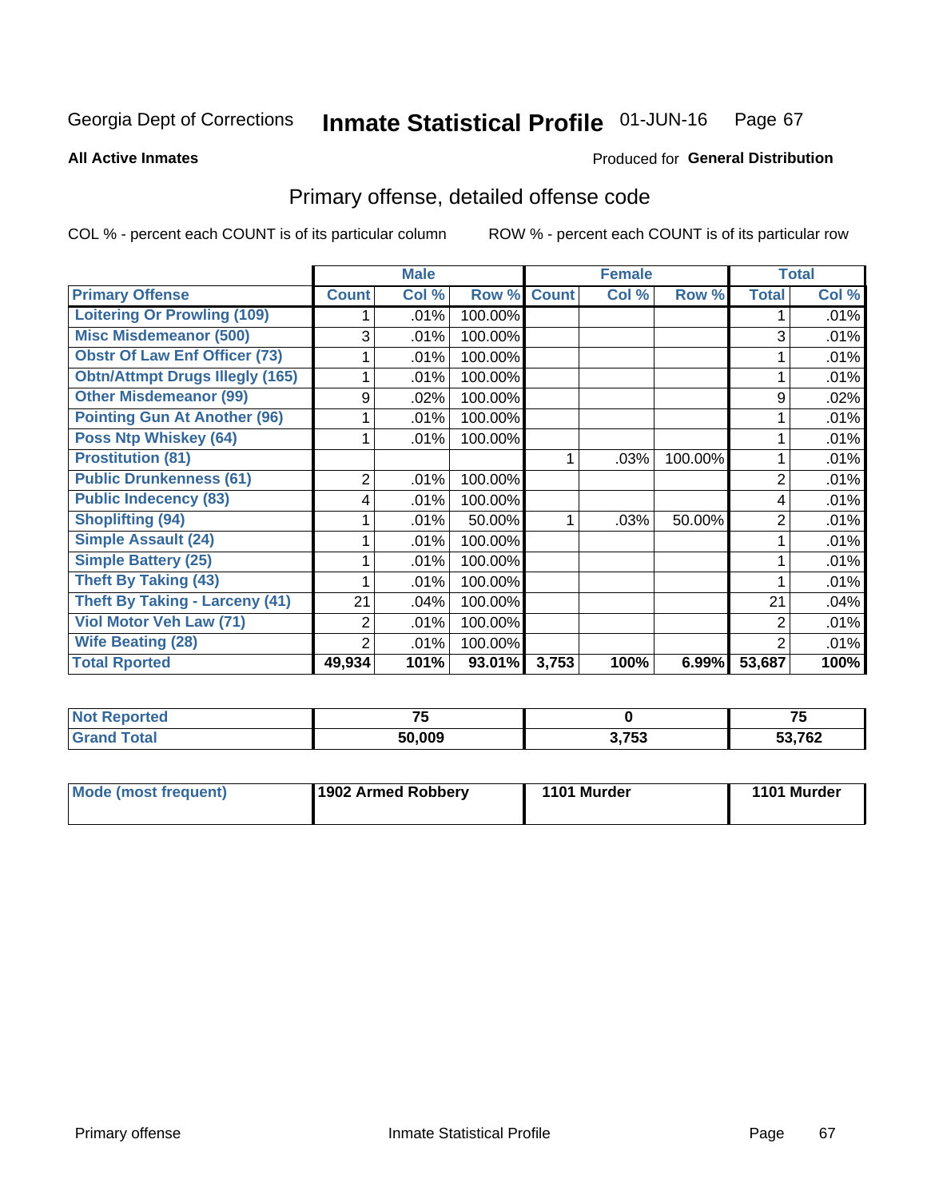Georgia Dept of Corrections **Inmate Statistical Profile** 01-JUN-16 Page 67

**All Active Inmates**

Produced for **General Distribution**

## Primary offense, detailed offense code

COL % - percent each COUNT is of its particular column

ROW % - percent each COUNT is of its particular row

| | Male | | | Female | | | Total | |
|---|---|---|---|---|---|---|---|---|
| **Primary Offense** | **Count** | **Col %** | **Row %** | **Count** | **Col %** | **Row %** | **Total** | **Col %** |
| **Loitering Or Prowling (109)** | 1 | .01% | 100.00% | | | | 1 | .01% |
| **Misc Misdemeanor (500)** | 3 | .01% | 100.00% | | | | 3 | .01% |
| **Obstr Of Law Enf Officer (73)** | 1 | .01% | 100.00% | | | | 1 | .01% |
| **Obtn/Attmpt Drugs Illegly (165)** | 1 | .01% | 100.00% | | | | 1 | .01% |
| **Other Misdemeanor (99)** | 9 | .02% | 100.00% | | | | 9 | .02% |
| **Pointing Gun At Another (96)** | 1 | .01% | 100.00% | | | | 1 | .01% |
| **Poss Ntp Whiskey (64)** | 1 | .01% | 100.00% | | | | 1 | .01% |
| **Prostitution (81)** | | | | 1 | .03% | 100.00% | 1 | .01% |
| **Public Drunkenness (61)** | 2 | .01% | 100.00% | | | | 2 | .01% |
| **Public Indecency (83)** | 4 | .01% | 100.00% | | | | 4 | .01% |
| **Shoplifting (94)** | 1 | .01% | 50.00% | 1 | .03% | 50.00% | 2 | .01% |
| **Simple Assault (24)** | 1 | .01% | 100.00% | | | | 1 | .01% |
| **Simple Battery (25)** | 1 | .01% | 100.00% | | | | 1 | .01% |
| **Theft By Taking (43)** | 1 | .01% | 100.00% | | | | 1 | .01% |
| **Theft By Taking - Larceny (41)** | 21 | .04% | 100.00% | | | | 21 | .04% |
| **Viol Motor Veh Law (71)** | 2 | .01% | 100.00% | | | | 2 | .01% |
| **Wife Beating (28)** | 2 | .01% | 100.00% | | | | 2 | .01% |
| **Total Rported** | **49,934** | **101%** | **93.01%** | **3,753** | **100%** | **6.99%** | **53,687** | **100%** |

| | Male | Female | Total |
|---|---|---|---|
| **Not Reported** | **75** | **0** | **75** |
| **Grand Total** | **50,009** | **3,753** | **53,762** |

| | Male | Female | Total |
|---|---|---|---|
| **Mode (most frequent)** | **1902 Armed Robbery** | **1101 Murder** | **1101 Murder** |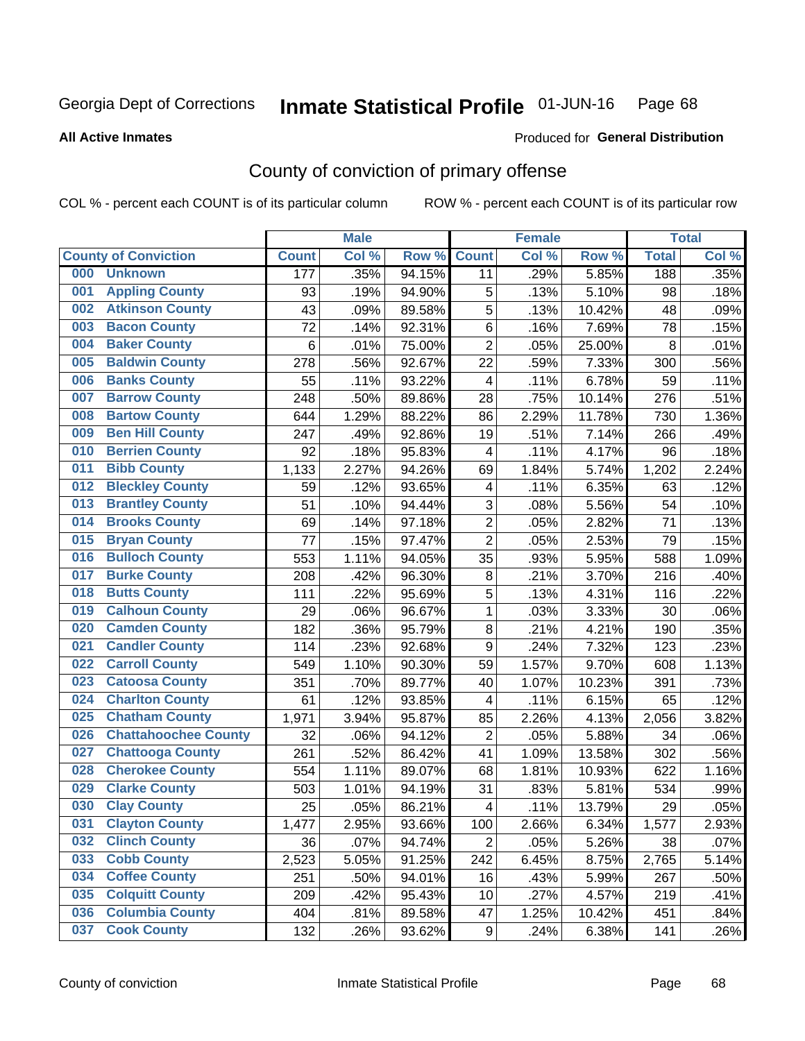Georgia Dept of Corrections **Inmate Statistical Profile** 01-JUN-16 Page 68

**All Active Inmates**

Produced for **General Distribution**

# County of conviction of primary offense

COL % - percent each COUNT is of its particular column ROW % - percent each COUNT is of its particular row

| County of Conviction | Male | | | Female | | | Total | |
|---|---|---|---|---|---|---|---|---|
| | Count | Col % | Row % | Count | Col % | Row % | Total | Col % |
| 000 Unknown | 177 | .35% | 94.15% | 11 | .29% | 5.85% | 188 | .35% |
| 001 Appling County | 93 | .19% | 94.90% | 5 | .13% | 5.10% | 98 | .18% |
| 002 Atkinson County | 43 | .09% | 89.58% | 5 | .13% | 10.42% | 48 | .09% |
| 003 Bacon County | 72 | .14% | 92.31% | 6 | .16% | 7.69% | 78 | .15% |
| 004 Baker County | 6 | .01% | 75.00% | 2 | .05% | 25.00% | 8 | .01% |
| 005 Baldwin County | 278 | .56% | 92.67% | 22 | .59% | 7.33% | 300 | .56% |
| 006 Banks County | 55 | .11% | 93.22% | 4 | .11% | 6.78% | 59 | .11% |
| 007 Barrow County | 248 | .50% | 89.86% | 28 | .75% | 10.14% | 276 | .51% |
| 008 Bartow County | 644 | 1.29% | 88.22% | 86 | 2.29% | 11.78% | 730 | 1.36% |
| 009 Ben Hill County | 247 | .49% | 92.86% | 19 | .51% | 7.14% | 266 | .49% |
| 010 Berrien County | 92 | .18% | 95.83% | 4 | .11% | 4.17% | 96 | .18% |
| 011 Bibb County | 1,133 | 2.27% | 94.26% | 69 | 1.84% | 5.74% | 1,202 | 2.24% |
| 012 Bleckley County | 59 | .12% | 93.65% | 4 | .11% | 6.35% | 63 | .12% |
| 013 Brantley County | 51 | .10% | 94.44% | 3 | .08% | 5.56% | 54 | .10% |
| 014 Brooks County | 69 | .14% | 97.18% | 2 | .05% | 2.82% | 71 | .13% |
| 015 Bryan County | 77 | .15% | 97.47% | 2 | .05% | 2.53% | 79 | .15% |
| 016 Bulloch County | 553 | 1.11% | 94.05% | 35 | .93% | 5.95% | 588 | 1.09% |
| 017 Burke County | 208 | .42% | 96.30% | 8 | .21% | 3.70% | 216 | .40% |
| 018 Butts County | 111 | .22% | 95.69% | 5 | .13% | 4.31% | 116 | .22% |
| 019 Calhoun County | 29 | .06% | 96.67% | 1 | .03% | 3.33% | 30 | .06% |
| 020 Camden County | 182 | .36% | 95.79% | 8 | .21% | 4.21% | 190 | .35% |
| 021 Candler County | 114 | .23% | 92.68% | 9 | .24% | 7.32% | 123 | .23% |
| 022 Carroll County | 549 | 1.10% | 90.30% | 59 | 1.57% | 9.70% | 608 | 1.13% |
| 023 Catoosa County | 351 | .70% | 89.77% | 40 | 1.07% | 10.23% | 391 | .73% |
| 024 Charlton County | 61 | .12% | 93.85% | 4 | .11% | 6.15% | 65 | .12% |
| 025 Chatham County | 1,971 | 3.94% | 95.87% | 85 | 2.26% | 4.13% | 2,056 | 3.82% |
| 026 Chattahoochee County | 32 | .06% | 94.12% | 2 | .05% | 5.88% | 34 | .06% |
| 027 Chattooga County | 261 | .52% | 86.42% | 41 | 1.09% | 13.58% | 302 | .56% |
| 028 Cherokee County | 554 | 1.11% | 89.07% | 68 | 1.81% | 10.93% | 622 | 1.16% |
| 029 Clarke County | 503 | 1.01% | 94.19% | 31 | .83% | 5.81% | 534 | .99% |
| 030 Clay County | 25 | .05% | 86.21% | 4 | .11% | 13.79% | 29 | .05% |
| 031 Clayton County | 1,477 | 2.95% | 93.66% | 100 | 2.66% | 6.34% | 1,577 | 2.93% |
| 032 Clinch County | 36 | .07% | 94.74% | 2 | .05% | 5.26% | 38 | .07% |
| 033 Cobb County | 2,523 | 5.05% | 91.25% | 242 | 6.45% | 8.75% | 2,765 | 5.14% |
| 034 Coffee County | 251 | .50% | 94.01% | 16 | .43% | 5.99% | 267 | .50% |
| 035 Colquitt County | 209 | .42% | 95.43% | 10 | .27% | 4.57% | 219 | .41% |
| 036 Columbia County | 404 | .81% | 89.58% | 47 | 1.25% | 10.42% | 451 | .84% |
| 037 Cook County | 132 | .26% | 93.62% | 9 | .24% | 6.38% | 141 | .26% |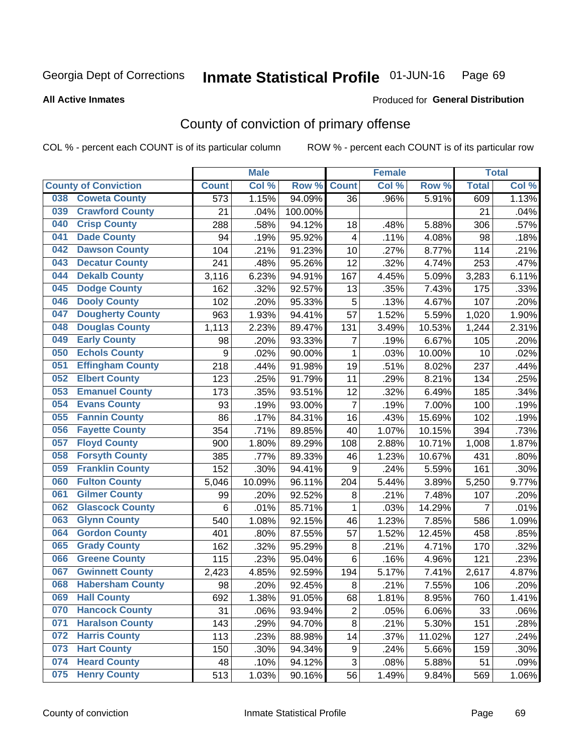Georgia Dept of Corrections **Inmate Statistical Profile** 01-JUN-16

**All Active Inmates**

Produced for **General Distribution**

## County of conviction of primary offense

COL % - percent each COUNT is of its particular column ROW % - percent each COUNT is of its particular row

| | Male | | | Female | | | Total | |
|---|---|---|---|---|---|---|---|---|
| **County of Conviction** | **Count** | **Col %** | **Row %** | **Count** | **Col %** | **Row %** | **Total** | **Col %** |
| 038 Coweta County | 573 | 1.15% | 94.09% | 36 | .96% | 5.91% | 609 | 1.13% |
| 039 Crawford County | 21 | .04% | 100.00% | | | | 21 | .04% |
| 040 Crisp County | 288 | .58% | 94.12% | 18 | .48% | 5.88% | 306 | .57% |
| 041 Dade County | 94 | .19% | 95.92% | 4 | .11% | 4.08% | 98 | .18% |
| 042 Dawson County | 104 | .21% | 91.23% | 10 | .27% | 8.77% | 114 | .21% |
| 043 Decatur County | 241 | .48% | 95.26% | 12 | .32% | 4.74% | 253 | .47% |
| 044 Dekalb County | 3,116 | 6.23% | 94.91% | 167 | 4.45% | 5.09% | 3,283 | 6.11% |
| 045 Dodge County | 162 | .32% | 92.57% | 13 | .35% | 7.43% | 175 | .33% |
| 046 Dooly County | 102 | .20% | 95.33% | 5 | .13% | 4.67% | 107 | .20% |
| 047 Dougherty County | 963 | 1.93% | 94.41% | 57 | 1.52% | 5.59% | 1,020 | 1.90% |
| 048 Douglas County | 1,113 | 2.23% | 89.47% | 131 | 3.49% | 10.53% | 1,244 | 2.31% |
| 049 Early County | 98 | .20% | 93.33% | 7 | .19% | 6.67% | 105 | .20% |
| 050 Echols County | 9 | .02% | 90.00% | 1 | .03% | 10.00% | 10 | .02% |
| 051 Effingham County | 218 | .44% | 91.98% | 19 | .51% | 8.02% | 237 | .44% |
| 052 Elbert County | 123 | .25% | 91.79% | 11 | .29% | 8.21% | 134 | .25% |
| 053 Emanuel County | 173 | .35% | 93.51% | 12 | .32% | 6.49% | 185 | .34% |
| 054 Evans County | 93 | .19% | 93.00% | 7 | .19% | 7.00% | 100 | .19% |
| 055 Fannin County | 86 | .17% | 84.31% | 16 | .43% | 15.69% | 102 | .19% |
| 056 Fayette County | 354 | .71% | 89.85% | 40 | 1.07% | 10.15% | 394 | .73% |
| 057 Floyd County | 900 | 1.80% | 89.29% | 108 | 2.88% | 10.71% | 1,008 | 1.87% |
| 058 Forsyth County | 385 | .77% | 89.33% | 46 | 1.23% | 10.67% | 431 | .80% |
| 059 Franklin County | 152 | .30% | 94.41% | 9 | .24% | 5.59% | 161 | .30% |
| 060 Fulton County | 5,046 | 10.09% | 96.11% | 204 | 5.44% | 3.89% | 5,250 | 9.77% |
| 061 Gilmer County | 99 | .20% | 92.52% | 8 | .21% | 7.48% | 107 | .20% |
| 062 Glascock County | 6 | .01% | 85.71% | 1 | .03% | 14.29% | 7 | .01% |
| 063 Glynn County | 540 | 1.08% | 92.15% | 46 | 1.23% | 7.85% | 586 | 1.09% |
| 064 Gordon County | 401 | .80% | 87.55% | 57 | 1.52% | 12.45% | 458 | .85% |
| 065 Grady County | 162 | .32% | 95.29% | 8 | .21% | 4.71% | 170 | .32% |
| 066 Greene County | 115 | .23% | 95.04% | 6 | .16% | 4.96% | 121 | .23% |
| 067 Gwinnett County | 2,423 | 4.85% | 92.59% | 194 | 5.17% | 7.41% | 2,617 | 4.87% |
| 068 Habersham County | 98 | .20% | 92.45% | 8 | .21% | 7.55% | 106 | .20% |
| 069 Hall County | 692 | 1.38% | 91.05% | 68 | 1.81% | 8.95% | 760 | 1.41% |
| 070 Hancock County | 31 | .06% | 93.94% | 2 | .05% | 6.06% | 33 | .06% |
| 071 Haralson County | 143 | .29% | 94.70% | 8 | .21% | 5.30% | 151 | .28% |
| 072 Harris County | 113 | .23% | 88.98% | 14 | .37% | 11.02% | 127 | .24% |
| 073 Hart County | 150 | .30% | 94.34% | 9 | .24% | 5.66% | 159 | .30% |
| 074 Heard County | 48 | .10% | 94.12% | 3 | .08% | 5.88% | 51 | .09% |
| 075 Henry County | 513 | 1.03% | 90.16% | 56 | 1.49% | 9.84% | 569 | 1.06% |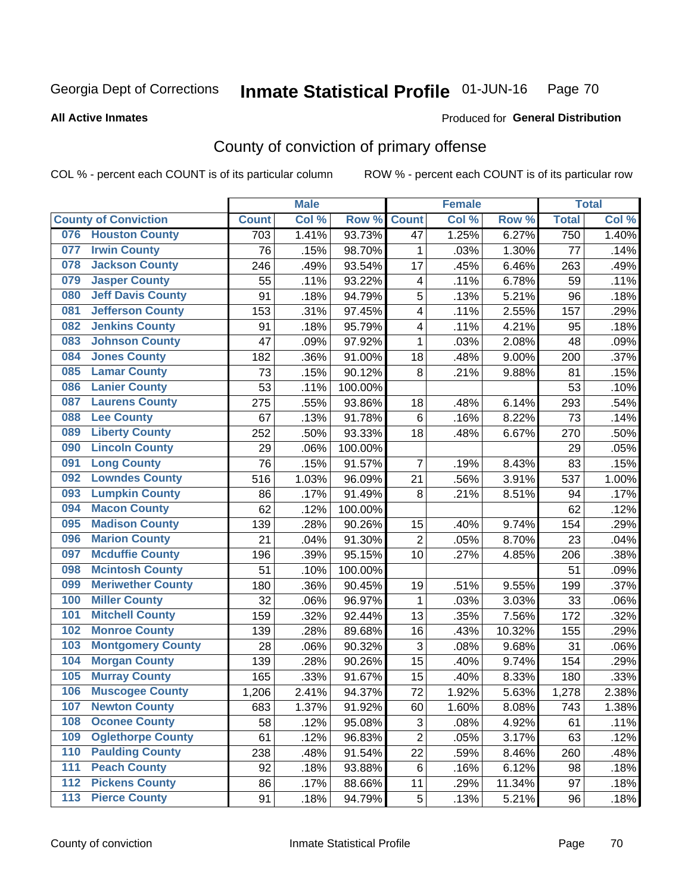Georgia Dept of Corrections **Inmate Statistical Profile** 01-JUN-16

**All Active Inmates**

Produced for **General Distribution**

## County of conviction of primary offense

COL % - percent each COUNT is of its particular column ROW % - percent each COUNT is of its particular row

| County of Conviction | Male | | | Female | | | Total | |
|---|---|---|---|---|---|---|---|---|
| | Count | Col % | Row % | Count | Col % | Row % | Total | Col % |
| 076 Houston County | 703 | 1.41% | 93.73% | 47 | 1.25% | 6.27% | 750 | 1.40% |
| 077 Irwin County | 76 | .15% | 98.70% | 1 | .03% | 1.30% | 77 | .14% |
| 078 Jackson County | 246 | .49% | 93.54% | 17 | .45% | 6.46% | 263 | .49% |
| 079 Jasper County | 55 | .11% | 93.22% | 4 | .11% | 6.78% | 59 | .11% |
| 080 Jeff Davis County | 91 | .18% | 94.79% | 5 | .13% | 5.21% | 96 | .18% |
| 081 Jefferson County | 153 | .31% | 97.45% | 4 | .11% | 2.55% | 157 | .29% |
| 082 Jenkins County | 91 | .18% | 95.79% | 4 | .11% | 4.21% | 95 | .18% |
| 083 Johnson County | 47 | .09% | 97.92% | 1 | .03% | 2.08% | 48 | .09% |
| 084 Jones County | 182 | .36% | 91.00% | 18 | .48% | 9.00% | 200 | .37% |
| 085 Lamar County | 73 | .15% | 90.12% | 8 | .21% | 9.88% | 81 | .15% |
| 086 Lanier County | 53 | .11% | 100.00% | | | | 53 | .10% |
| 087 Laurens County | 275 | .55% | 93.86% | 18 | .48% | 6.14% | 293 | .54% |
| 088 Lee County | 67 | .13% | 91.78% | 6 | .16% | 8.22% | 73 | .14% |
| 089 Liberty County | 252 | .50% | 93.33% | 18 | .48% | 6.67% | 270 | .50% |
| 090 Lincoln County | 29 | .06% | 100.00% | | | | 29 | .05% |
| 091 Long County | 76 | .15% | 91.57% | 7 | .19% | 8.43% | 83 | .15% |
| 092 Lowndes County | 516 | 1.03% | 96.09% | 21 | .56% | 3.91% | 537 | 1.00% |
| 093 Lumpkin County | 86 | .17% | 91.49% | 8 | .21% | 8.51% | 94 | .17% |
| 094 Macon County | 62 | .12% | 100.00% | | | | 62 | .12% |
| 095 Madison County | 139 | .28% | 90.26% | 15 | .40% | 9.74% | 154 | .29% |
| 096 Marion County | 21 | .04% | 91.30% | 2 | .05% | 8.70% | 23 | .04% |
| 097 Mcduffie County | 196 | .39% | 95.15% | 10 | .27% | 4.85% | 206 | .38% |
| 098 Mcintosh County | 51 | .10% | 100.00% | | | | 51 | .09% |
| 099 Meriwether County | 180 | .36% | 90.45% | 19 | .51% | 9.55% | 199 | .37% |
| 100 Miller County | 32 | .06% | 96.97% | 1 | .03% | 3.03% | 33 | .06% |
| 101 Mitchell County | 159 | .32% | 92.44% | 13 | .35% | 7.56% | 172 | .32% |
| 102 Monroe County | 139 | .28% | 89.68% | 16 | .43% | 10.32% | 155 | .29% |
| 103 Montgomery County | 28 | .06% | 90.32% | 3 | .08% | 9.68% | 31 | .06% |
| 104 Morgan County | 139 | .28% | 90.26% | 15 | .40% | 9.74% | 154 | .29% |
| 105 Murray County | 165 | .33% | 91.67% | 15 | .40% | 8.33% | 180 | .33% |
| 106 Muscogee County | 1,206 | 2.41% | 94.37% | 72 | 1.92% | 5.63% | 1,278 | 2.38% |
| 107 Newton County | 683 | 1.37% | 91.92% | 60 | 1.60% | 8.08% | 743 | 1.38% |
| 108 Oconee County | 58 | .12% | 95.08% | 3 | .08% | 4.92% | 61 | .11% |
| 109 Oglethorpe County | 61 | .12% | 96.83% | 2 | .05% | 3.17% | 63 | .12% |
| 110 Paulding County | 238 | .48% | 91.54% | 22 | .59% | 8.46% | 260 | .48% |
| 111 Peach County | 92 | .18% | 93.88% | 6 | .16% | 6.12% | 98 | .18% |
| 112 Pickens County | 86 | .17% | 88.66% | 11 | .29% | 11.34% | 97 | .18% |
| 113 Pierce County | 91 | .18% | 94.79% | 5 | .13% | 5.21% | 96 | .18% |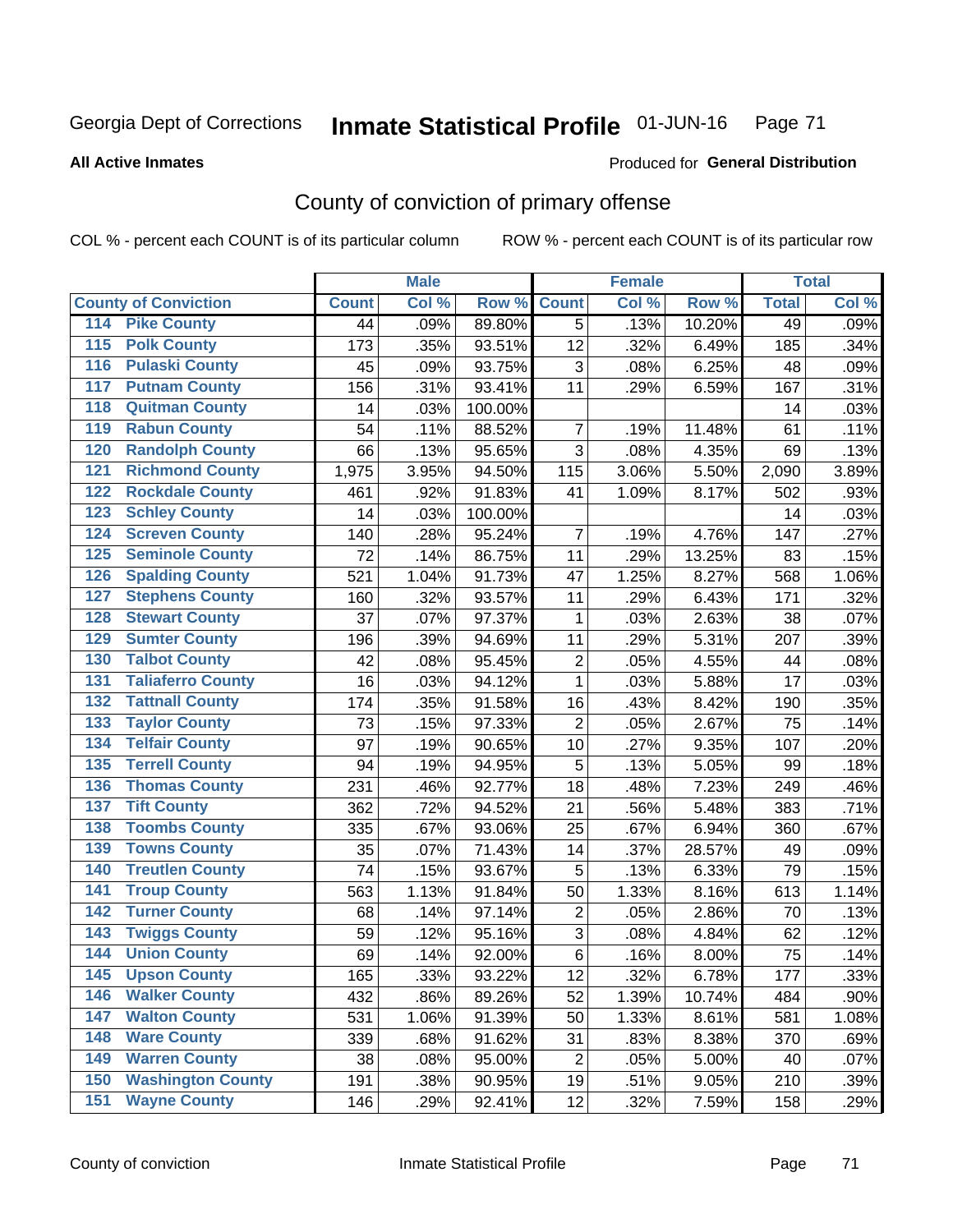# Georgia Dept of Corrections **Inmate Statistical Profile** 01-JUN-16

**All Active Inmates**

Produced for **General Distribution**

## County of conviction of primary offense

COL % - percent each COUNT is of its particular column ROW % - percent each COUNT is of its particular row

| County of Conviction | Male | | | Female | | | Total | |
|---|---|---|---|---|---|---|---|---|
| | Count | Col % | Row % | Count | Col % | Row % | Total | Col % |
| 114 Pike County | 44 | .09% | 89.80% | 5 | .13% | 10.20% | 49 | .09% |
| 115 Polk County | 173 | .35% | 93.51% | 12 | .32% | 6.49% | 185 | .34% |
| 116 Pulaski County | 45 | .09% | 93.75% | 3 | .08% | 6.25% | 48 | .09% |
| 117 Putnam County | 156 | .31% | 93.41% | 11 | .29% | 6.59% | 167 | .31% |
| 118 Quitman County | 14 | .03% | 100.00% | | | | 14 | .03% |
| 119 Rabun County | 54 | .11% | 88.52% | 7 | .19% | 11.48% | 61 | .11% |
| 120 Randolph County | 66 | .13% | 95.65% | 3 | .08% | 4.35% | 69 | .13% |
| 121 Richmond County | 1,975 | 3.95% | 94.50% | 115 | 3.06% | 5.50% | 2,090 | 3.89% |
| 122 Rockdale County | 461 | .92% | 91.83% | 41 | 1.09% | 8.17% | 502 | .93% |
| 123 Schley County | 14 | .03% | 100.00% | | | | 14 | .03% |
| 124 Screven County | 140 | .28% | 95.24% | 7 | .19% | 4.76% | 147 | .27% |
| 125 Seminole County | 72 | .14% | 86.75% | 11 | .29% | 13.25% | 83 | .15% |
| 126 Spalding County | 521 | 1.04% | 91.73% | 47 | 1.25% | 8.27% | 568 | 1.06% |
| 127 Stephens County | 160 | .32% | 93.57% | 11 | .29% | 6.43% | 171 | .32% |
| 128 Stewart County | 37 | .07% | 97.37% | 1 | .03% | 2.63% | 38 | .07% |
| 129 Sumter County | 196 | .39% | 94.69% | 11 | .29% | 5.31% | 207 | .39% |
| 130 Talbot County | 42 | .08% | 95.45% | 2 | .05% | 4.55% | 44 | .08% |
| 131 Taliaferro County | 16 | .03% | 94.12% | 1 | .03% | 5.88% | 17 | .03% |
| 132 Tattnall County | 174 | .35% | 91.58% | 16 | .43% | 8.42% | 190 | .35% |
| 133 Taylor County | 73 | .15% | 97.33% | 2 | .05% | 2.67% | 75 | .14% |
| 134 Telfair County | 97 | .19% | 90.65% | 10 | .27% | 9.35% | 107 | .20% |
| 135 Terrell County | 94 | .19% | 94.95% | 5 | .13% | 5.05% | 99 | .18% |
| 136 Thomas County | 231 | .46% | 92.77% | 18 | .48% | 7.23% | 249 | .46% |
| 137 Tift County | 362 | .72% | 94.52% | 21 | .56% | 5.48% | 383 | .71% |
| 138 Toombs County | 335 | .67% | 93.06% | 25 | .67% | 6.94% | 360 | .67% |
| 139 Towns County | 35 | .07% | 71.43% | 14 | .37% | 28.57% | 49 | .09% |
| 140 Treutlen County | 74 | .15% | 93.67% | 5 | .13% | 6.33% | 79 | .15% |
| 141 Troup County | 563 | 1.13% | 91.84% | 50 | 1.33% | 8.16% | 613 | 1.14% |
| 142 Turner County | 68 | .14% | 97.14% | 2 | .05% | 2.86% | 70 | .13% |
| 143 Twiggs County | 59 | .12% | 95.16% | 3 | .08% | 4.84% | 62 | .12% |
| 144 Union County | 69 | .14% | 92.00% | 6 | .16% | 8.00% | 75 | .14% |
| 145 Upson County | 165 | .33% | 93.22% | 12 | .32% | 6.78% | 177 | .33% |
| 146 Walker County | 432 | .86% | 89.26% | 52 | 1.39% | 10.74% | 484 | .90% |
| 147 Walton County | 531 | 1.06% | 91.39% | 50 | 1.33% | 8.61% | 581 | 1.08% |
| 148 Ware County | 339 | .68% | 91.62% | 31 | .83% | 8.38% | 370 | .69% |
| 149 Warren County | 38 | .08% | 95.00% | 2 | .05% | 5.00% | 40 | .07% |
| 150 Washington County | 191 | .38% | 90.95% | 19 | .51% | 9.05% | 210 | .39% |
| 151 Wayne County | 146 | .29% | 92.41% | 12 | .32% | 7.59% | 158 | .29% |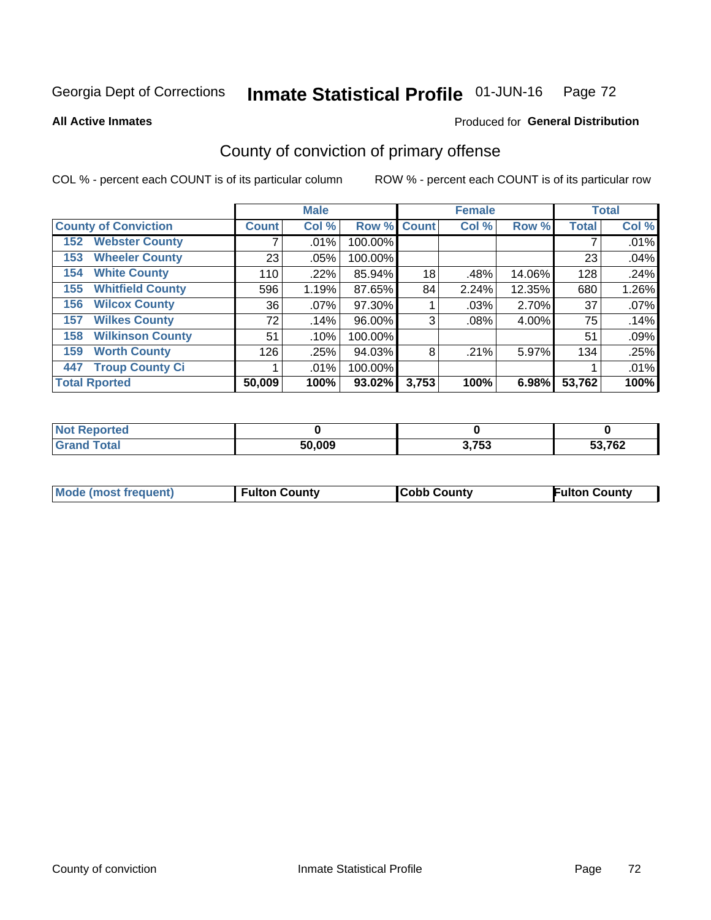Georgia Dept of Corrections **Inmate Statistical Profile** 01-JUN-16

**All Active Inmates**

Produced for **General Distribution**

## County of conviction of primary offense

COL % - percent each COUNT is of its particular column    ROW % - percent each COUNT is of its particular row

| County of Conviction | Male | | | Female | | | Total | |
|---|---|---|---|---|---|---|---|---|
| | Count | Col % | Row % | Count | Col % | Row % | Total | Col % |
| 152 Webster County | 7 | .01% | 100.00% | | | | 7 | .01% |
| 153 Wheeler County | 23 | .05% | 100.00% | | | | 23 | .04% |
| 154 White County | 110 | .22% | 85.94% | 18 | .48% | 14.06% | 128 | .24% |
| 155 Whitfield County | 596 | 1.19% | 87.65% | 84 | 2.24% | 12.35% | 680 | 1.26% |
| 156 Wilcox County | 36 | .07% | 97.30% | 1 | .03% | 2.70% | 37 | .07% |
| 157 Wilkes County | 72 | .14% | 96.00% | 3 | .08% | 4.00% | 75 | .14% |
| 158 Wilkinson County | 51 | .10% | 100.00% | | | | 51 | .09% |
| 159 Worth County | 126 | .25% | 94.03% | 8 | .21% | 5.97% | 134 | .25% |
| 447 Troup County Ci | 1 | .01% | 100.00% | | | | 1 | .01% |
| **Total Rported** | **50,009** | **100%** | **93.02%** | **3,753** | **100%** | **6.98%** | **53,762** | **100%** |

| | Male | Female | Total |
|---|---|---|---|
| Not Reported | **0** | **0** | **0** |
| Grand Total | **50,009** | **3,753** | **53,762** |

| | Male | Female | Total |
|---|---|---|---|
| Mode (most frequent) | **Fulton County** | **Cobb County** | **Fulton County** |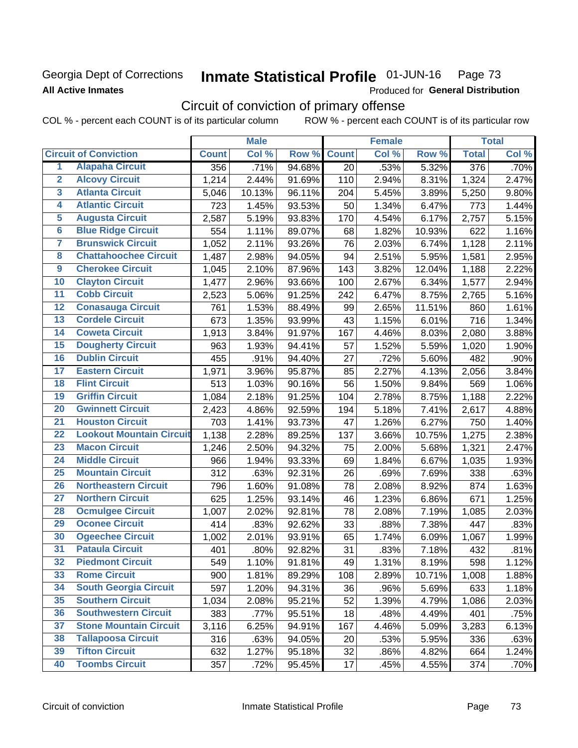Georgia Dept of Corrections **Inmate Statistical Profile** 01-JUN-16

**All Active Inmates**

Produced for **General Distribution**

## Circuit of conviction of primary offense

COL % - percent each COUNT is of its particular column    ROW % - percent each COUNT is of its particular row

| | Circuit of Conviction | Male | | | Female | | | Total | |
|---|---|---|---|---|---|---|---|---|---|
| | | Count | Col % | Row % | Count | Col % | Row % | Total | Col % |
| 1 | Alapaha Circuit | 356 | .71% | 94.68% | 20 | .53% | 5.32% | 376 | .70% |
| 2 | Alcovy Circuit | 1,214 | 2.44% | 91.69% | 110 | 2.94% | 8.31% | 1,324 | 2.47% |
| 3 | Atlanta Circuit | 5,046 | 10.13% | 96.11% | 204 | 5.45% | 3.89% | 5,250 | 9.80% |
| 4 | Atlantic Circuit | 723 | 1.45% | 93.53% | 50 | 1.34% | 6.47% | 773 | 1.44% |
| 5 | Augusta Circuit | 2,587 | 5.19% | 93.83% | 170 | 4.54% | 6.17% | 2,757 | 5.15% |
| 6 | Blue Ridge Circuit | 554 | 1.11% | 89.07% | 68 | 1.82% | 10.93% | 622 | 1.16% |
| 7 | Brunswick Circuit | 1,052 | 2.11% | 93.26% | 76 | 2.03% | 6.74% | 1,128 | 2.11% |
| 8 | Chattahoochee Circuit | 1,487 | 2.98% | 94.05% | 94 | 2.51% | 5.95% | 1,581 | 2.95% |
| 9 | Cherokee Circuit | 1,045 | 2.10% | 87.96% | 143 | 3.82% | 12.04% | 1,188 | 2.22% |
| 10 | Clayton Circuit | 1,477 | 2.96% | 93.66% | 100 | 2.67% | 6.34% | 1,577 | 2.94% |
| 11 | Cobb Circuit | 2,523 | 5.06% | 91.25% | 242 | 6.47% | 8.75% | 2,765 | 5.16% |
| 12 | Conasauga Circuit | 761 | 1.53% | 88.49% | 99 | 2.65% | 11.51% | 860 | 1.61% |
| 13 | Cordele Circuit | 673 | 1.35% | 93.99% | 43 | 1.15% | 6.01% | 716 | 1.34% |
| 14 | Coweta Circuit | 1,913 | 3.84% | 91.97% | 167 | 4.46% | 8.03% | 2,080 | 3.88% |
| 15 | Dougherty Circuit | 963 | 1.93% | 94.41% | 57 | 1.52% | 5.59% | 1,020 | 1.90% |
| 16 | Dublin Circuit | 455 | .91% | 94.40% | 27 | .72% | 5.60% | 482 | .90% |
| 17 | Eastern Circuit | 1,971 | 3.96% | 95.87% | 85 | 2.27% | 4.13% | 2,056 | 3.84% |
| 18 | Flint Circuit | 513 | 1.03% | 90.16% | 56 | 1.50% | 9.84% | 569 | 1.06% |
| 19 | Griffin Circuit | 1,084 | 2.18% | 91.25% | 104 | 2.78% | 8.75% | 1,188 | 2.22% |
| 20 | Gwinnett Circuit | 2,423 | 4.86% | 92.59% | 194 | 5.18% | 7.41% | 2,617 | 4.88% |
| 21 | Houston Circuit | 703 | 1.41% | 93.73% | 47 | 1.26% | 6.27% | 750 | 1.40% |
| 22 | Lookout Mountain Circuit | 1,138 | 2.28% | 89.25% | 137 | 3.66% | 10.75% | 1,275 | 2.38% |
| 23 | Macon Circuit | 1,246 | 2.50% | 94.32% | 75 | 2.00% | 5.68% | 1,321 | 2.47% |
| 24 | Middle Circuit | 966 | 1.94% | 93.33% | 69 | 1.84% | 6.67% | 1,035 | 1.93% |
| 25 | Mountain Circuit | 312 | .63% | 92.31% | 26 | .69% | 7.69% | 338 | .63% |
| 26 | Northeastern Circuit | 796 | 1.60% | 91.08% | 78 | 2.08% | 8.92% | 874 | 1.63% |
| 27 | Northern Circuit | 625 | 1.25% | 93.14% | 46 | 1.23% | 6.86% | 671 | 1.25% |
| 28 | Ocmulgee Circuit | 1,007 | 2.02% | 92.81% | 78 | 2.08% | 7.19% | 1,085 | 2.03% |
| 29 | Oconee Circuit | 414 | .83% | 92.62% | 33 | .88% | 7.38% | 447 | .83% |
| 30 | Ogeechee Circuit | 1,002 | 2.01% | 93.91% | 65 | 1.74% | 6.09% | 1,067 | 1.99% |
| 31 | Pataula Circuit | 401 | .80% | 92.82% | 31 | .83% | 7.18% | 432 | .81% |
| 32 | Piedmont Circuit | 549 | 1.10% | 91.81% | 49 | 1.31% | 8.19% | 598 | 1.12% |
| 33 | Rome Circuit | 900 | 1.81% | 89.29% | 108 | 2.89% | 10.71% | 1,008 | 1.88% |
| 34 | South Georgia Circuit | 597 | 1.20% | 94.31% | 36 | .96% | 5.69% | 633 | 1.18% |
| 35 | Southern Circuit | 1,034 | 2.08% | 95.21% | 52 | 1.39% | 4.79% | 1,086 | 2.03% |
| 36 | Southwestern Circuit | 383 | .77% | 95.51% | 18 | .48% | 4.49% | 401 | .75% |
| 37 | Stone Mountain Circuit | 3,116 | 6.25% | 94.91% | 167 | 4.46% | 5.09% | 3,283 | 6.13% |
| 38 | Tallapoosa Circuit | 316 | .63% | 94.05% | 20 | .53% | 5.95% | 336 | .63% |
| 39 | Tifton Circuit | 632 | 1.27% | 95.18% | 32 | .86% | 4.82% | 664 | 1.24% |
| 40 | Toombs Circuit | 357 | .72% | 95.45% | 17 | .45% | 4.55% | 374 | .70% |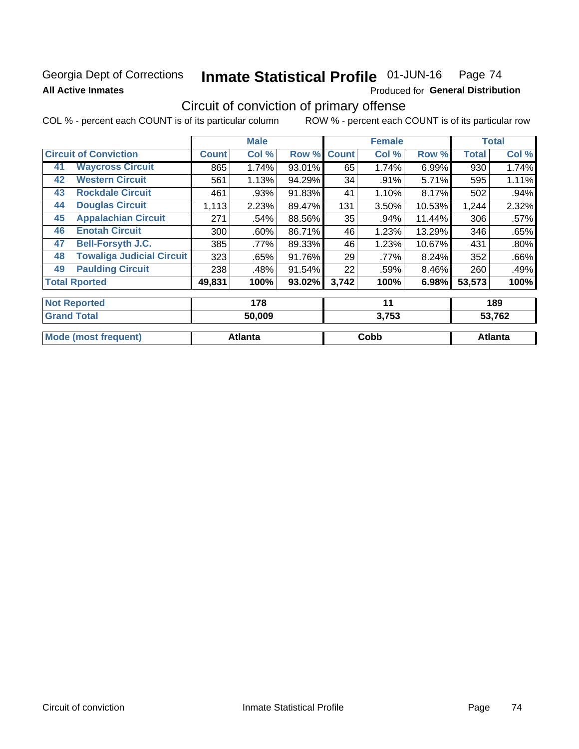Georgia Dept of Corrections **Inmate Statistical Profile** 01-JUN-16

**All Active Inmates**

Produced for **General Distribution**

## Circuit of conviction of primary offense

COL % - percent each COUNT is of its particular column ROW % - percent each COUNT is of its particular row

| Circuit of Conviction | | Male | | | Female | | | Total | |
|---|---|---|---|---|---|---|---|---|---|
| | | Count | Col % | Row % | Count | Col % | Row % | Total | Col % |
| 41 | Waycross Circuit | 865 | 1.74% | 93.01% | 65 | 1.74% | 6.99% | 930 | 1.74% |
| 42 | Western Circuit | 561 | 1.13% | 94.29% | 34 | .91% | 5.71% | 595 | 1.11% |
| 43 | Rockdale Circuit | 461 | .93% | 91.83% | 41 | 1.10% | 8.17% | 502 | .94% |
| 44 | Douglas Circuit | 1,113 | 2.23% | 89.47% | 131 | 3.50% | 10.53% | 1,244 | 2.32% |
| 45 | Appalachian Circuit | 271 | .54% | 88.56% | 35 | .94% | 11.44% | 306 | .57% |
| 46 | Enotah Circuit | 300 | .60% | 86.71% | 46 | 1.23% | 13.29% | 346 | .65% |
| 47 | Bell-Forsyth J.C. | 385 | .77% | 89.33% | 46 | 1.23% | 10.67% | 431 | .80% |
| 48 | Towaliga Judicial Circuit | 323 | .65% | 91.76% | 29 | .77% | 8.24% | 352 | .66% |
| 49 | Paulding Circuit | 238 | .48% | 91.54% | 22 | .59% | 8.46% | 260 | .49% |
| Total Rported | | 49,831 | 100% | 93.02% | 3,742 | 100% | 6.98% | 53,573 | 100% |
| Not Reported | | 178 | | | 11 | | | 189 | |
| Grand Total | | 50,009 | | | 3,753 | | | 53,762 | |
| Mode (most frequent) | | Atlanta | | | Cobb | | | Atlanta | |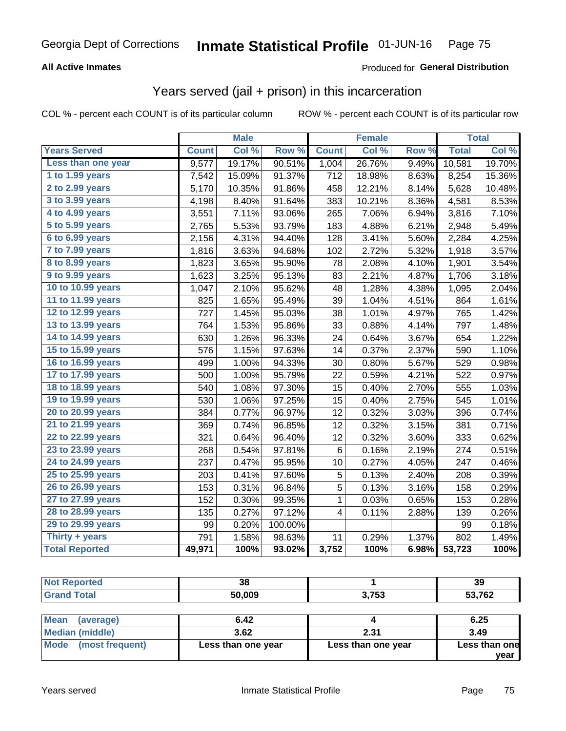# Inmate Statistical Profile

Georgia Dept of Corrections — 01-JUN-16

**All Active Inmates** — Produced for **General Distribution**

## Years served (jail + prison) in this incarceration

COL % - percent each COUNT is of its particular column    ROW % - percent each COUNT is of its particular row

| | Male | | | Female | | | Total | |
|---|---|---|---|---|---|---|---|---|
| **Years Served** | **Count** | **Col %** | **Row %** | **Count** | **Col %** | **Row %** | **Total** | **Col %** |
| Less than one year | 9,577 | 19.17% | 90.51% | 1,004 | 26.76% | 9.49% | 10,581 | 19.70% |
| 1 to 1.99 years | 7,542 | 15.09% | 91.37% | 712 | 18.98% | 8.63% | 8,254 | 15.36% |
| 2 to 2.99 years | 5,170 | 10.35% | 91.86% | 458 | 12.21% | 8.14% | 5,628 | 10.48% |
| 3 to 3.99 years | 4,198 | 8.40% | 91.64% | 383 | 10.21% | 8.36% | 4,581 | 8.53% |
| 4 to 4.99 years | 3,551 | 7.11% | 93.06% | 265 | 7.06% | 6.94% | 3,816 | 7.10% |
| 5 to 5.99 years | 2,765 | 5.53% | 93.79% | 183 | 4.88% | 6.21% | 2,948 | 5.49% |
| 6 to 6.99 years | 2,156 | 4.31% | 94.40% | 128 | 3.41% | 5.60% | 2,284 | 4.25% |
| 7 to 7.99 years | 1,816 | 3.63% | 94.68% | 102 | 2.72% | 5.32% | 1,918 | 3.57% |
| 8 to 8.99 years | 1,823 | 3.65% | 95.90% | 78 | 2.08% | 4.10% | 1,901 | 3.54% |
| 9 to 9.99 years | 1,623 | 3.25% | 95.13% | 83 | 2.21% | 4.87% | 1,706 | 3.18% |
| 10 to 10.99 years | 1,047 | 2.10% | 95.62% | 48 | 1.28% | 4.38% | 1,095 | 2.04% |
| 11 to 11.99 years | 825 | 1.65% | 95.49% | 39 | 1.04% | 4.51% | 864 | 1.61% |
| 12 to 12.99 years | 727 | 1.45% | 95.03% | 38 | 1.01% | 4.97% | 765 | 1.42% |
| 13 to 13.99 years | 764 | 1.53% | 95.86% | 33 | 0.88% | 4.14% | 797 | 1.48% |
| 14 to 14.99 years | 630 | 1.26% | 96.33% | 24 | 0.64% | 3.67% | 654 | 1.22% |
| 15 to 15.99 years | 576 | 1.15% | 97.63% | 14 | 0.37% | 2.37% | 590 | 1.10% |
| 16 to 16.99 years | 499 | 1.00% | 94.33% | 30 | 0.80% | 5.67% | 529 | 0.98% |
| 17 to 17.99 years | 500 | 1.00% | 95.79% | 22 | 0.59% | 4.21% | 522 | 0.97% |
| 18 to 18.99 years | 540 | 1.08% | 97.30% | 15 | 0.40% | 2.70% | 555 | 1.03% |
| 19 to 19.99 years | 530 | 1.06% | 97.25% | 15 | 0.40% | 2.75% | 545 | 1.01% |
| 20 to 20.99 years | 384 | 0.77% | 96.97% | 12 | 0.32% | 3.03% | 396 | 0.74% |
| 21 to 21.99 years | 369 | 0.74% | 96.85% | 12 | 0.32% | 3.15% | 381 | 0.71% |
| 22 to 22.99 years | 321 | 0.64% | 96.40% | 12 | 0.32% | 3.60% | 333 | 0.62% |
| 23 to 23.99 years | 268 | 0.54% | 97.81% | 6 | 0.16% | 2.19% | 274 | 0.51% |
| 24 to 24.99 years | 237 | 0.47% | 95.95% | 10 | 0.27% | 4.05% | 247 | 0.46% |
| 25 to 25.99 years | 203 | 0.41% | 97.60% | 5 | 0.13% | 2.40% | 208 | 0.39% |
| 26 to 26.99 years | 153 | 0.31% | 96.84% | 5 | 0.13% | 3.16% | 158 | 0.29% |
| 27 to 27.99 years | 152 | 0.30% | 99.35% | 1 | 0.03% | 0.65% | 153 | 0.28% |
| 28 to 28.99 years | 135 | 0.27% | 97.12% | 4 | 0.11% | 2.88% | 139 | 0.26% |
| 29 to 29.99 years | 99 | 0.20% | 100.00% | | | | 99 | 0.18% |
| Thirty + years | 791 | 1.58% | 98.63% | 11 | 0.29% | 1.37% | 802 | 1.49% |
| **Total Reported** | **49,971** | **100%** | **93.02%** | **3,752** | **100%** | **6.98%** | **53,723** | **100%** |

| | Male | Female | Total |
|---|---|---|---|
| Not Reported | 38 | 1 | 39 |
| Grand Total | 50,009 | 3,753 | 53,762 |

| | Male | Female | Total |
|---|---|---|---|
| Mean (average) | 6.42 | 4 | 6.25 |
| Median (middle) | 3.62 | 2.31 | 3.49 |
| Mode (most frequent) | Less than one year | Less than one year | Less than one year |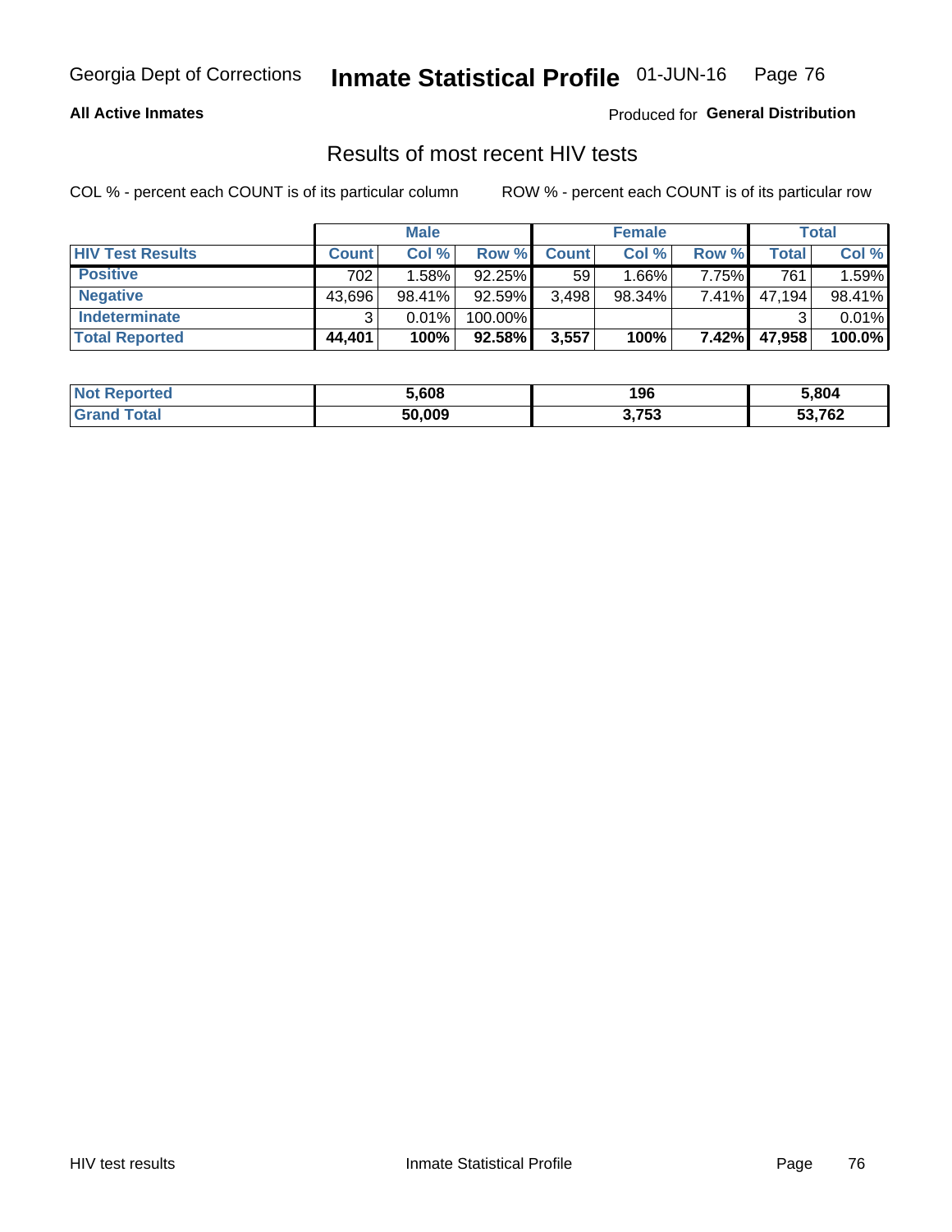## Results of most recent HIV tests

COL % - percent each COUNT is of its particular column        ROW % - percent each COUNT is of its particular row

| | Male | | | Female | | | Total | |
|---|---|---|---|---|---|---|---|---|
| **HIV Test Results** | **Count** | **Col %** | **Row %** | **Count** | **Col %** | **Row %** | **Total** | **Col %** |
| **Positive** | 702 | 1.58% | 92.25% | 59 | 1.66% | 7.75% | 761 | 1.59% |
| **Negative** | 43,696 | 98.41% | 92.59% | 3,498 | 98.34% | 7.41% | 47,194 | 98.41% |
| **Indeterminate** | 3 | 0.01% | 100.00% | | | | 3 | 0.01% |
| **Total Reported** | **44,401** | **100%** | **92.58%** | **3,557** | **100%** | **7.42%** | **47,958** | **100.0%** |

| | Male | Female | Total |
|---|---|---|---|
| **Not Reported** | **5,608** | **196** | **5,804** |
| **Grand Total** | **50,009** | **3,753** | **53,762** |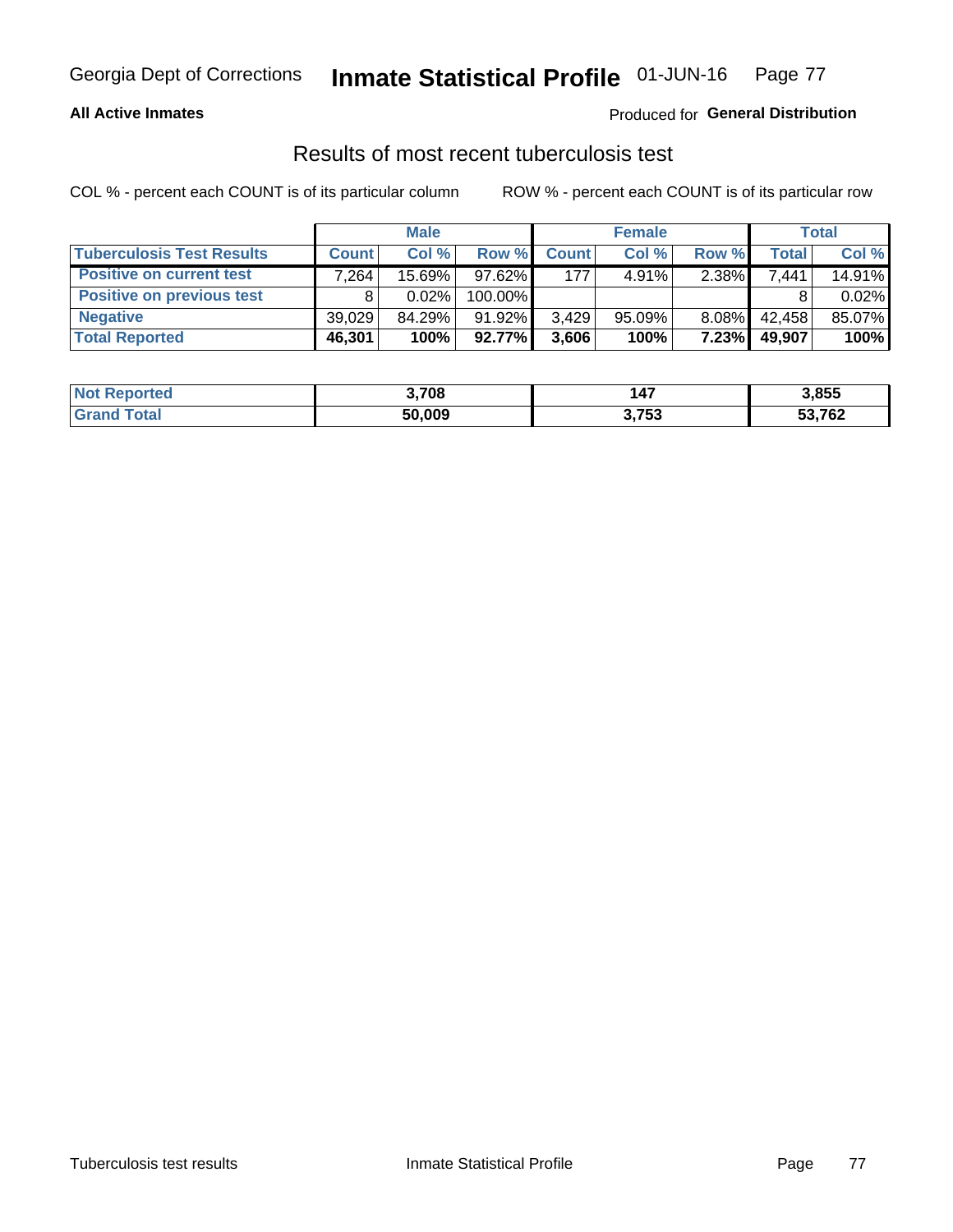Georgia Dept of Corrections **Inmate Statistical Profile** 01-JUN-16

**All Active Inmates**

Produced for **General Distribution**

## Results of most recent tuberculosis test

COL % - percent each COUNT is of its particular column    ROW % - percent each COUNT is of its particular row

| | Male | | | Female | | | Total | |
|---|---|---|---|---|---|---|---|---|
| **Tuberculosis Test Results** | **Count** | **Col %** | **Row %** | **Count** | **Col %** | **Row %** | **Total** | **Col %** |
| Positive on current test | 7,264 | 15.69% | 97.62% | 177 | 4.91% | 2.38% | 7,441 | 14.91% |
| Positive on previous test | 8 | 0.02% | 100.00% | | | | 8 | 0.02% |
| Negative | 39,029 | 84.29% | 91.92% | 3,429 | 95.09% | 8.08% | 42,458 | 85.07% |
| **Total Reported** | **46,301** | **100%** | **92.77%** | **3,606** | **100%** | **7.23%** | **49,907** | **100%** |

| | Male | Female | Total |
|---|---|---|---|
| **Not Reported** | **3,708** | **147** | **3,855** |
| **Grand Total** | **50,009** | **3,753** | **53,762** |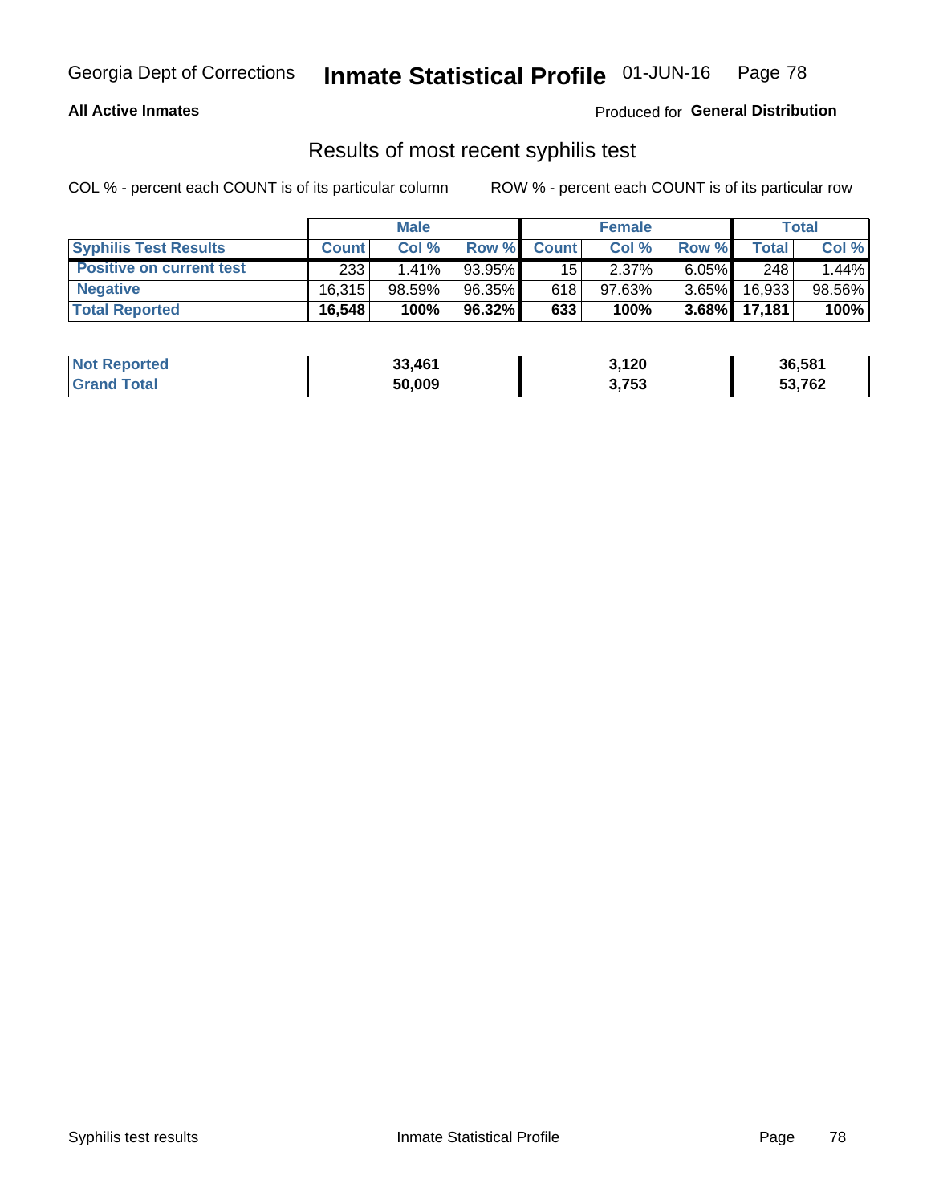# Results of most recent syphilis test

COL % - percent each COUNT is of its particular column

ROW % - percent each COUNT is of its particular row

| | Male | | | Female | | | Total | |
|---|---|---|---|---|---|---|---|---|
| **Syphilis Test Results** | **Count** | **Col %** | **Row %** | **Count** | **Col %** | **Row %** | **Total** | **Col %** |
| **Positive on current test** | 233 | 1.41% | 93.95% | 15 | 2.37% | 6.05% | 248 | 1.44% |
| **Negative** | 16,315 | 98.59% | 96.35% | 618 | 97.63% | 3.65% | 16,933 | 98.56% |
| **Total Reported** | **16,548** | **100%** | **96.32%** | **633** | **100%** | **3.68%** | **17,181** | **100%** |

| | Male | Female | Total |
|---|---|---|---|
| **Not Reported** | **33,461** | **3,120** | **36,581** |
| **Grand Total** | **50,009** | **3,753** | **53,762** |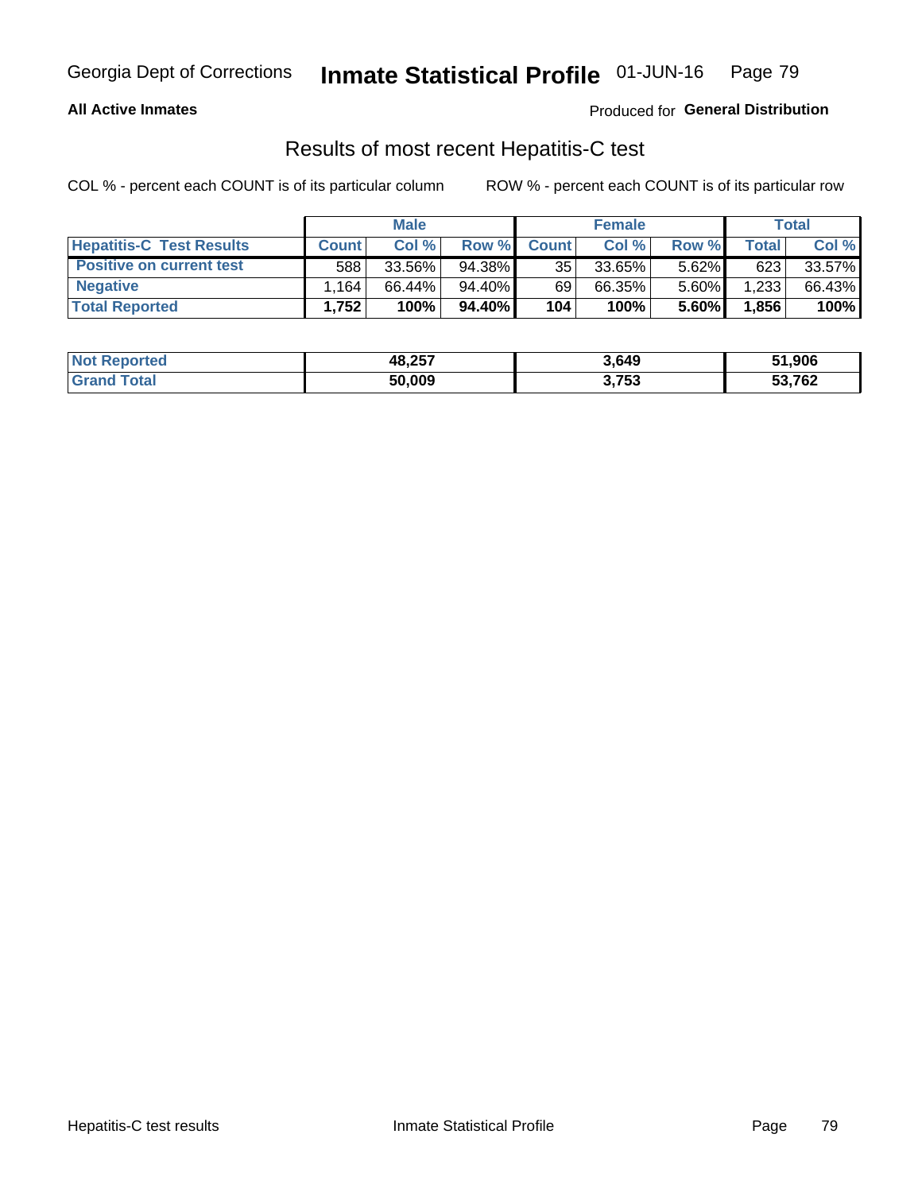**All Active Inmates**

Produced for **General Distribution**

## Results of most recent Hepatitis-C test

COL % - percent each COUNT is of its particular column

ROW % - percent each COUNT is of its particular row

| | Male | | | Female | | | Total | |
|---|---|---|---|---|---|---|---|---|
| **Hepatitis-C Test Results** | **Count** | **Col %** | **Row %** | **Count** | **Col %** | **Row %** | **Total** | **Col %** |
| **Positive on current test** | 588 | 33.56% | 94.38% | 35 | 33.65% | 5.62% | 623 | 33.57% |
| **Negative** | 1,164 | 66.44% | 94.40% | 69 | 66.35% | 5.60% | 1,233 | 66.43% |
| **Total Reported** | **1,752** | **100%** | **94.40%** | **104** | **100%** | **5.60%** | **1,856** | **100%** |

| | Male | Female | Total |
|---|---|---|---|
| **Not Reported** | **48,257** | **3,649** | **51,906** |
| **Grand Total** | **50,009** | **3,753** | **53,762** |